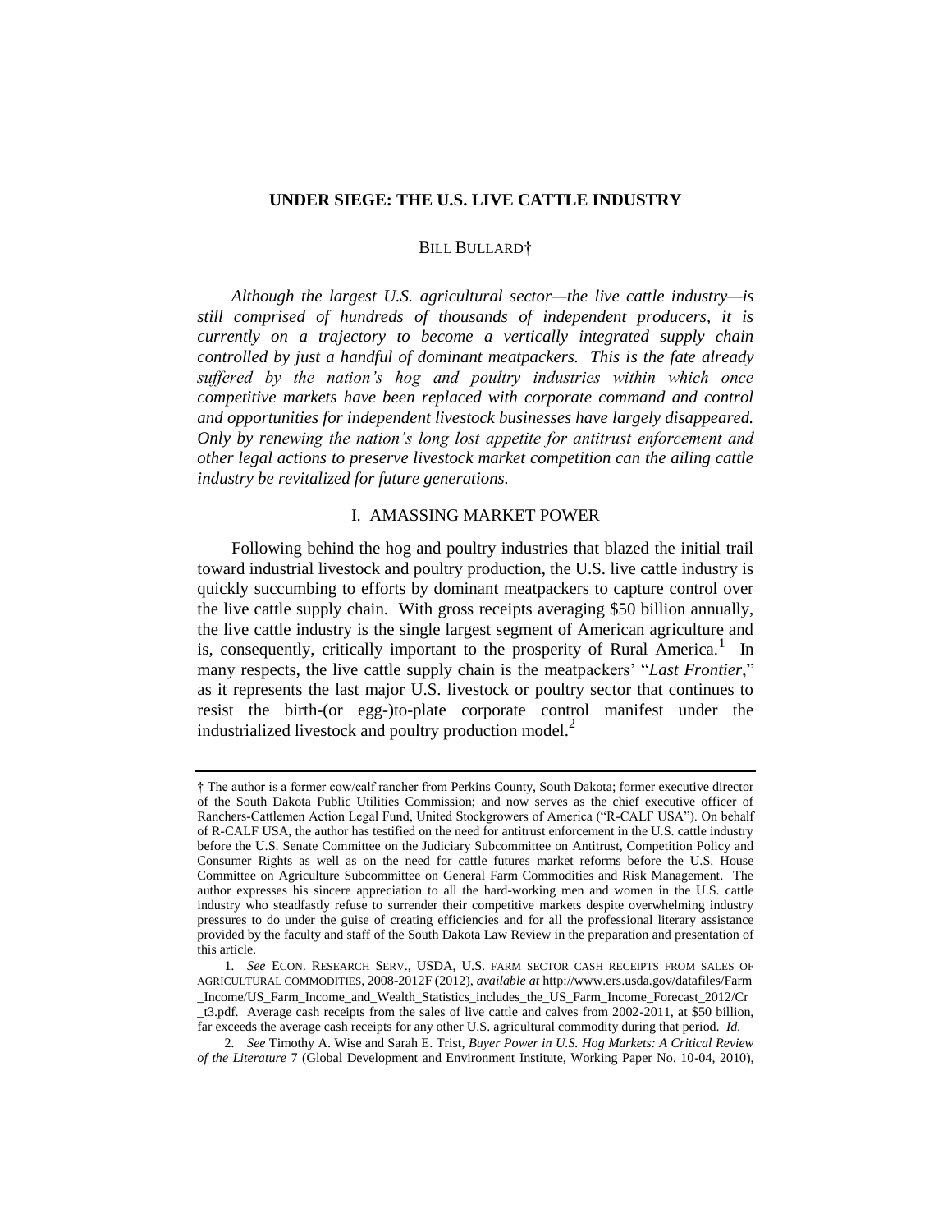# UNDER SIEGE: THE U.S. LIVE CATTLE INDUSTRY

BILL BULLARD†

*Although the largest U.S. agricultural sector—the live cattle industry—is still comprised of hundreds of thousands of independent producers, it is currently on a trajectory to become a vertically integrated supply chain controlled by just a handful of dominant meatpackers. This is the fate already suffered by the nation's hog and poultry industries within which once competitive markets have been replaced with corporate command and control and opportunities for independent livestock businesses have largely disappeared. Only by renewing the nation's long lost appetite for antitrust enforcement and other legal actions to preserve livestock market competition can the ailing cattle industry be revitalized for future generations.*

## I. AMASSING MARKET POWER

Following behind the hog and poultry industries that blazed the initial trail toward industrial livestock and poultry production, the U.S. live cattle industry is quickly succumbing to efforts by dominant meatpackers to capture control over the live cattle supply chain. With gross receipts averaging $50 billion annually, the live cattle industry is the single largest segment of American agriculture and is, consequently, critically important to the prosperity of Rural America.[1] In many respects, the live cattle supply chain is the meatpackers' "*Last Frontier*," as it represents the last major U.S. livestock or poultry sector that continues to resist the birth-(or egg-)to-plate corporate control manifest under the industrialized livestock and poultry production model.[2]

---

† The author is a former cow/calf rancher from Perkins County, South Dakota; former executive director of the South Dakota Public Utilities Commission; and now serves as the chief executive officer of Ranchers-Cattlemen Action Legal Fund, United Stockgrowers of America ("R-CALF USA"). On behalf of R-CALF USA, the author has testified on the need for antitrust enforcement in the U.S. cattle industry before the U.S. Senate Committee on the Judiciary Subcommittee on Antitrust, Competition Policy and Consumer Rights as well as on the need for cattle futures market reforms before the U.S. House Committee on Agriculture Subcommittee on General Farm Commodities and Risk Management. The author expresses his sincere appreciation to all the hard-working men and women in the U.S. cattle industry who steadfastly refuse to surrender their competitive markets despite overwhelming industry pressures to do under the guise of creating efficiencies and for all the professional literary assistance provided by the faculty and staff of the South Dakota Law Review in the preparation and presentation of this article.

1. *See* ECON. RESEARCH SERV., USDA, U.S. FARM SECTOR CASH RECEIPTS FROM SALES OF AGRICULTURAL COMMODITIES, 2008-2012F (2012), *available at* http://www.ers.usda.gov/datafiles/Farm_Income/US_Farm_Income_and_Wealth_Statistics_includes_the_US_Farm_Income_Forecast_2012/Cr_t3.pdf. Average cash receipts from the sales of live cattle and calves from 2002-2011, at $50 billion, far exceeds the average cash receipts for any other U.S. agricultural commodity during that period. *Id.*

2. *See* Timothy A. Wise and Sarah E. Trist, *Buyer Power in U.S. Hog Markets: A Critical Review of the Literature* 7 (Global Development and Environment Institute, Working Paper No. 10-04, 2010),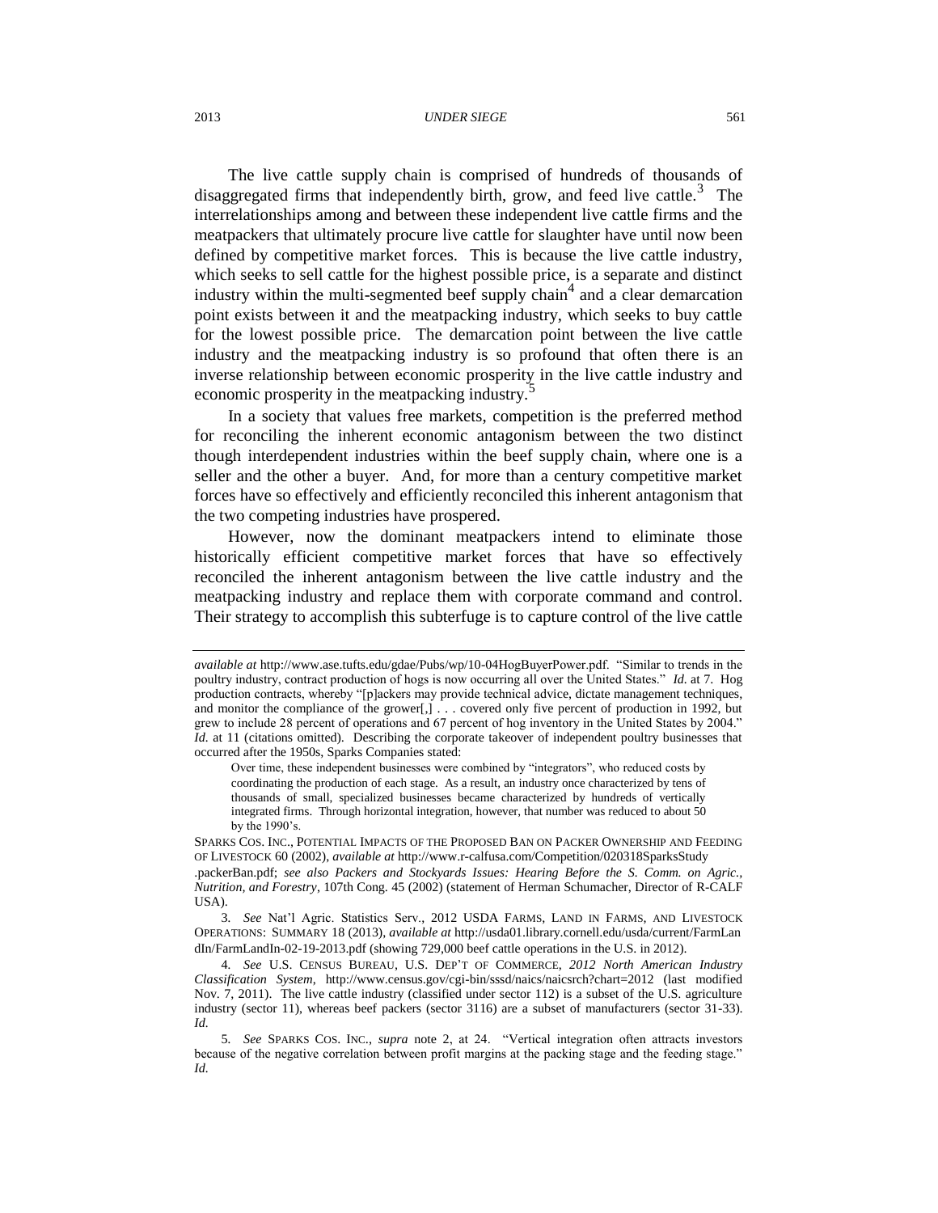The live cattle supply chain is comprised of hundreds of thousands of disaggregated firms that independently birth, grow, and feed live cattle.[3] The interrelationships among and between these independent live cattle firms and the meatpackers that ultimately procure live cattle for slaughter have until now been defined by competitive market forces. This is because the live cattle industry, which seeks to sell cattle for the highest possible price, is a separate and distinct industry within the multi-segmented beef supply chain[4] and a clear demarcation point exists between it and the meatpacking industry, which seeks to buy cattle for the lowest possible price. The demarcation point between the live cattle industry and the meatpacking industry is so profound that often there is an inverse relationship between economic prosperity in the live cattle industry and economic prosperity in the meatpacking industry.[5]

In a society that values free markets, competition is the preferred method for reconciling the inherent economic antagonism between the two distinct though interdependent industries within the beef supply chain, where one is a seller and the other a buyer. And, for more than a century competitive market forces have so effectively and efficiently reconciled this inherent antagonism that the two competing industries have prospered.

However, now the dominant meatpackers intend to eliminate those historically efficient competitive market forces that have so effectively reconciled the inherent antagonism between the live cattle industry and the meatpacking industry and replace them with corporate command and control. Their strategy to accomplish this subterfuge is to capture control of the live cattle

---

*available at* http://www.ase.tufts.edu/gdae/Pubs/wp/10-04HogBuyerPower.pdf. "Similar to trends in the poultry industry, contract production of hogs is now occurring all over the United States." *Id.* at 7. Hog production contracts, whereby "[p]ackers may provide technical advice, dictate management techniques, and monitor the compliance of the grower[,] . . . covered only five percent of production in 1992, but grew to include 28 percent of operations and 67 percent of hog inventory in the United States by 2004." *Id.* at 11 (citations omitted). Describing the corporate takeover of independent poultry businesses that occurred after the 1950s, Sparks Companies stated:

> Over time, these independent businesses were combined by "integrators", who reduced costs by coordinating the production of each stage. As a result, an industry once characterized by tens of thousands of small, specialized businesses became characterized by hundreds of vertically integrated firms. Through horizontal integration, however, that number was reduced to about 50 by the 1990's.

SPARKS COS. INC., POTENTIAL IMPACTS OF THE PROPOSED BAN ON PACKER OWNERSHIP AND FEEDING OF LIVESTOCK 60 (2002), *available at* http://www.r-calfusa.com/Competition/020318SparksStudy.packerBan.pdf; *see also Packers and Stockyards Issues: Hearing Before the S. Comm. on Agric., Nutrition, and Forestry*, 107th Cong. 45 (2002) (statement of Herman Schumacher, Director of R-CALF USA).

3. *See* Nat'l Agric. Statistics Serv., 2012 USDA FARMS, LAND IN FARMS, AND LIVESTOCK OPERATIONS: SUMMARY 18 (2013), *available at* http://usda01.library.cornell.edu/usda/current/FarmLandIn/FarmLandIn-02-19-2013.pdf (showing 729,000 beef cattle operations in the U.S. in 2012).

4. *See* U.S. CENSUS BUREAU, U.S. DEP'T OF COMMERCE, *2012 North American Industry Classification System*, http://www.census.gov/cgi-bin/sssd/naics/naicsrch?chart=2012 (last modified Nov. 7, 2011). The live cattle industry (classified under sector 112) is a subset of the U.S. agriculture industry (sector 11), whereas beef packers (sector 3116) are a subset of manufacturers (sector 31-33). *Id.*

5. *See* SPARKS COS. INC., *supra* note 2, at 24. "Vertical integration often attracts investors because of the negative correlation between profit margins at the packing stage and the feeding stage." *Id.*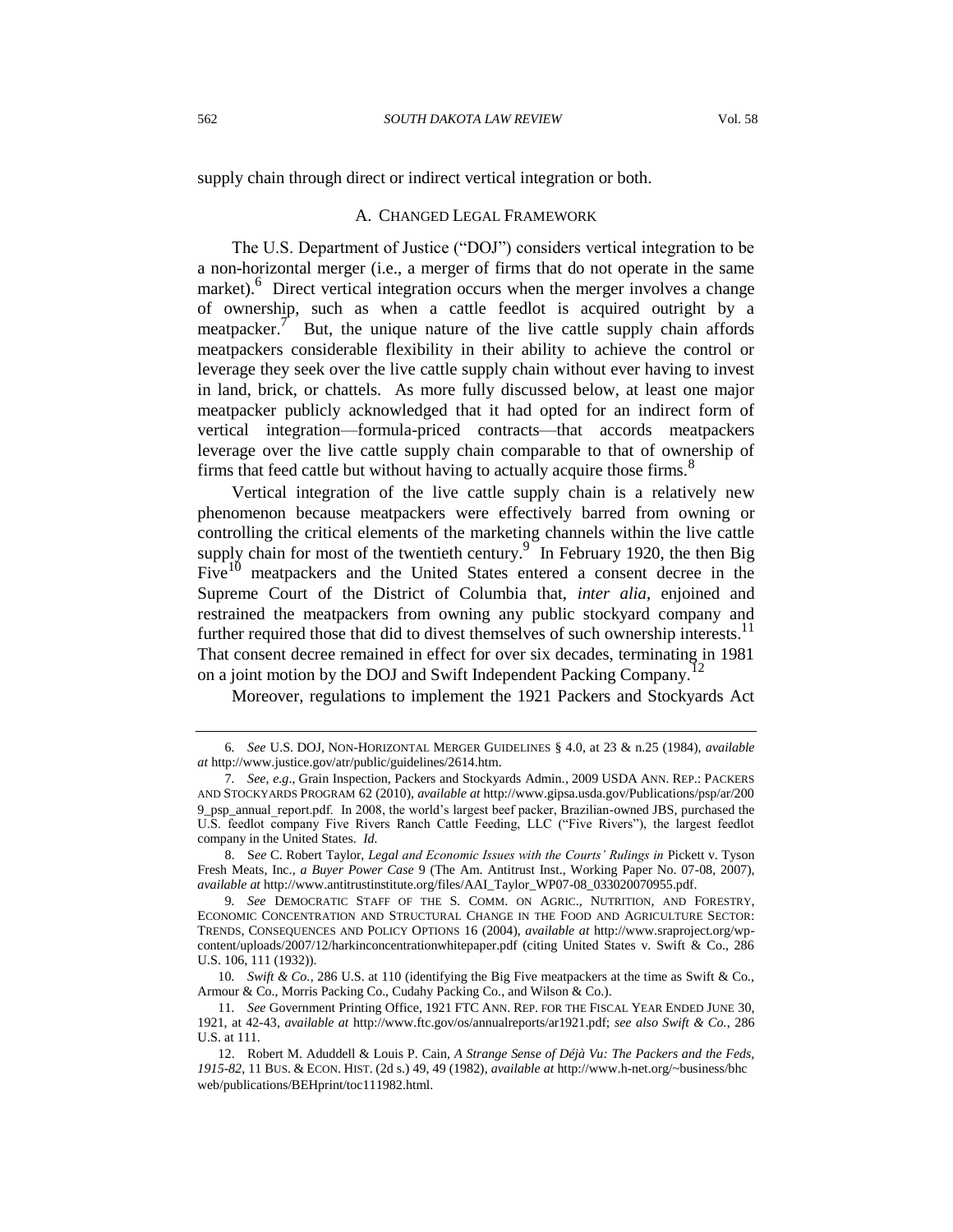supply chain through direct or indirect vertical integration or both.

### A. CHANGED LEGAL FRAMEWORK

The U.S. Department of Justice ("DOJ") considers vertical integration to be a non-horizontal merger (i.e., a merger of firms that do not operate in the same market).[6] Direct vertical integration occurs when the merger involves a change of ownership, such as when a cattle feedlot is acquired outright by a meatpacker.[7] But, the unique nature of the live cattle supply chain affords meatpackers considerable flexibility in their ability to achieve the control or leverage they seek over the live cattle supply chain without ever having to invest in land, brick, or chattels. As more fully discussed below, at least one major meatpacker publicly acknowledged that it had opted for an indirect form of vertical integration—formula-priced contracts—that accords meatpackers leverage over the live cattle supply chain comparable to that of ownership of firms that feed cattle but without having to actually acquire those firms.[8]

Vertical integration of the live cattle supply chain is a relatively new phenomenon because meatpackers were effectively barred from owning or controlling the critical elements of the marketing channels within the live cattle supply chain for most of the twentieth century.[9] In February 1920, the then Big Five[10] meatpackers and the United States entered a consent decree in the Supreme Court of the District of Columbia that, *inter alia*, enjoined and restrained the meatpackers from owning any public stockyard company and further required those that did to divest themselves of such ownership interests.[11] That consent decree remained in effect for over six decades, terminating in 1981 on a joint motion by the DOJ and Swift Independent Packing Company.[12]

Moreover, regulations to implement the 1921 Packers and Stockyards Act

---

6. *See* U.S. DOJ, NON-HORIZONTAL MERGER GUIDELINES § 4.0, at 23 & n.25 (1984), *available at* http://www.justice.gov/atr/public/guidelines/2614.htm.

7. *See, e.g.*, Grain Inspection, Packers and Stockyards Admin., 2009 USDA ANN. REP.: PACKERS AND STOCKYARDS PROGRAM 62 (2010), *available at* http://www.gipsa.usda.gov/Publications/psp/ar/2009_psp_annual_report.pdf. In 2008, the world's largest beef packer, Brazilian-owned JBS, purchased the U.S. feedlot company Five Rivers Ranch Cattle Feeding, LLC ("Five Rivers"), the largest feedlot company in the United States. *Id.*

8. *See* C. Robert Taylor, *Legal and Economic Issues with the Courts' Rulings in* Pickett v. Tyson Fresh Meats, Inc., *a Buyer Power Case* 9 (The Am. Antitrust Inst., Working Paper No. 07-08, 2007), *available at* http://www.antitrustinstitute.org/files/AAI_Taylor_WP07-08_033020070955.pdf.

9. *See* DEMOCRATIC STAFF OF THE S. COMM. ON AGRIC., NUTRITION, AND FORESTRY, ECONOMIC CONCENTRATION AND STRUCTURAL CHANGE IN THE FOOD AND AGRICULTURE SECTOR: TRENDS, CONSEQUENCES AND POLICY OPTIONS 16 (2004), *available at* http://www.sraproject.org/wp-content/uploads/2007/12/harkinconcentrationwhitepaper.pdf (citing United States v. Swift & Co., 286 U.S. 106, 111 (1932)).

10. *Swift & Co.*, 286 U.S. at 110 (identifying the Big Five meatpackers at the time as Swift & Co., Armour & Co., Morris Packing Co., Cudahy Packing Co., and Wilson & Co.).

11. *See* Government Printing Office, 1921 FTC ANN. REP. FOR THE FISCAL YEAR ENDED JUNE 30, 1921, at 42-43, *available at* http://www.ftc.gov/os/annualreports/ar1921.pdf; *see also Swift & Co.*, 286 U.S. at 111.

12. Robert M. Aduddell & Louis P. Cain, *A Strange Sense of Déjà Vu: The Packers and the Feds, 1915-82*, 11 BUS. & ECON. HIST. (2d s.) 49, 49 (1982), *available at* http://www.h-net.org/~business/bhcweb/publications/BEHprint/toc111982.html.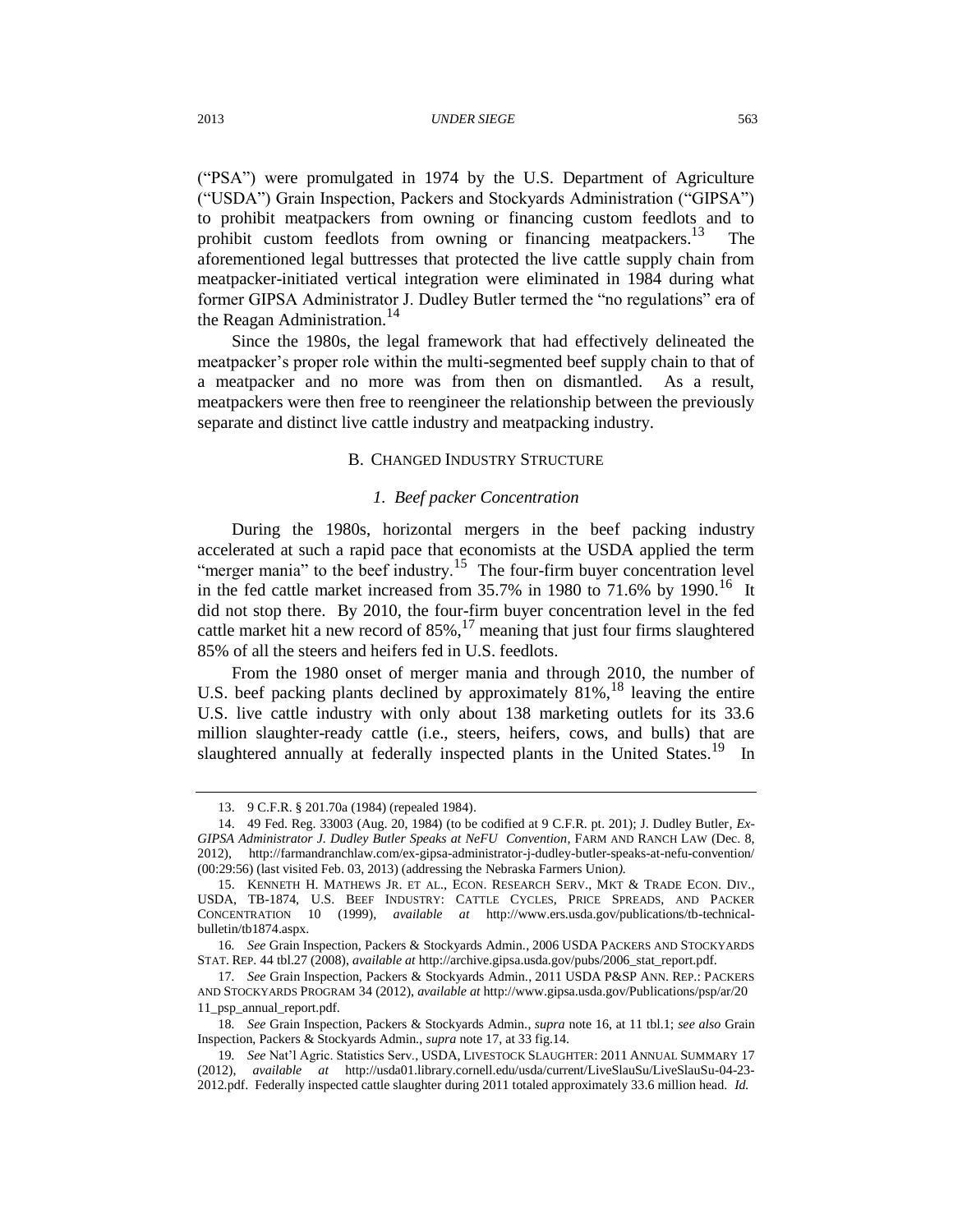("PSA") were promulgated in 1974 by the U.S. Department of Agriculture ("USDA") Grain Inspection, Packers and Stockyards Administration ("GIPSA") to prohibit meatpackers from owning or financing custom feedlots and to prohibit custom feedlots from owning or financing meatpackers.[13] The aforementioned legal buttresses that protected the live cattle supply chain from meatpacker-initiated vertical integration were eliminated in 1984 during what former GIPSA Administrator J. Dudley Butler termed the "no regulations" era of the Reagan Administration.[14]

Since the 1980s, the legal framework that had effectively delineated the meatpacker's proper role within the multi-segmented beef supply chain to that of a meatpacker and no more was from then on dismantled. As a result, meatpackers were then free to reengineer the relationship between the previously separate and distinct live cattle industry and meatpacking industry.

## B. Changed Industry Structure

### *1. Beef packer Concentration*

During the 1980s, horizontal mergers in the beef packing industry accelerated at such a rapid pace that economists at the USDA applied the term "merger mania" to the beef industry.[15] The four-firm buyer concentration level in the fed cattle market increased from 35.7% in 1980 to 71.6% by 1990.[16] It did not stop there. By 2010, the four-firm buyer concentration level in the fed cattle market hit a new record of 85%,[17] meaning that just four firms slaughtered 85% of all the steers and heifers fed in U.S. feedlots.

From the 1980 onset of merger mania and through 2010, the number of U.S. beef packing plants declined by approximately 81%,[18] leaving the entire U.S. live cattle industry with only about 138 marketing outlets for its 33.6 million slaughter-ready cattle (i.e., steers, heifers, cows, and bulls) that are slaughtered annually at federally inspected plants in the United States.[19] In

---

13. 9 C.F.R. § 201.70a (1984) (repealed 1984).

14. 49 Fed. Reg. 33003 (Aug. 20, 1984) (to be codified at 9 C.F.R. pt. 201); J. Dudley Butler, *Ex-GIPSA Administrator J. Dudley Butler Speaks at NeFU Convention*, FARM AND RANCH LAW (Dec. 8, 2012), http://farmandranchlaw.com/ex-gipsa-administrator-j-dudley-butler-speaks-at-nefu-convention/ (00:29:56) (last visited Feb. 03, 2013) (addressing the Nebraska Farmers Union).

15. KENNETH H. MATHEWS JR. ET AL., ECON. RESEARCH SERV., MKT & TRADE ECON. DIV., USDA, TB-1874, U.S. BEEF INDUSTRY: CATTLE CYCLES, PRICE SPREADS, AND PACKER CONCENTRATION 10 (1999), *available at* http://www.ers.usda.gov/publications/tb-technical-bulletin/tb1874.aspx.

16. *See* Grain Inspection, Packers & Stockyards Admin., 2006 USDA PACKERS AND STOCKYARDS STAT. REP. 44 tbl.27 (2008), *available at* http://archive.gipsa.usda.gov/pubs/2006_stat_report.pdf.

17. *See* Grain Inspection, Packers & Stockyards Admin., 2011 USDA P&SP ANN. REP.: PACKERS AND STOCKYARDS PROGRAM 34 (2012), *available at* http://www.gipsa.usda.gov/Publications/psp/ar/2011_psp_annual_report.pdf.

18. *See* Grain Inspection, Packers & Stockyards Admin., *supra* note 16, at 11 tbl.1; *see also* Grain Inspection, Packers & Stockyards Admin., *supra* note 17, at 33 fig.14.

19. *See* Nat'l Agric. Statistics Serv., USDA, LIVESTOCK SLAUGHTER: 2011 ANNUAL SUMMARY 17 (2012), *available at* http://usda01.library.cornell.edu/usda/current/LiveSlauSu/LiveSlauSu-04-23-2012.pdf. Federally inspected cattle slaughter during 2011 totaled approximately 33.6 million head. *Id.*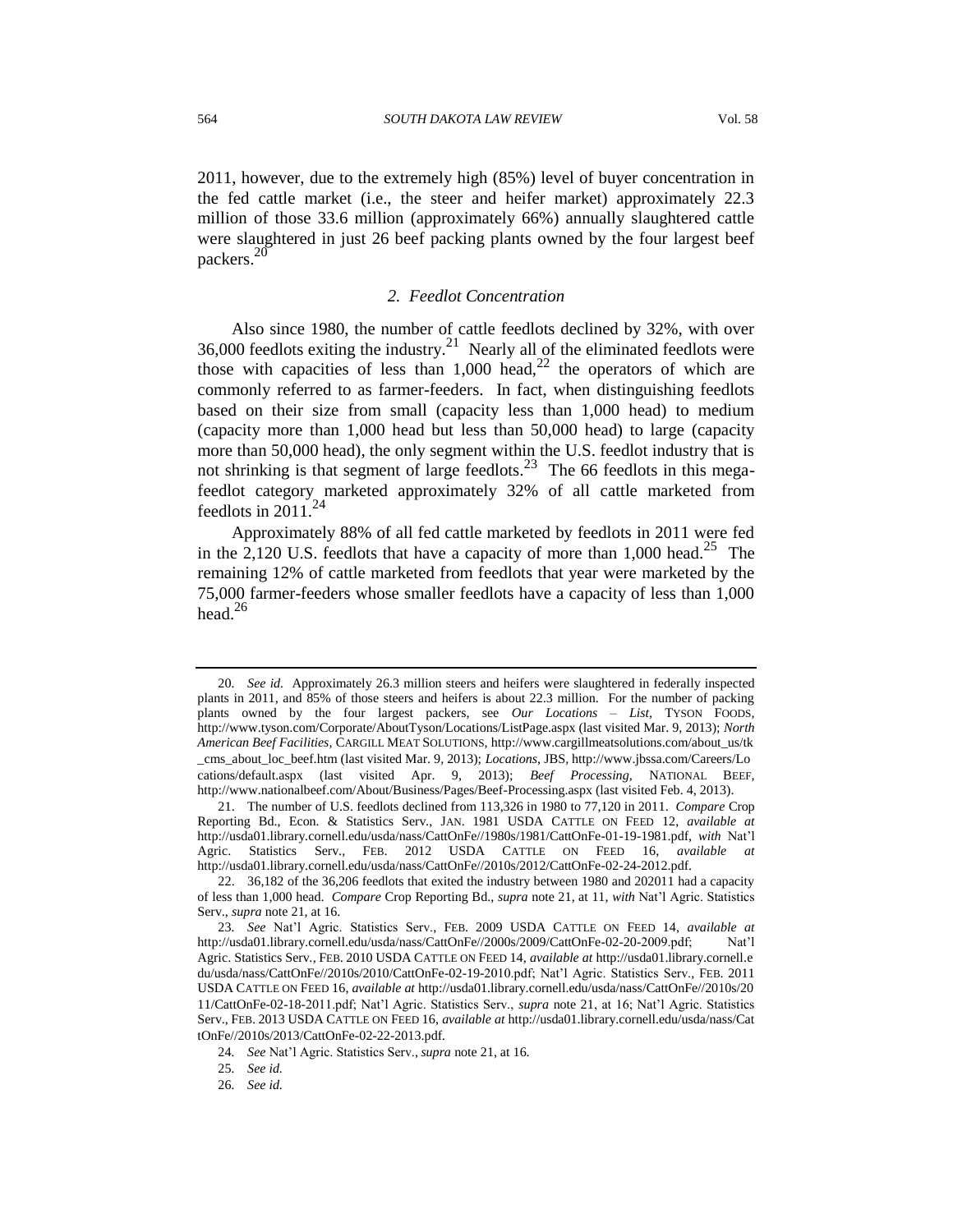2011, however, due to the extremely high (85%) level of buyer concentration in the fed cattle market (i.e., the steer and heifer market) approximately 22.3 million of those 33.6 million (approximately 66%) annually slaughtered cattle were slaughtered in just 26 beef packing plants owned by the four largest beef packers.[20]

### *2. Feedlot Concentration*

Also since 1980, the number of cattle feedlots declined by 32%, with over 36,000 feedlots exiting the industry.[21] Nearly all of the eliminated feedlots were those with capacities of less than 1,000 head,[22] the operators of which are commonly referred to as farmer-feeders. In fact, when distinguishing feedlots based on their size from small (capacity less than 1,000 head) to medium (capacity more than 1,000 head but less than 50,000 head) to large (capacity more than 50,000 head), the only segment within the U.S. feedlot industry that is not shrinking is that segment of large feedlots.[23] The 66 feedlots in this mega-feedlot category marketed approximately 32% of all cattle marketed from feedlots in 2011.[24]

Approximately 88% of all fed cattle marketed by feedlots in 2011 were fed in the 2,120 U.S. feedlots that have a capacity of more than 1,000 head.[25] The remaining 12% of cattle marketed from feedlots that year were marketed by the 75,000 farmer-feeders whose smaller feedlots have a capacity of less than 1,000 head.[26]

---

20. *See id.* Approximately 26.3 million steers and heifers were slaughtered in federally inspected plants in 2011, and 85% of those steers and heifers is about 22.3 million. For the number of packing plants owned by the four largest packers, see *Our Locations – List*, TYSON FOODS, http://www.tyson.com/Corporate/AboutTyson/Locations/ListPage.aspx (last visited Mar. 9, 2013); *North American Beef Facilities*, CARGILL MEAT SOLUTIONS, http://www.cargillmeatsolutions.com/about_us/tk_cms_about_loc_beef.htm (last visited Mar. 9, 2013); *Locations*, JBS, http://www.jbssa.com/Careers/Locations/default.aspx (last visited Apr. 9, 2013); *Beef Processing*, NATIONAL BEEF, http://www.nationalbeef.com/About/Business/Pages/Beef-Processing.aspx (last visited Feb. 4, 2013).

21. The number of U.S. feedlots declined from 113,326 in 1980 to 77,120 in 2011. *Compare* Crop Reporting Bd., Econ. & Statistics Serv., JAN. 1981 USDA CATTLE ON FEED 12, *available at* http://usda01.library.cornell.edu/usda/nass/CattOnFe//1980s/1981/CattOnFe-01-19-1981.pdf, *with* Nat'l Agric. Statistics Serv., FEB. 2012 USDA CATTLE ON FEED 16, *available at* http://usda01.library.cornell.edu/usda/nass/CattOnFe//2010s/2012/CattOnFe-02-24-2012.pdf.

22. 36,182 of the 36,206 feedlots that exited the industry between 1980 and 202011 had a capacity of less than 1,000 head. *Compare* Crop Reporting Bd., *supra* note 21, at 11, *with* Nat'l Agric. Statistics Serv., *supra* note 21, at 16.

23. *See* Nat'l Agric. Statistics Serv., FEB. 2009 USDA CATTLE ON FEED 14, *available at* http://usda01.library.cornell.edu/usda/nass/CattOnFe//2000s/2009/CattOnFe-02-20-2009.pdf; Nat'l Agric. Statistics Serv., FEB. 2010 USDA CATTLE ON FEED 14, *available at* http://usda01.library.cornell.edu/usda/nass/CattOnFe//2010s/2010/CattOnFe-02-19-2010.pdf; Nat'l Agric. Statistics Serv., FEB. 2011 USDA CATTLE ON FEED 16, *available at* http://usda01.library.cornell.edu/usda/nass/CattOnFe//2010s/2011/CattOnFe-02-18-2011.pdf; Nat'l Agric. Statistics Serv., *supra* note 21, at 16; Nat'l Agric. Statistics Serv., FEB. 2013 USDA CATTLE ON FEED 16, *available at* http://usda01.library.cornell.edu/usda/nass/CattOnFe//2010s/2013/CattOnFe-02-22-2013.pdf.

24. *See* Nat'l Agric. Statistics Serv., *supra* note 21, at 16.

25. *See id.*

26. *See id.*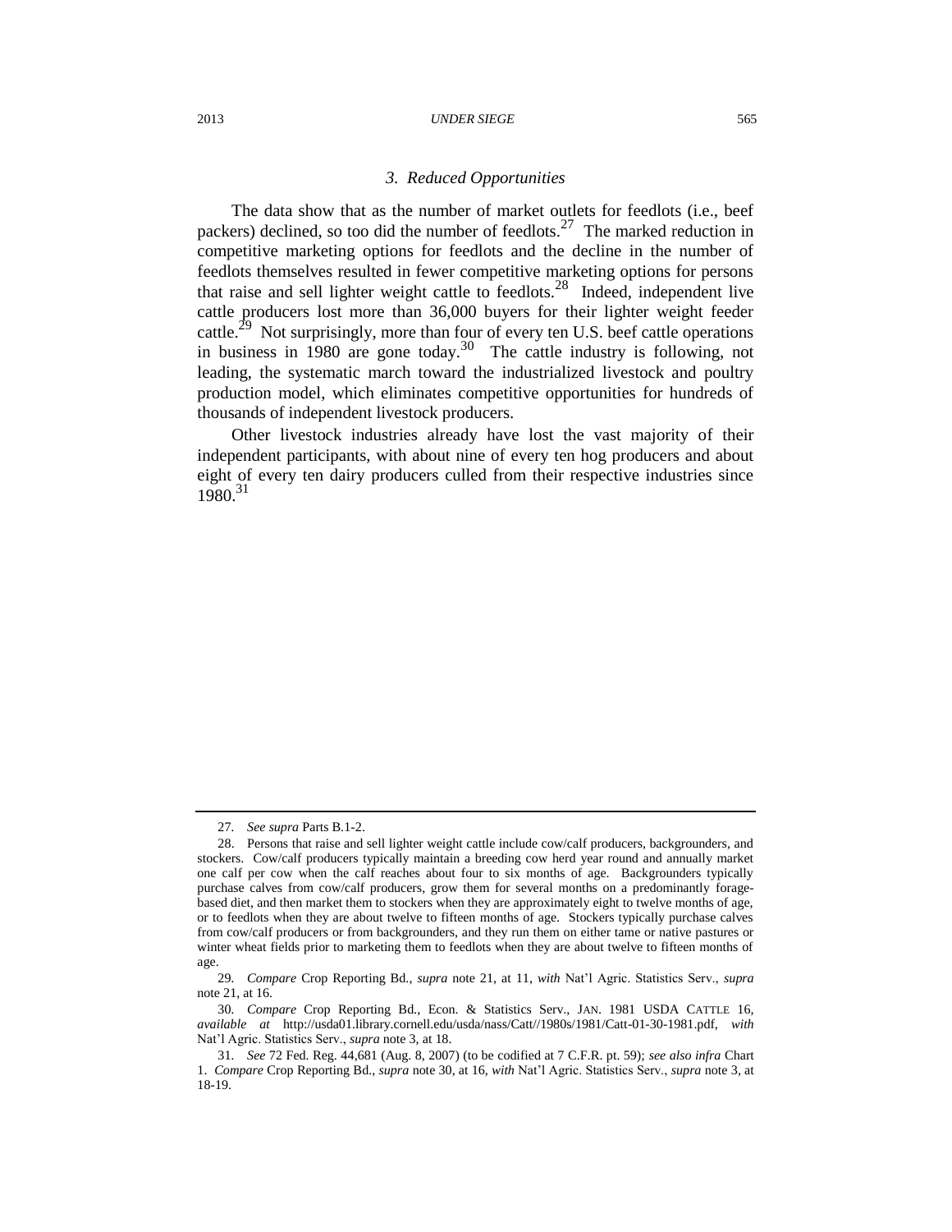### *3. Reduced Opportunities*

The data show that as the number of market outlets for feedlots (i.e., beef packers) declined, so too did the number of feedlots.[27] The marked reduction in competitive marketing options for feedlots and the decline in the number of feedlots themselves resulted in fewer competitive marketing options for persons that raise and sell lighter weight cattle to feedlots.[28] Indeed, independent live cattle producers lost more than 36,000 buyers for their lighter weight feeder cattle.[29] Not surprisingly, more than four of every ten U.S. beef cattle operations in business in 1980 are gone today.[30] The cattle industry is following, not leading, the systematic march toward the industrialized livestock and poultry production model, which eliminates competitive opportunities for hundreds of thousands of independent livestock producers.

Other livestock industries already have lost the vast majority of their independent participants, with about nine of every ten hog producers and about eight of every ten dairy producers culled from their respective industries since 1980.[31]

---

27. *See supra* Parts B.1-2.

28. Persons that raise and sell lighter weight cattle include cow/calf producers, backgrounders, and stockers. Cow/calf producers typically maintain a breeding cow herd year round and annually market one calf per cow when the calf reaches about four to six months of age. Backgrounders typically purchase calves from cow/calf producers, grow them for several months on a predominantly forage-based diet, and then market them to stockers when they are approximately eight to twelve months of age, or to feedlots when they are about twelve to fifteen months of age. Stockers typically purchase calves from cow/calf producers or from backgrounders, and they run them on either tame or native pastures or winter wheat fields prior to marketing them to feedlots when they are about twelve to fifteen months of age.

29. *Compare* Crop Reporting Bd., *supra* note 21, at 11, *with* Nat'l Agric. Statistics Serv., *supra* note 21, at 16.

30. *Compare* Crop Reporting Bd., Econ. & Statistics Serv., JAN. 1981 USDA CATTLE 16, *available at* http://usda01.library.cornell.edu/usda/nass/Catt//1980s/1981/Catt-01-30-1981.pdf, *with* Nat'l Agric. Statistics Serv., *supra* note 3, at 18.

31. *See* 72 Fed. Reg. 44,681 (Aug. 8, 2007) (to be codified at 7 C.F.R. pt. 59); *see also infra* Chart 1. *Compare* Crop Reporting Bd., *supra* note 30, at 16, *with* Nat'l Agric. Statistics Serv., *supra* note 3, at 18-19.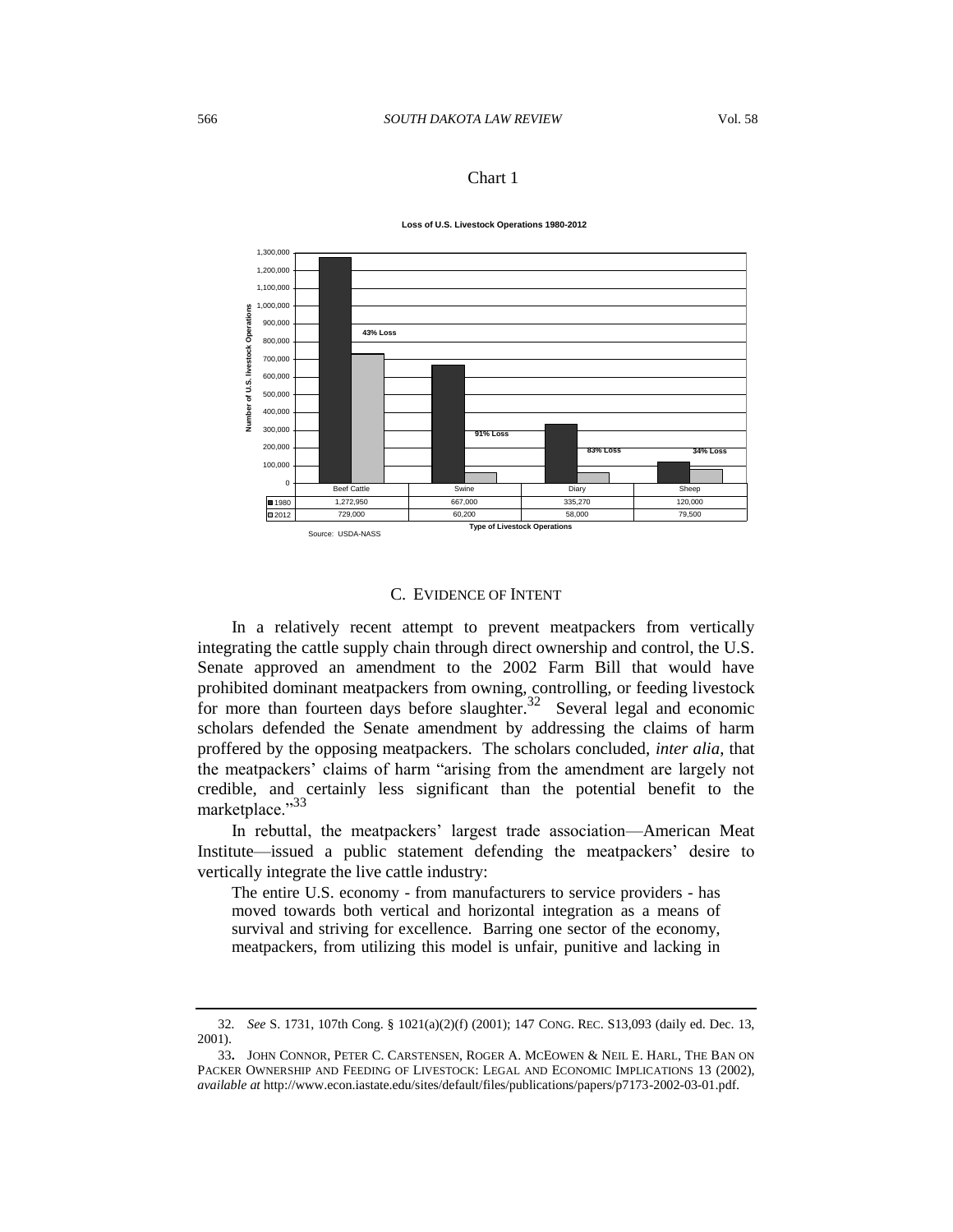Chart 1

**Loss of U.S. Livestock Operations 1980-2012**

| Type of Livestock Operations | Beef Cattle | Swine | Diary | Sheep |
|---|---|---|---|---|
| 1980 | 1,272,950 | 667,000 | 335,270 | 120,000 |
| 2012 | 729,000 | 60,200 | 58,000 | 79,500 |
| Loss | 43% Loss | 91% Loss | 83% Loss | 34% Loss |

Source: USDA-NASS

## C. EVIDENCE OF INTENT

In a relatively recent attempt to prevent meatpackers from vertically integrating the cattle supply chain through direct ownership and control, the U.S. Senate approved an amendment to the 2002 Farm Bill that would have prohibited dominant meatpackers from owning, controlling, or feeding livestock for more than fourteen days before slaughter.[32] Several legal and economic scholars defended the Senate amendment by addressing the claims of harm proffered by the opposing meatpackers. The scholars concluded, *inter alia*, that the meatpackers' claims of harm "arising from the amendment are largely not credible, and certainly less significant than the potential benefit to the marketplace."[33]

In rebuttal, the meatpackers' largest trade association—American Meat Institute—issued a public statement defending the meatpackers' desire to vertically integrate the live cattle industry:

> The entire U.S. economy - from manufacturers to service providers - has moved towards both vertical and horizontal integration as a means of survival and striving for excellence. Barring one sector of the economy, meatpackers, from utilizing this model is unfair, punitive and lacking in

---

32. *See* S. 1731, 107th Cong. § 1021(a)(2)(f) (2001); 147 CONG. REC. S13,093 (daily ed. Dec. 13, 2001).

33. JOHN CONNOR, PETER C. CARSTENSEN, ROGER A. MCEOWEN & NEIL E. HARL, THE BAN ON PACKER OWNERSHIP AND FEEDING OF LIVESTOCK: LEGAL AND ECONOMIC IMPLICATIONS 13 (2002), *available at* http://www.econ.iastate.edu/sites/default/files/publications/papers/p7173-2002-03-01.pdf.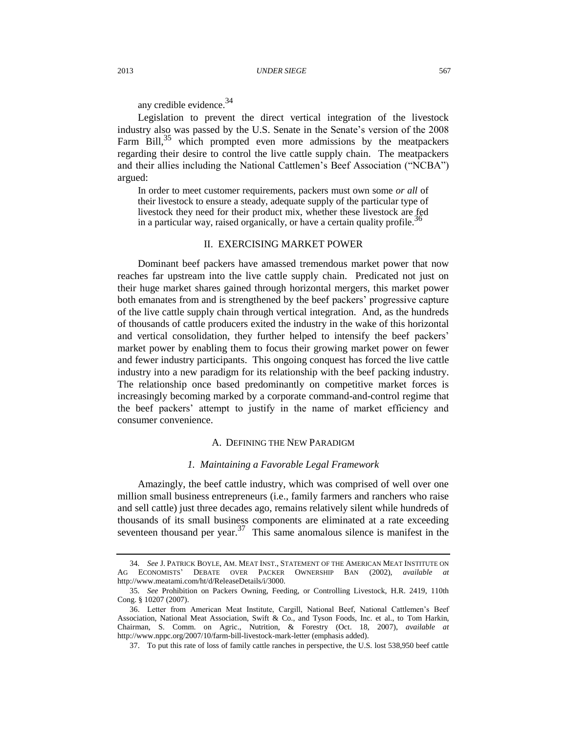any credible evidence.[34]

Legislation to prevent the direct vertical integration of the livestock industry also was passed by the U.S. Senate in the Senate's version of the 2008 Farm Bill,[35] which prompted even more admissions by the meatpackers regarding their desire to control the live cattle supply chain. The meatpackers and their allies including the National Cattlemen's Beef Association ("NCBA") argued:

> In order to meet customer requirements, packers must own some *or all* of their livestock to ensure a steady, adequate supply of the particular type of livestock they need for their product mix, whether these livestock are fed in a particular way, raised organically, or have a certain quality profile.[36]

## II. EXERCISING MARKET POWER

Dominant beef packers have amassed tremendous market power that now reaches far upstream into the live cattle supply chain. Predicated not just on their huge market shares gained through horizontal mergers, this market power both emanates from and is strengthened by the beef packers' progressive capture of the live cattle supply chain through vertical integration. And, as the hundreds of thousands of cattle producers exited the industry in the wake of this horizontal and vertical consolidation, they further helped to intensify the beef packers' market power by enabling them to focus their growing market power on fewer and fewer industry participants. This ongoing conquest has forced the live cattle industry into a new paradigm for its relationship with the beef packing industry. The relationship once based predominantly on competitive market forces is increasingly becoming marked by a corporate command-and-control regime that the beef packers' attempt to justify in the name of market efficiency and consumer convenience.

### A. DEFINING THE NEW PARADIGM

#### *1. Maintaining a Favorable Legal Framework*

Amazingly, the beef cattle industry, which was comprised of well over one million small business entrepreneurs (i.e., family farmers and ranchers who raise and sell cattle) just three decades ago, remains relatively silent while hundreds of thousands of its small business components are eliminated at a rate exceeding seventeen thousand per year.[37] This same anomalous silence is manifest in the

---

34. *See* J. PATRICK BOYLE, AM. MEAT INST., STATEMENT OF THE AMERICAN MEAT INSTITUTE ON AG ECONOMISTS' DEBATE OVER PACKER OWNERSHIP BAN (2002), *available at* http://www.meatami.com/ht/d/ReleaseDetails/i/3000.

35. *See* Prohibition on Packers Owning, Feeding, or Controlling Livestock, H.R. 2419, 110th Cong. § 10207 (2007).

36. Letter from American Meat Institute, Cargill, National Beef, National Cattlemen's Beef Association, National Meat Association, Swift & Co., and Tyson Foods, Inc. et al., to Tom Harkin, Chairman, S. Comm. on Agric., Nutrition, & Forestry (Oct. 18, 2007), *available at* http://www.nppc.org/2007/10/farm-bill-livestock-mark-letter (emphasis added).

37. To put this rate of loss of family cattle ranches in perspective, the U.S. lost 538,950 beef cattle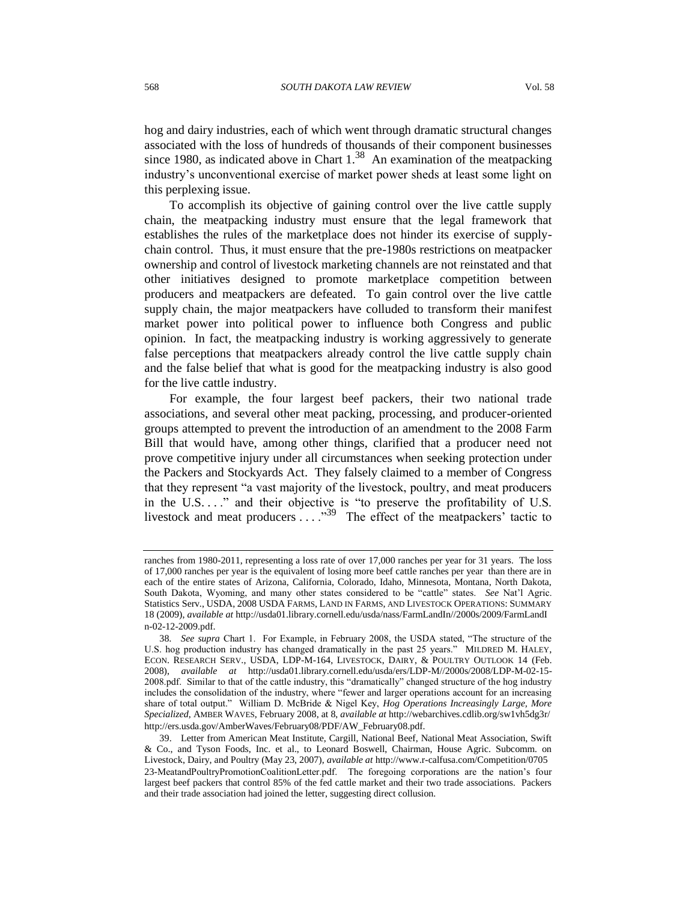hog and dairy industries, each of which went through dramatic structural changes associated with the loss of hundreds of thousands of their component businesses since 1980, as indicated above in Chart 1.[38] An examination of the meatpacking industry's unconventional exercise of market power sheds at least some light on this perplexing issue.

To accomplish its objective of gaining control over the live cattle supply chain, the meatpacking industry must ensure that the legal framework that establishes the rules of the marketplace does not hinder its exercise of supply-chain control. Thus, it must ensure that the pre-1980s restrictions on meatpacker ownership and control of livestock marketing channels are not reinstated and that other initiatives designed to promote marketplace competition between producers and meatpackers are defeated. To gain control over the live cattle supply chain, the major meatpackers have colluded to transform their manifest market power into political power to influence both Congress and public opinion. In fact, the meatpacking industry is working aggressively to generate false perceptions that meatpackers already control the live cattle supply chain and the false belief that what is good for the meatpacking industry is also good for the live cattle industry.

For example, the four largest beef packers, their two national trade associations, and several other meat packing, processing, and producer-oriented groups attempted to prevent the introduction of an amendment to the 2008 Farm Bill that would have, among other things, clarified that a producer need not prove competitive injury under all circumstances when seeking protection under the Packers and Stockyards Act. They falsely claimed to a member of Congress that they represent "a vast majority of the livestock, poultry, and meat producers in the U.S. . . ." and their objective is "to preserve the profitability of U.S. livestock and meat producers . . . ."[39] The effect of the meatpackers' tactic to

---

ranches from 1980-2011, representing a loss rate of over 17,000 ranches per year for 31 years. The loss of 17,000 ranches per year is the equivalent of losing more beef cattle ranches per year than there are in each of the entire states of Arizona, California, Colorado, Idaho, Minnesota, Montana, North Dakota, South Dakota, Wyoming, and many other states considered to be "cattle" states. *See* Nat'l Agric. Statistics Serv., USDA, 2008 USDA FARMS, LAND IN FARMS, AND LIVESTOCK OPERATIONS: SUMMARY 18 (2009), *available at* http://usda01.library.cornell.edu/usda/nass/FarmLandIn//2000s/2009/FarmLandIn-02-12-2009.pdf.

38. *See supra* Chart 1. For Example, in February 2008, the USDA stated, "The structure of the U.S. hog production industry has changed dramatically in the past 25 years." MILDRED M. HALEY, ECON. RESEARCH SERV., USDA, LDP-M-164, LIVESTOCK, DAIRY, & POULTRY OUTLOOK 14 (Feb. 2008), *available at* http://usda01.library.cornell.edu/usda/ers/LDP-M//2000s/2008/LDP-M-02-15-2008.pdf. Similar to that of the cattle industry, this "dramatically" changed structure of the hog industry includes the consolidation of the industry, where "fewer and larger operations account for an increasing share of total output." William D. McBride & Nigel Key, *Hog Operations Increasingly Large, More Specialized*, AMBER WAVES, February 2008, at 8, *available at* http://webarchives.cdlib.org/sw1vh5dg3r/http://ers.usda.gov/AmberWaves/February08/PDF/AW_February08.pdf.

39. Letter from American Meat Institute, Cargill, National Beef, National Meat Association, Swift & Co., and Tyson Foods, Inc. et al., to Leonard Boswell, Chairman, House Agric. Subcomm. on Livestock, Dairy, and Poultry (May 23, 2007), *available at* http://www.r-calfusa.com/Competition/070523-MeatandPoultryPromotionCoalitionLetter.pdf. The foregoing corporations are the nation's four largest beef packers that control 85% of the fed cattle market and their two trade associations. Packers and their trade association had joined the letter, suggesting direct collusion.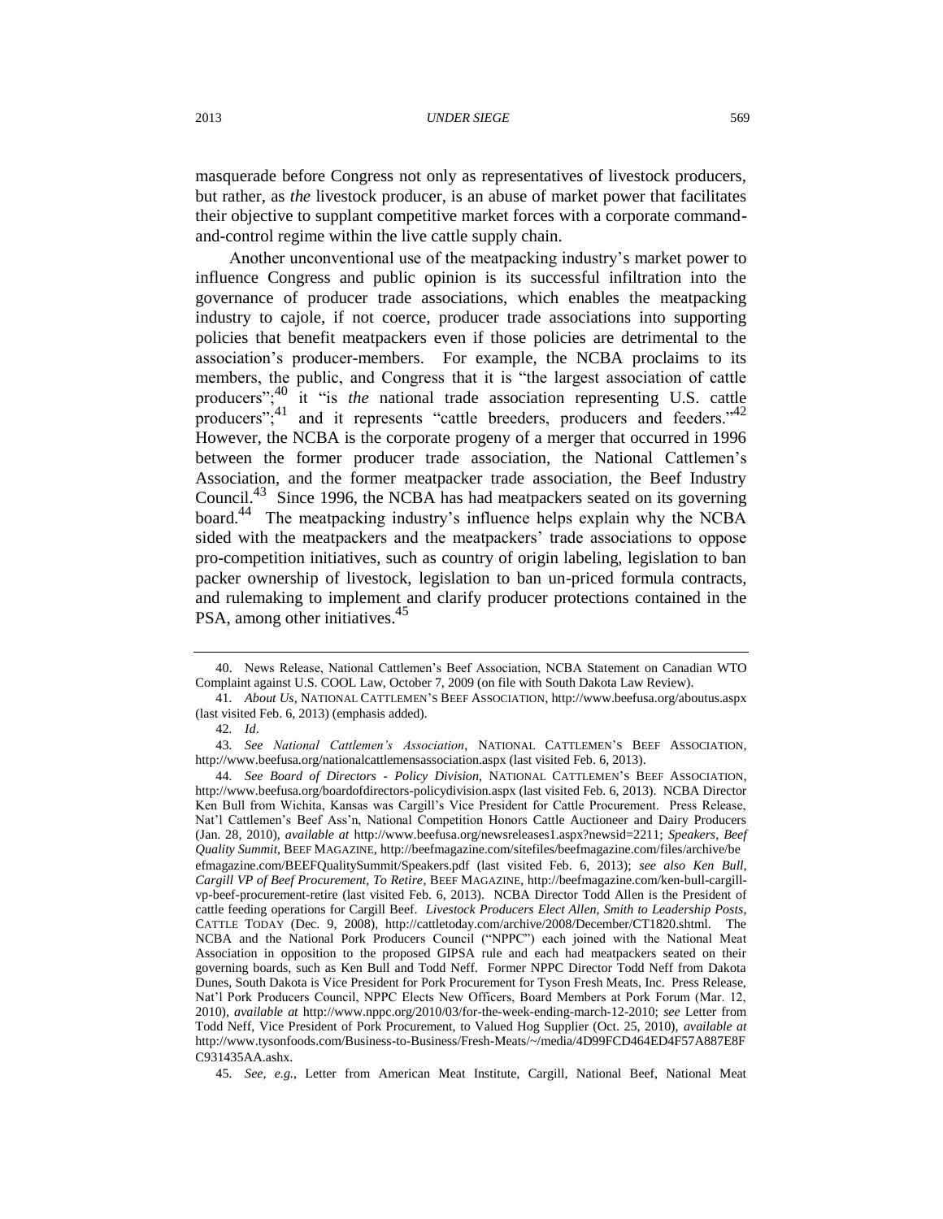masquerade before Congress not only as representatives of livestock producers, but rather, as *the* livestock producer, is an abuse of market power that facilitates their objective to supplant competitive market forces with a corporate command-and-control regime within the live cattle supply chain.

Another unconventional use of the meatpacking industry's market power to influence Congress and public opinion is its successful infiltration into the governance of producer trade associations, which enables the meatpacking industry to cajole, if not coerce, producer trade associations into supporting policies that benefit meatpackers even if those policies are detrimental to the association's producer-members. For example, the NCBA proclaims to its members, the public, and Congress that it is "the largest association of cattle producers";[40] it "is *the* national trade association representing U.S. cattle producers";[41] and it represents "cattle breeders, producers and feeders."[42] However, the NCBA is the corporate progeny of a merger that occurred in 1996 between the former producer trade association, the National Cattlemen's Association, and the former meatpacker trade association, the Beef Industry Council.[43] Since 1996, the NCBA has had meatpackers seated on its governing board.[44] The meatpacking industry's influence helps explain why the NCBA sided with the meatpackers and the meatpackers' trade associations to oppose pro-competition initiatives, such as country of origin labeling, legislation to ban packer ownership of livestock, legislation to ban un-priced formula contracts, and rulemaking to implement and clarify producer protections contained in the PSA, among other initiatives.[45]

---

40. News Release, National Cattlemen's Beef Association, NCBA Statement on Canadian WTO Complaint against U.S. COOL Law, October 7, 2009 (on file with South Dakota Law Review).

41. *About Us*, NATIONAL CATTLEMEN'S BEEF ASSOCIATION, http://www.beefusa.org/aboutus.aspx (last visited Feb. 6, 2013) (emphasis added).

42. *Id*.

43. *See National Cattlemen's Association*, NATIONAL CATTLEMEN'S BEEF ASSOCIATION, http://www.beefusa.org/nationalcattlemensassociation.aspx (last visited Feb. 6, 2013).

44. *See Board of Directors - Policy Division*, NATIONAL CATTLEMEN'S BEEF ASSOCIATION, http://www.beefusa.org/boardofdirectors-policydivision.aspx (last visited Feb. 6, 2013). NCBA Director Ken Bull from Wichita, Kansas was Cargill's Vice President for Cattle Procurement. Press Release, Nat'l Cattlemen's Beef Ass'n, National Competition Honors Cattle Auctioneer and Dairy Producers (Jan. 28, 2010), *available at* http://www.beefusa.org/newsreleases1.aspx?newsid=2211; *Speakers*, *Beef Quality Summit*, BEEF MAGAZINE, http://beefmagazine.com/sitefiles/beefmagazine.com/files/archive/beefmagazine.com/BEEFQualitySummit/Speakers.pdf (last visited Feb. 6, 2013); *see also Ken Bull, Cargill VP of Beef Procurement, To Retire*, BEEF MAGAZINE, http://beefmagazine.com/ken-bull-cargill-vp-beef-procurement-retire (last visited Feb. 6, 2013). NCBA Director Todd Allen is the President of cattle feeding operations for Cargill Beef. *Livestock Producers Elect Allen, Smith to Leadership Posts*, CATTLE TODAY (Dec. 9, 2008), http://cattletoday.com/archive/2008/December/CT1820.shtml. The NCBA and the National Pork Producers Council ("NPPC") each joined with the National Meat Association in opposition to the proposed GIPSA rule and each had meatpackers seated on their governing boards, such as Ken Bull and Todd Neff. Former NPPC Director Todd Neff from Dakota Dunes, South Dakota is Vice President for Pork Procurement for Tyson Fresh Meats, Inc. Press Release, Nat'l Pork Producers Council, NPPC Elects New Officers, Board Members at Pork Forum (Mar. 12, 2010), *available at* http://www.nppc.org/2010/03/for-the-week-ending-march-12-2010; *see* Letter from Todd Neff, Vice President of Pork Procurement, to Valued Hog Supplier (Oct. 25, 2010), *available at* http://www.tysonfoods.com/Business-to-Business/Fresh-Meats/~/media/4D99FCD464ED4F57A887E8FC931435AA.ashx.

45. *See, e.g.*, Letter from American Meat Institute, Cargill, National Beef, National Meat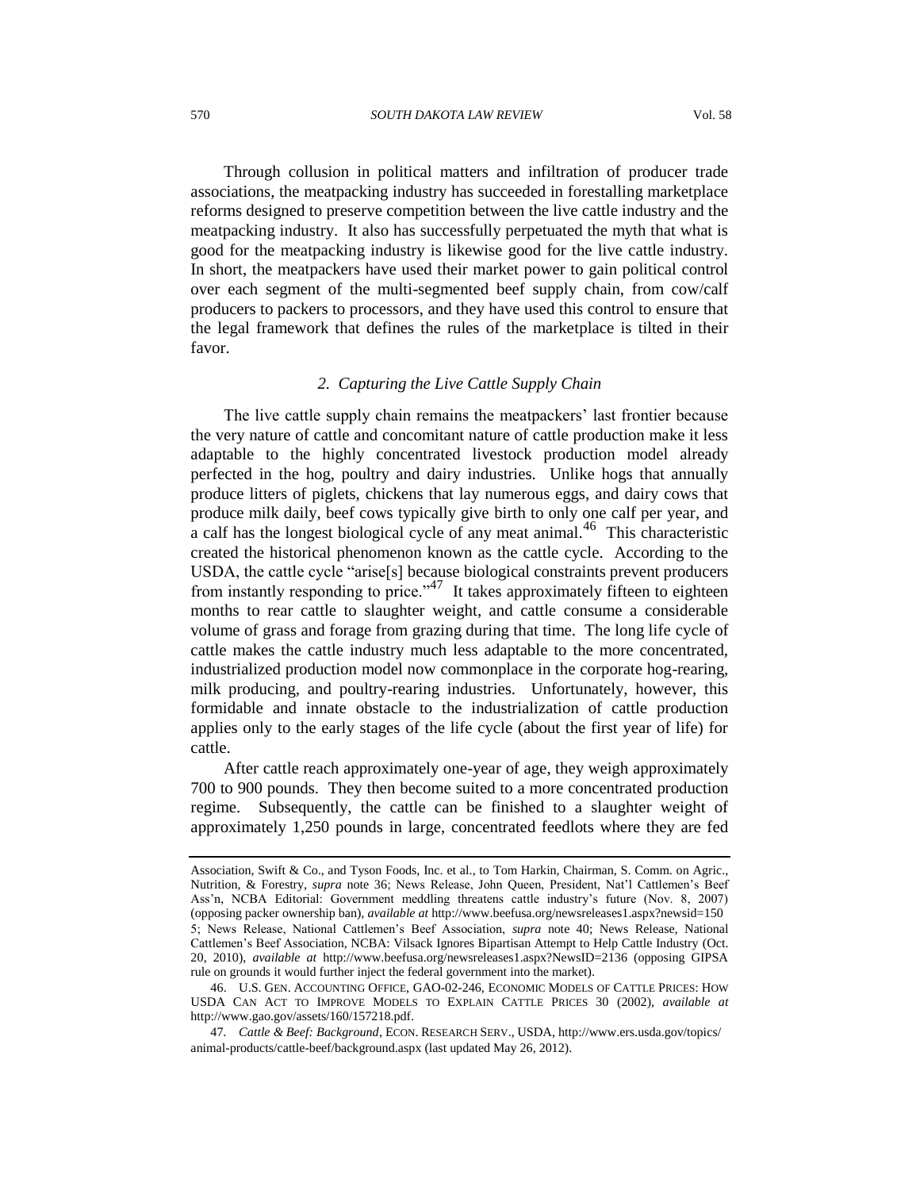Through collusion in political matters and infiltration of producer trade associations, the meatpacking industry has succeeded in forestalling marketplace reforms designed to preserve competition between the live cattle industry and the meatpacking industry. It also has successfully perpetuated the myth that what is good for the meatpacking industry is likewise good for the live cattle industry. In short, the meatpackers have used their market power to gain political control over each segment of the multi-segmented beef supply chain, from cow/calf producers to packers to processors, and they have used this control to ensure that the legal framework that defines the rules of the marketplace is tilted in their favor.

### *2. Capturing the Live Cattle Supply Chain*

The live cattle supply chain remains the meatpackers' last frontier because the very nature of cattle and concomitant nature of cattle production make it less adaptable to the highly concentrated livestock production model already perfected in the hog, poultry and dairy industries. Unlike hogs that annually produce litters of piglets, chickens that lay numerous eggs, and dairy cows that produce milk daily, beef cows typically give birth to only one calf per year, and a calf has the longest biological cycle of any meat animal.[46] This characteristic created the historical phenomenon known as the cattle cycle. According to the USDA, the cattle cycle "arise[s] because biological constraints prevent producers from instantly responding to price."[47] It takes approximately fifteen to eighteen months to rear cattle to slaughter weight, and cattle consume a considerable volume of grass and forage from grazing during that time. The long life cycle of cattle makes the cattle industry much less adaptable to the more concentrated, industrialized production model now commonplace in the corporate hog-rearing, milk producing, and poultry-rearing industries. Unfortunately, however, this formidable and innate obstacle to the industrialization of cattle production applies only to the early stages of the life cycle (about the first year of life) for cattle.

After cattle reach approximately one-year of age, they weigh approximately 700 to 900 pounds. They then become suited to a more concentrated production regime. Subsequently, the cattle can be finished to a slaughter weight of approximately 1,250 pounds in large, concentrated feedlots where they are fed

---

Association, Swift & Co., and Tyson Foods, Inc. et al., to Tom Harkin, Chairman, S. Comm. on Agric., Nutrition, & Forestry, *supra* note 36; News Release, John Queen, President, Nat'l Cattlemen's Beef Ass'n, NCBA Editorial: Government meddling threatens cattle industry's future (Nov. 8, 2007) (opposing packer ownership ban), *available at* http://www.beefusa.org/newsreleases1.aspx?newsid=1505; News Release, National Cattlemen's Beef Association, *supra* note 40; News Release, National Cattlemen's Beef Association, NCBA: Vilsack Ignores Bipartisan Attempt to Help Cattle Industry (Oct. 20, 2010), *available at* http://www.beefusa.org/newsreleases1.aspx?NewsID=2136 (opposing GIPSA rule on grounds it would further inject the federal government into the market).

46. U.S. GEN. ACCOUNTING OFFICE, GAO-02-246, ECONOMIC MODELS OF CATTLE PRICES: HOW USDA CAN ACT TO IMPROVE MODELS TO EXPLAIN CATTLE PRICES 30 (2002), *available at* http://www.gao.gov/assets/160/157218.pdf.

47. *Cattle & Beef: Background*, ECON. RESEARCH SERV., USDA, http://www.ers.usda.gov/topics/animal-products/cattle-beef/background.aspx (last updated May 26, 2012).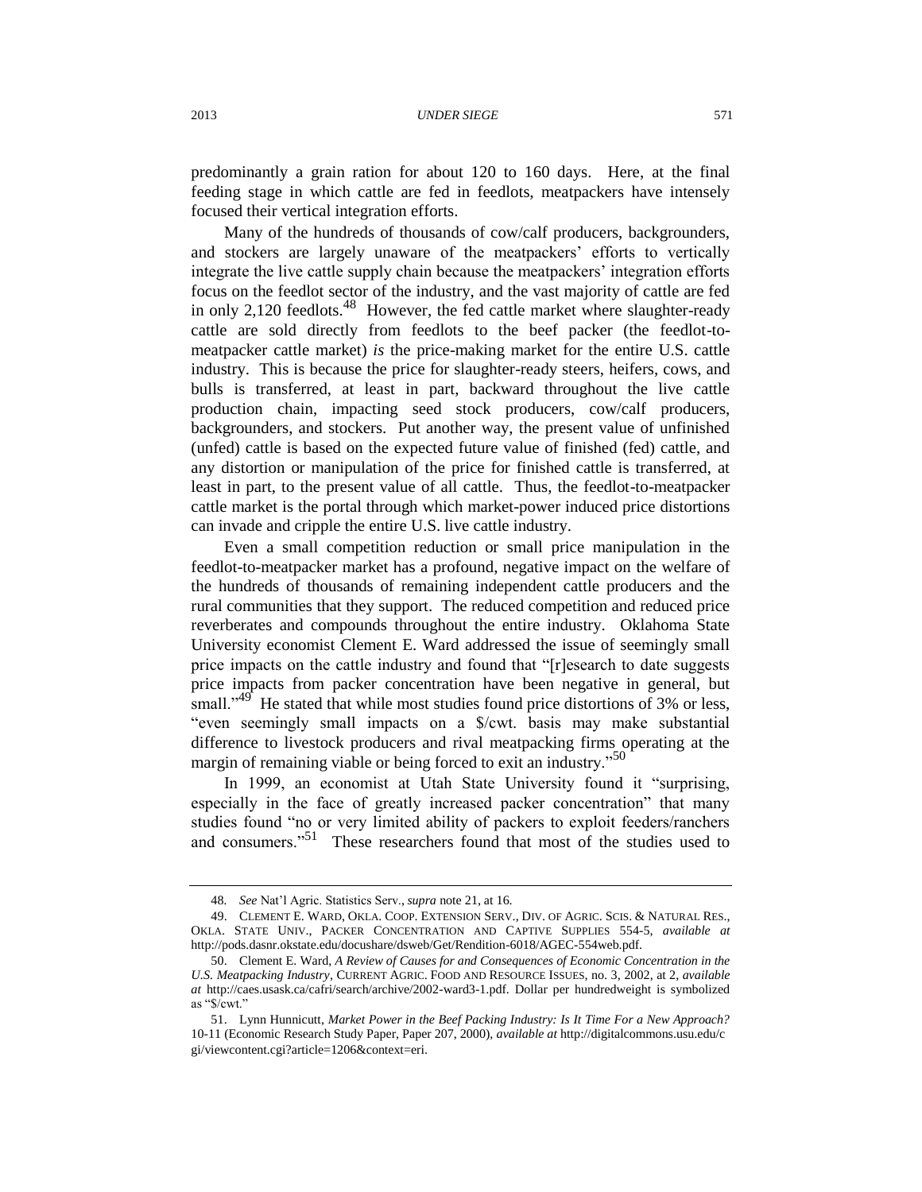predominantly a grain ration for about 120 to 160 days. Here, at the final feeding stage in which cattle are fed in feedlots, meatpackers have intensely focused their vertical integration efforts.

Many of the hundreds of thousands of cow/calf producers, backgrounders, and stockers are largely unaware of the meatpackers' efforts to vertically integrate the live cattle supply chain because the meatpackers' integration efforts focus on the feedlot sector of the industry, and the vast majority of cattle are fed in only 2,120 feedlots.[48] However, the fed cattle market where slaughter-ready cattle are sold directly from feedlots to the beef packer (the feedlot-to-meatpacker cattle market) *is* the price-making market for the entire U.S. cattle industry. This is because the price for slaughter-ready steers, heifers, cows, and bulls is transferred, at least in part, backward throughout the live cattle production chain, impacting seed stock producers, cow/calf producers, backgrounders, and stockers. Put another way, the present value of unfinished (unfed) cattle is based on the expected future value of finished (fed) cattle, and any distortion or manipulation of the price for finished cattle is transferred, at least in part, to the present value of all cattle. Thus, the feedlot-to-meatpacker cattle market is the portal through which market-power induced price distortions can invade and cripple the entire U.S. live cattle industry.

Even a small competition reduction or small price manipulation in the feedlot-to-meatpacker market has a profound, negative impact on the welfare of the hundreds of thousands of remaining independent cattle producers and the rural communities that they support. The reduced competition and reduced price reverberates and compounds throughout the entire industry. Oklahoma State University economist Clement E. Ward addressed the issue of seemingly small price impacts on the cattle industry and found that "[r]esearch to date suggests price impacts from packer concentration have been negative in general, but small."[49] He stated that while most studies found price distortions of 3% or less, "even seemingly small impacts on a \$/cwt. basis may make substantial difference to livestock producers and rival meatpacking firms operating at the margin of remaining viable or being forced to exit an industry."[50]

In 1999, an economist at Utah State University found it "surprising, especially in the face of greatly increased packer concentration" that many studies found "no or very limited ability of packers to exploit feeders/ranchers and consumers."[51] These researchers found that most of the studies used to

---

48. *See* Nat'l Agric. Statistics Serv., *supra* note 21, at 16.

49. CLEMENT E. WARD, OKLA. COOP. EXTENSION SERV., DIV. OF AGRIC. SCIS. & NATURAL RES., OKLA. STATE UNIV., PACKER CONCENTRATION AND CAPTIVE SUPPLIES 554-5, *available at* http://pods.dasnr.okstate.edu/docushare/dsweb/Get/Rendition-6018/AGEC-554web.pdf.

50. Clement E. Ward, *A Review of Causes for and Consequences of Economic Concentration in the U.S. Meatpacking Industry*, CURRENT AGRIC. FOOD AND RESOURCE ISSUES, no. 3, 2002, at 2, *available at* http://caes.usask.ca/cafri/search/archive/2002-ward3-1.pdf. Dollar per hundredweight is symbolized as "\$/cwt."

51. Lynn Hunnicutt, *Market Power in the Beef Packing Industry: Is It Time For a New Approach?* 10-11 (Economic Research Study Paper, Paper 207, 2000), *available at* http://digitalcommons.usu.edu/cgi/viewcontent.cgi?article=1206&context=eri.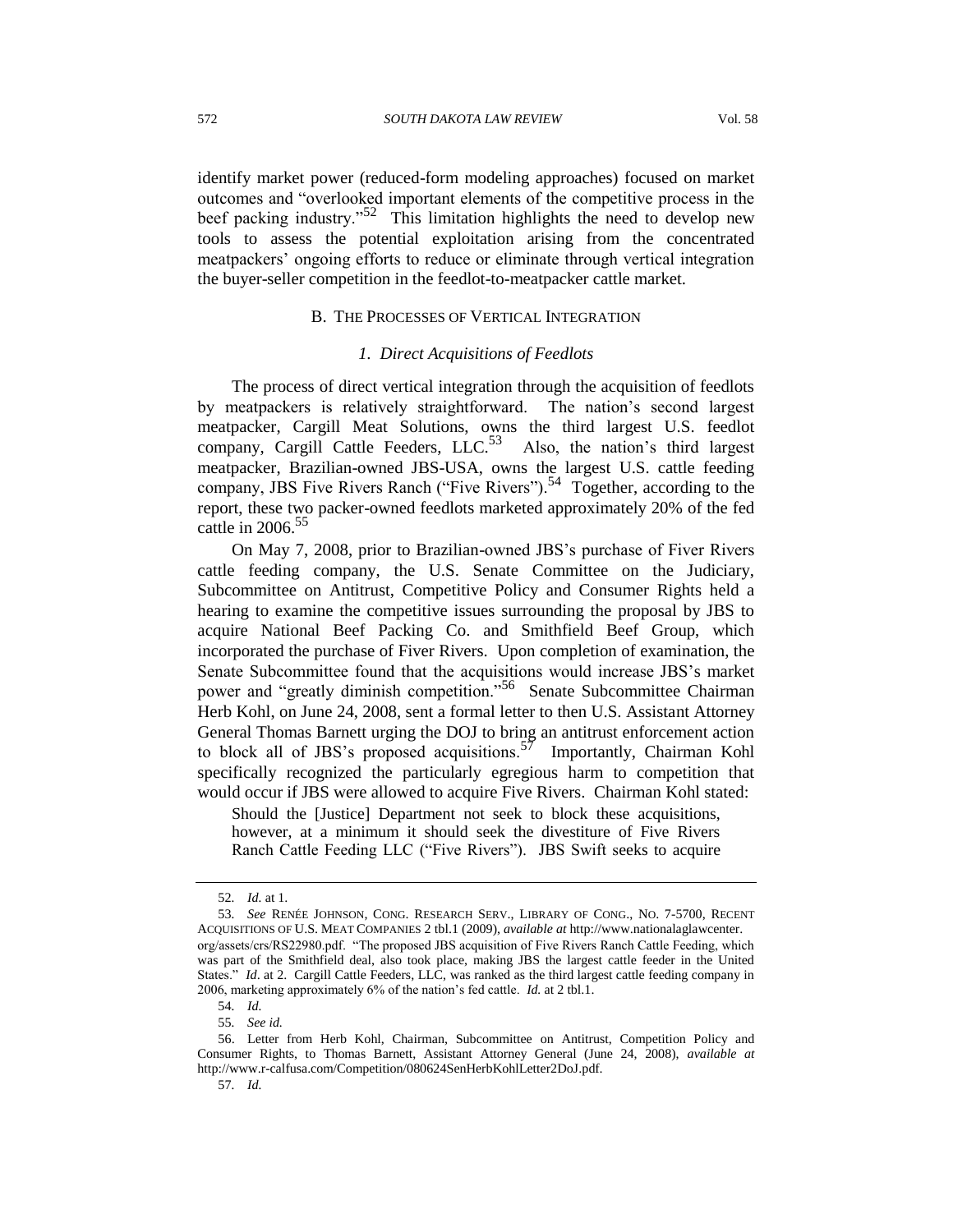identify market power (reduced-form modeling approaches) focused on market outcomes and "overlooked important elements of the competitive process in the beef packing industry."[52] This limitation highlights the need to develop new tools to assess the potential exploitation arising from the concentrated meatpackers' ongoing efforts to reduce or eliminate through vertical integration the buyer-seller competition in the feedlot-to-meatpacker cattle market.

### B. The Processes of Vertical Integration

#### *1. Direct Acquisitions of Feedlots*

The process of direct vertical integration through the acquisition of feedlots by meatpackers is relatively straightforward. The nation's second largest meatpacker, Cargill Meat Solutions, owns the third largest U.S. feedlot company, Cargill Cattle Feeders, LLC.[53] Also, the nation's third largest meatpacker, Brazilian-owned JBS-USA, owns the largest U.S. cattle feeding company, JBS Five Rivers Ranch ("Five Rivers").[54] Together, according to the report, these two packer-owned feedlots marketed approximately 20% of the fed cattle in 2006.[55]

On May 7, 2008, prior to Brazilian-owned JBS's purchase of Fiver Rivers cattle feeding company, the U.S. Senate Committee on the Judiciary, Subcommittee on Antitrust, Competitive Policy and Consumer Rights held a hearing to examine the competitive issues surrounding the proposal by JBS to acquire National Beef Packing Co. and Smithfield Beef Group, which incorporated the purchase of Fiver Rivers. Upon completion of examination, the Senate Subcommittee found that the acquisitions would increase JBS's market power and "greatly diminish competition."[56] Senate Subcommittee Chairman Herb Kohl, on June 24, 2008, sent a formal letter to then U.S. Assistant Attorney General Thomas Barnett urging the DOJ to bring an antitrust enforcement action to block all of JBS's proposed acquisitions.[57] Importantly, Chairman Kohl specifically recognized the particularly egregious harm to competition that would occur if JBS were allowed to acquire Five Rivers. Chairman Kohl stated:

> Should the [Justice] Department not seek to block these acquisitions, however, at a minimum it should seek the divestiture of Five Rivers Ranch Cattle Feeding LLC ("Five Rivers"). JBS Swift seeks to acquire

---

52. *Id.* at 1.

53. *See* RENÉE JOHNSON, CONG. RESEARCH SERV., LIBRARY OF CONG., NO. 7-5700, RECENT ACQUISITIONS OF U.S. MEAT COMPANIES 2 tbl.1 (2009), *available at* http://www.nationalaglawcenter.org/assets/crs/RS22980.pdf. "The proposed JBS acquisition of Five Rivers Ranch Cattle Feeding, which was part of the Smithfield deal, also took place, making JBS the largest cattle feeder in the United States." *Id*. at 2. Cargill Cattle Feeders, LLC, was ranked as the third largest cattle feeding company in 2006, marketing approximately 6% of the nation's fed cattle. *Id.* at 2 tbl.1.

54. *Id.*

55. *See id.*

56. Letter from Herb Kohl, Chairman, Subcommittee on Antitrust, Competition Policy and Consumer Rights, to Thomas Barnett, Assistant Attorney General (June 24, 2008), *available at* http://www.r-calfusa.com/Competition/080624SenHerbKohlLetter2DoJ.pdf.

57. *Id.*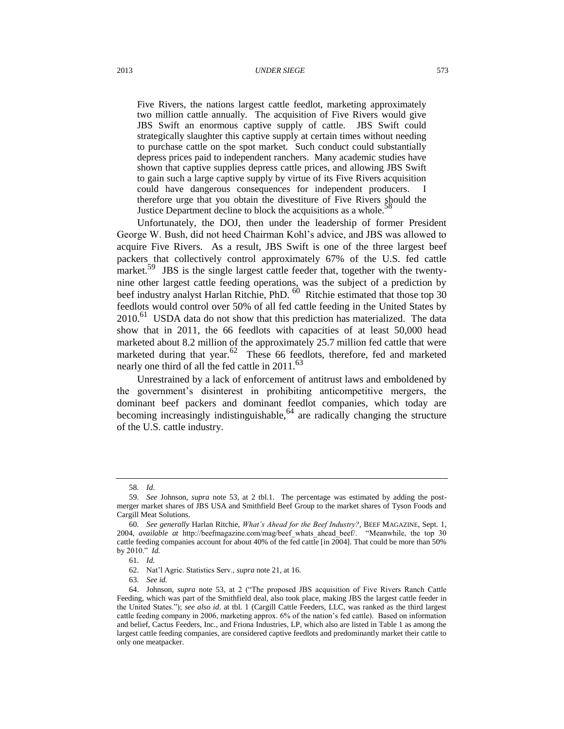> Five Rivers, the nations largest cattle feedlot, marketing approximately two million cattle annually. The acquisition of Five Rivers would give JBS Swift an enormous captive supply of cattle. JBS Swift could strategically slaughter this captive supply at certain times without needing to purchase cattle on the spot market. Such conduct could substantially depress prices paid to independent ranchers. Many academic studies have shown that captive supplies depress cattle prices, and allowing JBS Swift to gain such a large captive supply by virtue of its Five Rivers acquisition could have dangerous consequences for independent producers. I therefore urge that you obtain the divestiture of Five Rivers should the Justice Department decline to block the acquisitions as a whole.[58]

Unfortunately, the DOJ, then under the leadership of former President George W. Bush, did not heed Chairman Kohl's advice, and JBS was allowed to acquire Five Rivers. As a result, JBS Swift is one of the three largest beef packers that collectively control approximately 67% of the U.S. fed cattle market.[59] JBS is the single largest cattle feeder that, together with the twenty-nine other largest cattle feeding operations, was the subject of a prediction by beef industry analyst Harlan Ritchie, PhD.[60] Ritchie estimated that those top 30 feedlots would control over 50% of all fed cattle feeding in the United States by 2010.[61] USDA data do not show that this prediction has materialized. The data show that in 2011, the 66 feedlots with capacities of at least 50,000 head marketed about 8.2 million of the approximately 25.7 million fed cattle that were marketed during that year.[62] These 66 feedlots, therefore, fed and marketed nearly one third of all the fed cattle in 2011.[63]

Unrestrained by a lack of enforcement of antitrust laws and emboldened by the government's disinterest in prohibiting anticompetitive mergers, the dominant beef packers and dominant feedlot companies, which today are becoming increasingly indistinguishable,[64] are radically changing the structure of the U.S. cattle industry.

---

58. *Id.*

59. *See* Johnson, *supra* note 53, at 2 tbl.1. The percentage was estimated by adding the post-merger market shares of JBS USA and Smithfield Beef Group to the market shares of Tyson Foods and Cargill Meat Solutions.

60. *See generally* Harlan Ritchie, *What's Ahead for the Beef Industry?*, BEEF MAGAZINE, Sept. 1, 2004, *available at* http://beefmagazine.com/mag/beef_whats_ahead_beef/. "Meanwhile, the top 30 cattle feeding companies account for about 40% of the fed cattle [in 2004]. That could be more than 50% by 2010." *Id.*

61. *Id.*

62. Nat'l Agric. Statistics Serv., *supra* note 21, at 16.

63. *See id.*

64. Johnson, *supra* note 53, at 2 ("The proposed JBS acquisition of Five Rivers Ranch Cattle Feeding, which was part of the Smithfield deal, also took place, making JBS the largest cattle feeder in the United States."); *see also id*. at tbl. 1 (Cargill Cattle Feeders, LLC, was ranked as the third largest cattle feeding company in 2006, marketing approx. 6% of the nation's fed cattle). Based on information and belief, Cactus Feeders, Inc., and Friona Industries, LP, which also are listed in Table 1 as among the largest cattle feeding companies, are considered captive feedlots and predominantly market their cattle to only one meatpacker.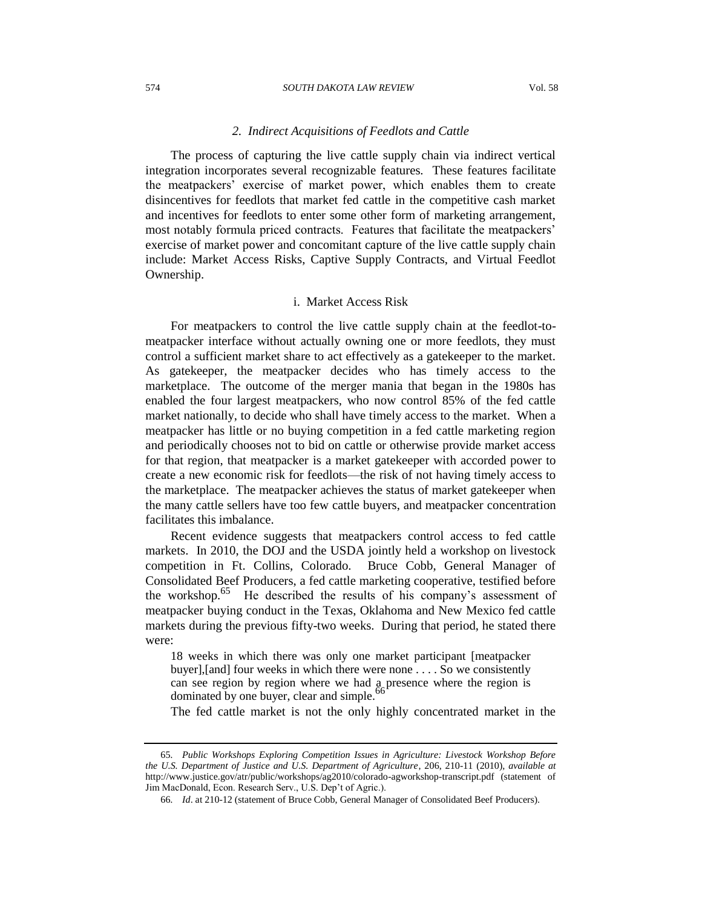### *2. Indirect Acquisitions of Feedlots and Cattle*

The process of capturing the live cattle supply chain via indirect vertical integration incorporates several recognizable features. These features facilitate the meatpackers' exercise of market power, which enables them to create disincentives for feedlots that market fed cattle in the competitive cash market and incentives for feedlots to enter some other form of marketing arrangement, most notably formula priced contracts. Features that facilitate the meatpackers' exercise of market power and concomitant capture of the live cattle supply chain include: Market Access Risks, Captive Supply Contracts, and Virtual Feedlot Ownership.

#### i. Market Access Risk

For meatpackers to control the live cattle supply chain at the feedlot-to-meatpacker interface without actually owning one or more feedlots, they must control a sufficient market share to act effectively as a gatekeeper to the market. As gatekeeper, the meatpacker decides who has timely access to the marketplace. The outcome of the merger mania that began in the 1980s has enabled the four largest meatpackers, who now control 85% of the fed cattle market nationally, to decide who shall have timely access to the market. When a meatpacker has little or no buying competition in a fed cattle marketing region and periodically chooses not to bid on cattle or otherwise provide market access for that region, that meatpacker is a market gatekeeper with accorded power to create a new economic risk for feedlots—the risk of not having timely access to the marketplace. The meatpacker achieves the status of market gatekeeper when the many cattle sellers have too few cattle buyers, and meatpacker concentration facilitates this imbalance.

Recent evidence suggests that meatpackers control access to fed cattle markets. In 2010, the DOJ and the USDA jointly held a workshop on livestock competition in Ft. Collins, Colorado. Bruce Cobb, General Manager of Consolidated Beef Producers, a fed cattle marketing cooperative, testified before the workshop.[65] He described the results of his company's assessment of meatpacker buying conduct in the Texas, Oklahoma and New Mexico fed cattle markets during the previous fifty-two weeks. During that period, he stated there were:

> 18 weeks in which there was only one market participant [meatpacker buyer],[and] four weeks in which there were none . . . . So we consistently can see region by region where we had a presence where the region is dominated by one buyer, clear and simple.[66]

The fed cattle market is not the only highly concentrated market in the

---

65. *Public Workshops Exploring Competition Issues in Agriculture: Livestock Workshop Before the U.S. Department of Justice and U.S. Department of Agriculture*, 206, 210-11 (2010), *available at* http://www.justice.gov/atr/public/workshops/ag2010/colorado-agworkshop-transcript.pdf (statement of Jim MacDonald, Econ. Research Serv., U.S. Dep't of Agric.).

66. *Id*. at 210-12 (statement of Bruce Cobb, General Manager of Consolidated Beef Producers).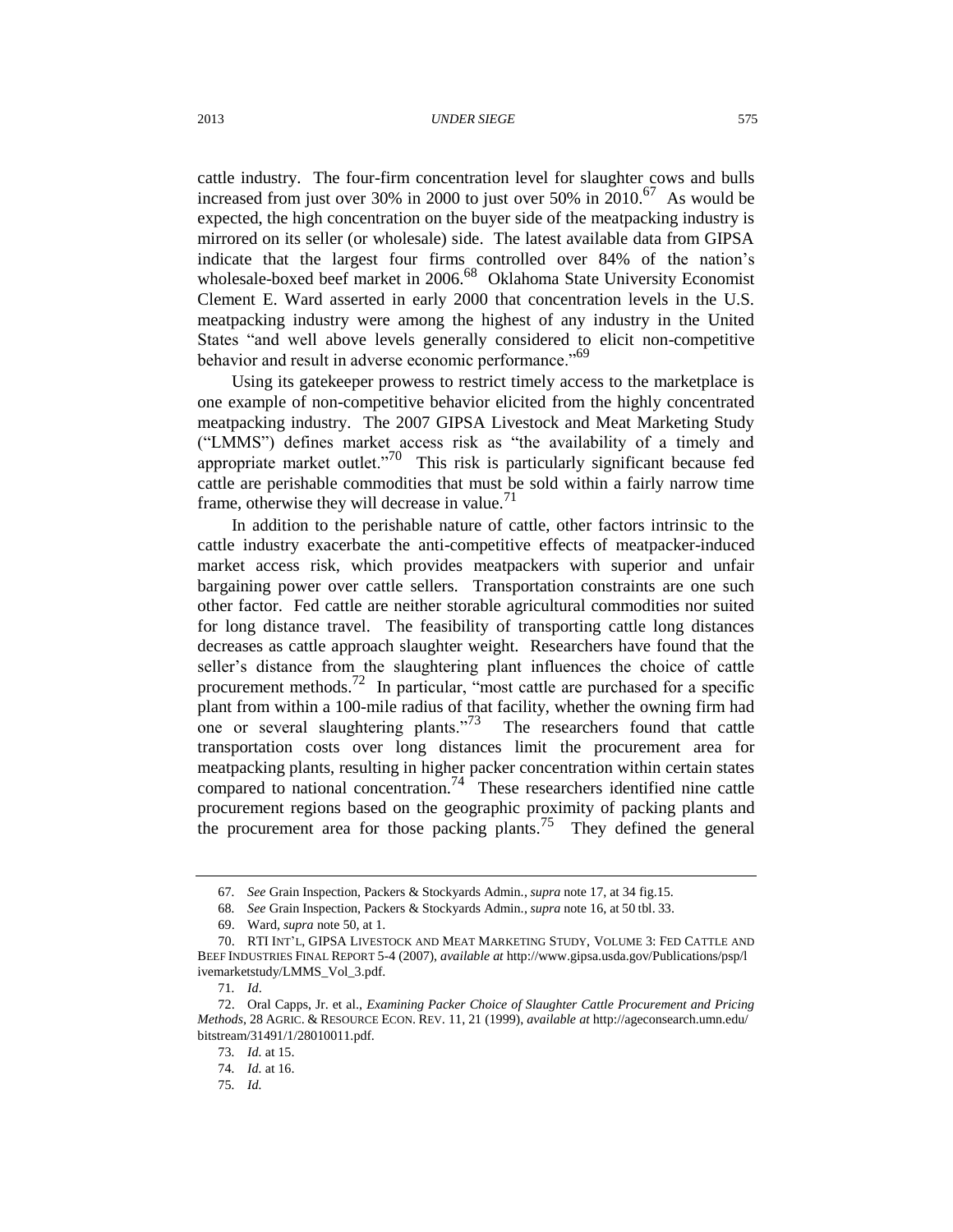cattle industry. The four-firm concentration level for slaughter cows and bulls increased from just over 30% in 2000 to just over 50% in 2010.[67] As would be expected, the high concentration on the buyer side of the meatpacking industry is mirrored on its seller (or wholesale) side. The latest available data from GIPSA indicate that the largest four firms controlled over 84% of the nation's wholesale-boxed beef market in 2006.[68] Oklahoma State University Economist Clement E. Ward asserted in early 2000 that concentration levels in the U.S. meatpacking industry were among the highest of any industry in the United States "and well above levels generally considered to elicit non-competitive behavior and result in adverse economic performance."[69]

Using its gatekeeper prowess to restrict timely access to the marketplace is one example of non-competitive behavior elicited from the highly concentrated meatpacking industry. The 2007 GIPSA Livestock and Meat Marketing Study ("LMMS") defines market access risk as "the availability of a timely and appropriate market outlet."[70] This risk is particularly significant because fed cattle are perishable commodities that must be sold within a fairly narrow time frame, otherwise they will decrease in value.[71]

In addition to the perishable nature of cattle, other factors intrinsic to the cattle industry exacerbate the anti-competitive effects of meatpacker-induced market access risk, which provides meatpackers with superior and unfair bargaining power over cattle sellers. Transportation constraints are one such other factor. Fed cattle are neither storable agricultural commodities nor suited for long distance travel. The feasibility of transporting cattle long distances decreases as cattle approach slaughter weight. Researchers have found that the seller's distance from the slaughtering plant influences the choice of cattle procurement methods.[72] In particular, "most cattle are purchased for a specific plant from within a 100-mile radius of that facility, whether the owning firm had one or several slaughtering plants."[73] The researchers found that cattle transportation costs over long distances limit the procurement area for meatpacking plants, resulting in higher packer concentration within certain states compared to national concentration.[74] These researchers identified nine cattle procurement regions based on the geographic proximity of packing plants and the procurement area for those packing plants.[75] They defined the general

---

67. *See* Grain Inspection, Packers & Stockyards Admin., *supra* note 17, at 34 fig.15.

68. *See* Grain Inspection, Packers & Stockyards Admin., *supra* note 16, at 50 tbl. 33.

69. Ward, *supra* note 50, at 1.

70. RTI INT'L, GIPSA LIVESTOCK AND MEAT MARKETING STUDY, VOLUME 3: FED CATTLE AND BEEF INDUSTRIES FINAL REPORT 5-4 (2007), *available at* http://www.gipsa.usda.gov/Publications/psp/livemarketstudy/LMMS_Vol_3.pdf.

71. *Id*.

72. Oral Capps, Jr. et al., *Examining Packer Choice of Slaughter Cattle Procurement and Pricing Methods*, 28 AGRIC. & RESOURCE ECON. REV. 11, 21 (1999), *available at* http://ageconsearch.umn.edu/bitstream/31491/1/28010011.pdf.

73. *Id.* at 15.

74. *Id.* at 16.

75. *Id.*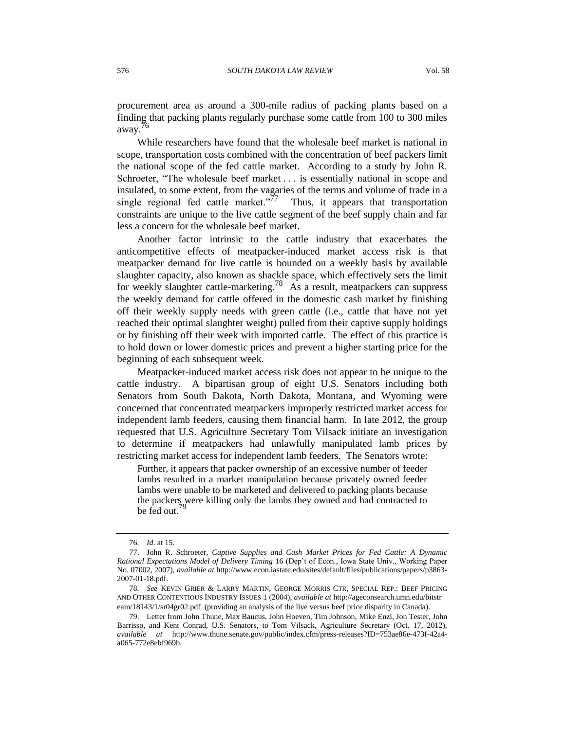procurement area as around a 300-mile radius of packing plants based on a finding that packing plants regularly purchase some cattle from 100 to 300 miles away.[76]

While researchers have found that the wholesale beef market is national in scope, transportation costs combined with the concentration of beef packers limit the national scope of the fed cattle market. According to a study by John R. Schroeter, "The wholesale beef market . . . is essentially national in scope and insulated, to some extent, from the vagaries of the terms and volume of trade in a single regional fed cattle market."[77] Thus, it appears that transportation constraints are unique to the live cattle segment of the beef supply chain and far less a concern for the wholesale beef market.

Another factor intrinsic to the cattle industry that exacerbates the anticompetitive effects of meatpacker-induced market access risk is that meatpacker demand for live cattle is bounded on a weekly basis by available slaughter capacity, also known as shackle space, which effectively sets the limit for weekly slaughter cattle-marketing.[78] As a result, meatpackers can suppress the weekly demand for cattle offered in the domestic cash market by finishing off their weekly supply needs with green cattle (i.e., cattle that have not yet reached their optimal slaughter weight) pulled from their captive supply holdings or by finishing off their week with imported cattle. The effect of this practice is to hold down or lower domestic prices and prevent a higher starting price for the beginning of each subsequent week.

Meatpacker-induced market access risk does not appear to be unique to the cattle industry. A bipartisan group of eight U.S. Senators including both Senators from South Dakota, North Dakota, Montana, and Wyoming were concerned that concentrated meatpackers improperly restricted market access for independent lamb feeders, causing them financial harm. In late 2012, the group requested that U.S. Agriculture Secretary Tom Vilsack initiate an investigation to determine if meatpackers had unlawfully manipulated lamb prices by restricting market access for independent lamb feeders. The Senators wrote:

> Further, it appears that packer ownership of an excessive number of feeder lambs resulted in a market manipulation because privately owned feeder lambs were unable to be marketed and delivered to packing plants because the packers were killing only the lambs they owned and had contracted to be fed out.[79]

---

76. *Id.* at 15.

77. John R. Schroeter, *Captive Supplies and Cash Market Prices for Fed Cattle: A Dynamic Rational Expectations Model of Delivery Timing* 16 (Dep't of Econ., Iowa State Univ., Working Paper No. 07002, 2007), *available at* http://www.econ.iastate.edu/sites/default/files/publications/papers/p3863-2007-01-18.pdf.

78. *See* KEVIN GRIER & LARRY MARTIN, GEORGE MORRIS CTR, SPECIAL REP.: BEEF PRICING AND OTHER CONTENTIOUS INDUSTRY ISSUES 1 (2004), *available at* http://ageconsearch.umn.edu/bitstream/18143/1/sr04gr02.pdf (providing an analysis of the live versus beef price disparity in Canada).

79. Letter from John Thune, Max Baucus, John Hoeven, Tim Johnson, Mike Enzi, Jon Tester, John Barrisso, and Kent Conrad, U.S. Senators, to Tom Vilsack, Agriculture Secretary (Oct. 17, 2012), *available at* http://www.thune.senate.gov/public/index.cfm/press-releases?ID=753ae86e-473f-42a4-a065-772e8ebf969b.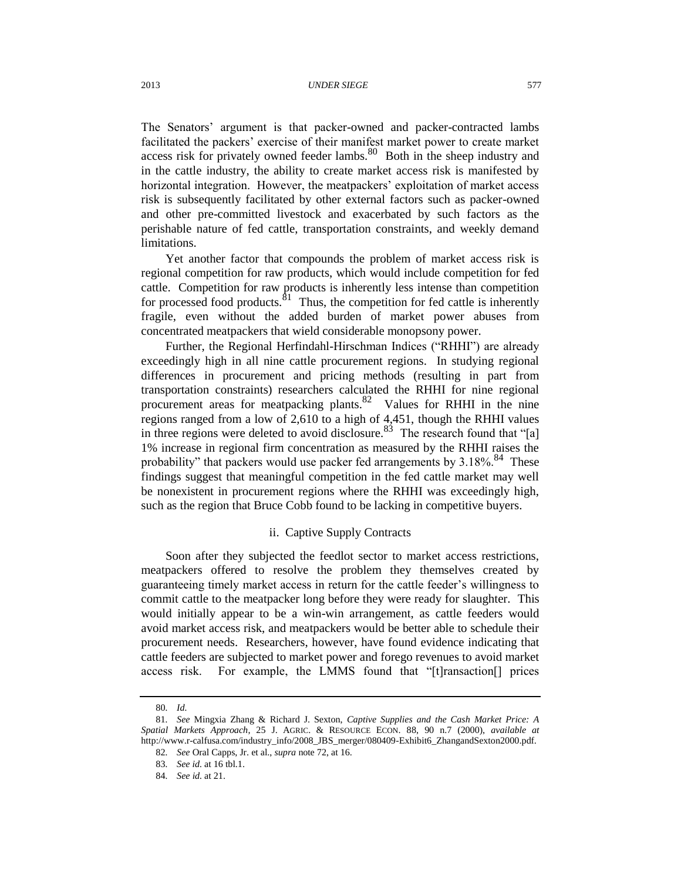The Senators' argument is that packer-owned and packer-contracted lambs facilitated the packers' exercise of their manifest market power to create market access risk for privately owned feeder lambs.[80] Both in the sheep industry and in the cattle industry, the ability to create market access risk is manifested by horizontal integration. However, the meatpackers' exploitation of market access risk is subsequently facilitated by other external factors such as packer-owned and other pre-committed livestock and exacerbated by such factors as the perishable nature of fed cattle, transportation constraints, and weekly demand limitations.

Yet another factor that compounds the problem of market access risk is regional competition for raw products, which would include competition for fed cattle. Competition for raw products is inherently less intense than competition for processed food products.[81] Thus, the competition for fed cattle is inherently fragile, even without the added burden of market power abuses from concentrated meatpackers that wield considerable monopsony power.

Further, the Regional Herfindahl-Hirschman Indices ("RHHI") are already exceedingly high in all nine cattle procurement regions. In studying regional differences in procurement and pricing methods (resulting in part from transportation constraints) researchers calculated the RHHI for nine regional procurement areas for meatpacking plants.[82] Values for RHHI in the nine regions ranged from a low of 2,610 to a high of 4,451, though the RHHI values in three regions were deleted to avoid disclosure.[83] The research found that "[a] 1% increase in regional firm concentration as measured by the RHHI raises the probability" that packers would use packer fed arrangements by 3.18%.[84] These findings suggest that meaningful competition in the fed cattle market may well be nonexistent in procurement regions where the RHHI was exceedingly high, such as the region that Bruce Cobb found to be lacking in competitive buyers.

### ii. Captive Supply Contracts

Soon after they subjected the feedlot sector to market access restrictions, meatpackers offered to resolve the problem they themselves created by guaranteeing timely market access in return for the cattle feeder's willingness to commit cattle to the meatpacker long before they were ready for slaughter. This would initially appear to be a win-win arrangement, as cattle feeders would avoid market access risk, and meatpackers would be better able to schedule their procurement needs. Researchers, however, have found evidence indicating that cattle feeders are subjected to market power and forego revenues to avoid market access risk. For example, the LMMS found that "[t]ransaction[] prices

---

80. *Id.*

81. *See* Mingxia Zhang & Richard J. Sexton, *Captive Supplies and the Cash Market Price: A Spatial Markets Approach*, 25 J. AGRIC. & RESOURCE ECON. 88, 90 n.7 (2000), *available at* http://www.r-calfusa.com/industry_info/2008_JBS_merger/080409-Exhibit6_ZhangandSexton2000.pdf.

82. *See* Oral Capps, Jr. et al., *supra* note 72, at 16.

83. *See id.* at 16 tbl.1.

84. *See id.* at 21.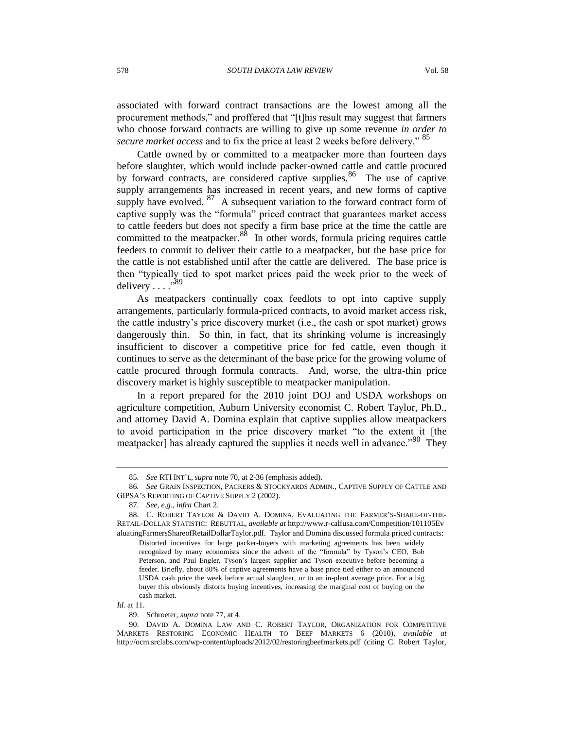associated with forward contract transactions are the lowest among all the procurement methods," and proffered that "[t]his result may suggest that farmers who choose forward contracts are willing to give up some revenue *in order to secure market access* and to fix the price at least 2 weeks before delivery." [85]

Cattle owned by or committed to a meatpacker more than fourteen days before slaughter, which would include packer-owned cattle and cattle procured by forward contracts, are considered captive supplies.[86] The use of captive supply arrangements has increased in recent years, and new forms of captive supply have evolved. [87] A subsequent variation to the forward contract form of captive supply was the "formula" priced contract that guarantees market access to cattle feeders but does not specify a firm base price at the time the cattle are committed to the meatpacker.[88] In other words, formula pricing requires cattle feeders to commit to deliver their cattle to a meatpacker, but the base price for the cattle is not established until after the cattle are delivered. The base price is then "typically tied to spot market prices paid the week prior to the week of delivery . . . ."[89]

As meatpackers continually coax feedlots to opt into captive supply arrangements, particularly formula-priced contracts, to avoid market access risk, the cattle industry's price discovery market (i.e., the cash or spot market) grows dangerously thin. So thin, in fact, that its shrinking volume is increasingly insufficient to discover a competitive price for fed cattle, even though it continues to serve as the determinant of the base price for the growing volume of cattle procured through formula contracts. And, worse, the ultra-thin price discovery market is highly susceptible to meatpacker manipulation.

In a report prepared for the 2010 joint DOJ and USDA workshops on agriculture competition, Auburn University economist C. Robert Taylor, Ph.D., and attorney David A. Domina explain that captive supplies allow meatpackers to avoid participation in the price discovery market "to the extent it [the meatpacker] has already captured the supplies it needs well in advance."[90] They

---

85. *See* RTI INT'L, *supra* note 70, at 2-36 (emphasis added).

86. *See* GRAIN INSPECTION, PACKERS & STOCKYARDS ADMIN., CAPTIVE SUPPLY OF CATTLE AND GIPSA'S REPORTING OF CAPTIVE SUPPLY 2 (2002).

87. *See, e.g.*, *infra* Chart 2.

88. C. ROBERT TAYLOR & DAVID A. DOMINA, EVALUATING THE FARMER'S-SHARE-OF-THE-RETAIL-DOLLAR STATISTIC: REBUTTAL, *available at* http://www.r-calfusa.com/Competition/101105EvaluatingFarmersShareofRetailDollarTaylor.pdf. Taylor and Domina discussed formula priced contracts:

> Distorted incentives for large packer-buyers with marketing agreements has been widely recognized by many economists since the advent of the "formula" by Tyson's CEO, Bob Peterson, and Paul Engler, Tyson's largest supplier and Tyson executive before becoming a feeder. Briefly, about 80% of captive agreements have a base price tied either to an announced USDA cash price the week before actual slaughter, or to an in-plant average price. For a big buyer this obviously distorts buying incentives, increasing the marginal cost of buying on the cash market.

*Id.* at 11.

89. Schroeter, *supra* note 77, at 4.

90. DAVID A. DOMINA LAW AND C. ROBERT TAYLOR, ORGANIZATION FOR COMPETITIVE MARKETS RESTORING ECONOMIC HEALTH TO BEEF MARKETS 6 (2010), *available at* http://ocm.srclabs.com/wp-content/uploads/2012/02/restoringbeefmarkets.pdf (citing C. Robert Taylor,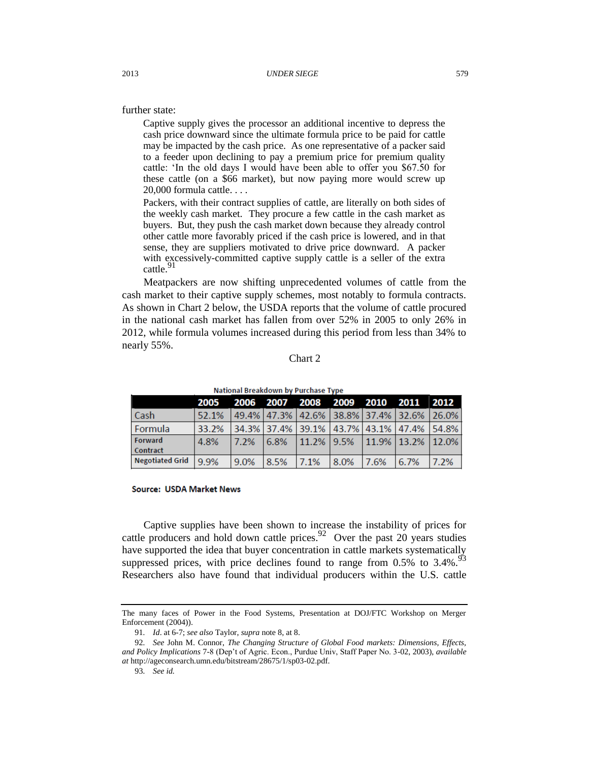further state:

> Captive supply gives the processor an additional incentive to depress the cash price downward since the ultimate formula price to be paid for cattle may be impacted by the cash price. As one representative of a packer said to a feeder upon declining to pay a premium price for premium quality cattle: 'In the old days I would have been able to offer you $67.50 for these cattle (on a $66 market), but now paying more would screw up 20,000 formula cattle. . . .
>
> Packers, with their contract supplies of cattle, are literally on both sides of the weekly cash market. They procure a few cattle in the cash market as buyers. But, they push the cash market down because they already control other cattle more favorably priced if the cash price is lowered, and in that sense, they are suppliers motivated to drive price downward. A packer with excessively-committed captive supply cattle is a seller of the extra cattle.[91]

Meatpackers are now shifting unprecedented volumes of cattle from the cash market to their captive supply schemes, most notably to formula contracts. As shown in Chart 2 below, the USDA reports that the volume of cattle procured in the national cash market has fallen from over 52% in 2005 to only 26% in 2012, while formula volumes increased during this period from less than 34% to nearly 55%.

Chart 2

**National Breakdown by Purchase Type**

| | 2005 | 2006 | 2007 | 2008 | 2009 | 2010 | 2011 | 2012 |
|---|---|---|---|---|---|---|---|---|
| Cash | 52.1% | 49.4% | 47.3% | 42.6% | 38.8% | 37.4% | 32.6% | 26.0% |
| Formula | 33.2% | 34.3% | 37.4% | 39.1% | 43.7% | 43.1% | 47.4% | 54.8% |
| Forward Contract | 4.8% | 7.2% | 6.8% | 11.2% | 9.5% | 11.9% | 13.2% | 12.0% |
| Negotiated Grid | 9.9% | 9.0% | 8.5% | 7.1% | 8.0% | 7.6% | 6.7% | 7.2% |

**Source: USDA Market News**

Captive supplies have been shown to increase the instability of prices for cattle producers and hold down cattle prices.[92] Over the past 20 years studies have supported the idea that buyer concentration in cattle markets systematically suppressed prices, with price declines found to range from 0.5% to 3.4%.[93] Researchers also have found that individual producers within the U.S. cattle

---

The many faces of Power in the Food Systems, Presentation at DOJ/FTC Workshop on Merger Enforcement (2004)).

91. *Id*. at 6-7; *see also* Taylor, *supra* note 8, at 8.

92. *See* John M. Connor, *The Changing Structure of Global Food markets: Dimensions, Effects, and Policy Implications* 7-8 (Dep't of Agric. Econ., Purdue Univ, Staff Paper No. 3-02, 2003), *available at* http://ageconsearch.umn.edu/bitstream/28675/1/sp03-02.pdf.

93. *See id.*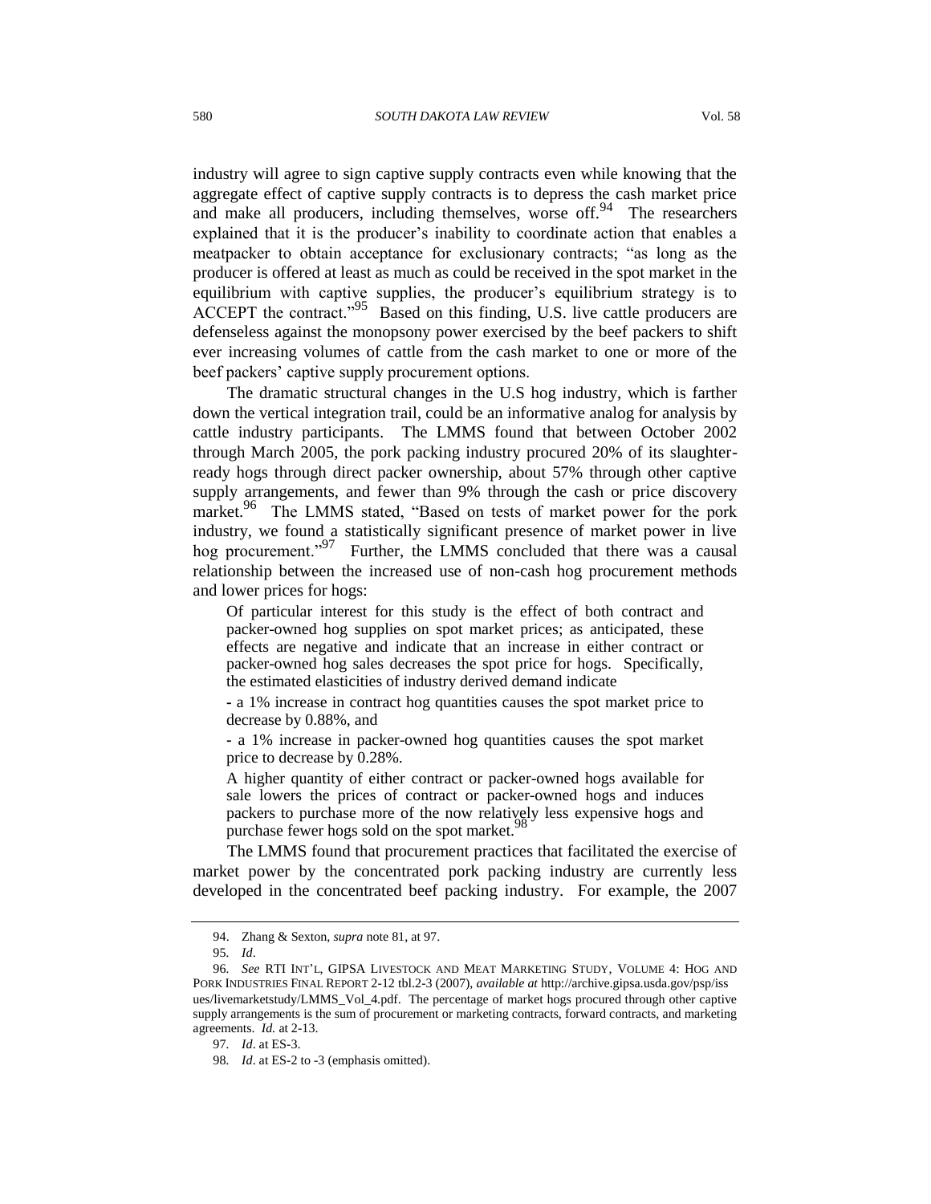industry will agree to sign captive supply contracts even while knowing that the aggregate effect of captive supply contracts is to depress the cash market price and make all producers, including themselves, worse off.[94] The researchers explained that it is the producer's inability to coordinate action that enables a meatpacker to obtain acceptance for exclusionary contracts; "as long as the producer is offered at least as much as could be received in the spot market in the equilibrium with captive supplies, the producer's equilibrium strategy is to ACCEPT the contract."[95] Based on this finding, U.S. live cattle producers are defenseless against the monopsony power exercised by the beef packers to shift ever increasing volumes of cattle from the cash market to one or more of the beef packers' captive supply procurement options.

The dramatic structural changes in the U.S hog industry, which is farther down the vertical integration trail, could be an informative analog for analysis by cattle industry participants. The LMMS found that between October 2002 through March 2005, the pork packing industry procured 20% of its slaughter-ready hogs through direct packer ownership, about 57% through other captive supply arrangements, and fewer than 9% through the cash or price discovery market.[96] The LMMS stated, "Based on tests of market power for the pork industry, we found a statistically significant presence of market power in live hog procurement."[97] Further, the LMMS concluded that there was a causal relationship between the increased use of non-cash hog procurement methods and lower prices for hogs:

> Of particular interest for this study is the effect of both contract and packer-owned hog supplies on spot market prices; as anticipated, these effects are negative and indicate that an increase in either contract or packer-owned hog sales decreases the spot price for hogs. Specifically, the estimated elasticities of industry derived demand indicate
>
> - a 1% increase in contract hog quantities causes the spot market price to decrease by 0.88%, and
>
> - a 1% increase in packer-owned hog quantities causes the spot market price to decrease by 0.28%.
>
> A higher quantity of either contract or packer-owned hogs available for sale lowers the prices of contract or packer-owned hogs and induces packers to purchase more of the now relatively less expensive hogs and purchase fewer hogs sold on the spot market.[98]

The LMMS found that procurement practices that facilitated the exercise of market power by the concentrated pork packing industry are currently less developed in the concentrated beef packing industry. For example, the 2007

---

94. Zhang & Sexton, *supra* note 81, at 97.

95. *Id*.

96. *See* RTI INT'L, GIPSA LIVESTOCK AND MEAT MARKETING STUDY, VOLUME 4: HOG AND PORK INDUSTRIES FINAL REPORT 2-12 tbl.2-3 (2007), *available at* http://archive.gipsa.usda.gov/psp/issues/livemarketstudy/LMMS_Vol_4.pdf. The percentage of market hogs procured through other captive supply arrangements is the sum of procurement or marketing contracts, forward contracts, and marketing agreements. *Id.* at 2-13.

97. *Id*. at ES-3.

98. *Id*. at ES-2 to -3 (emphasis omitted).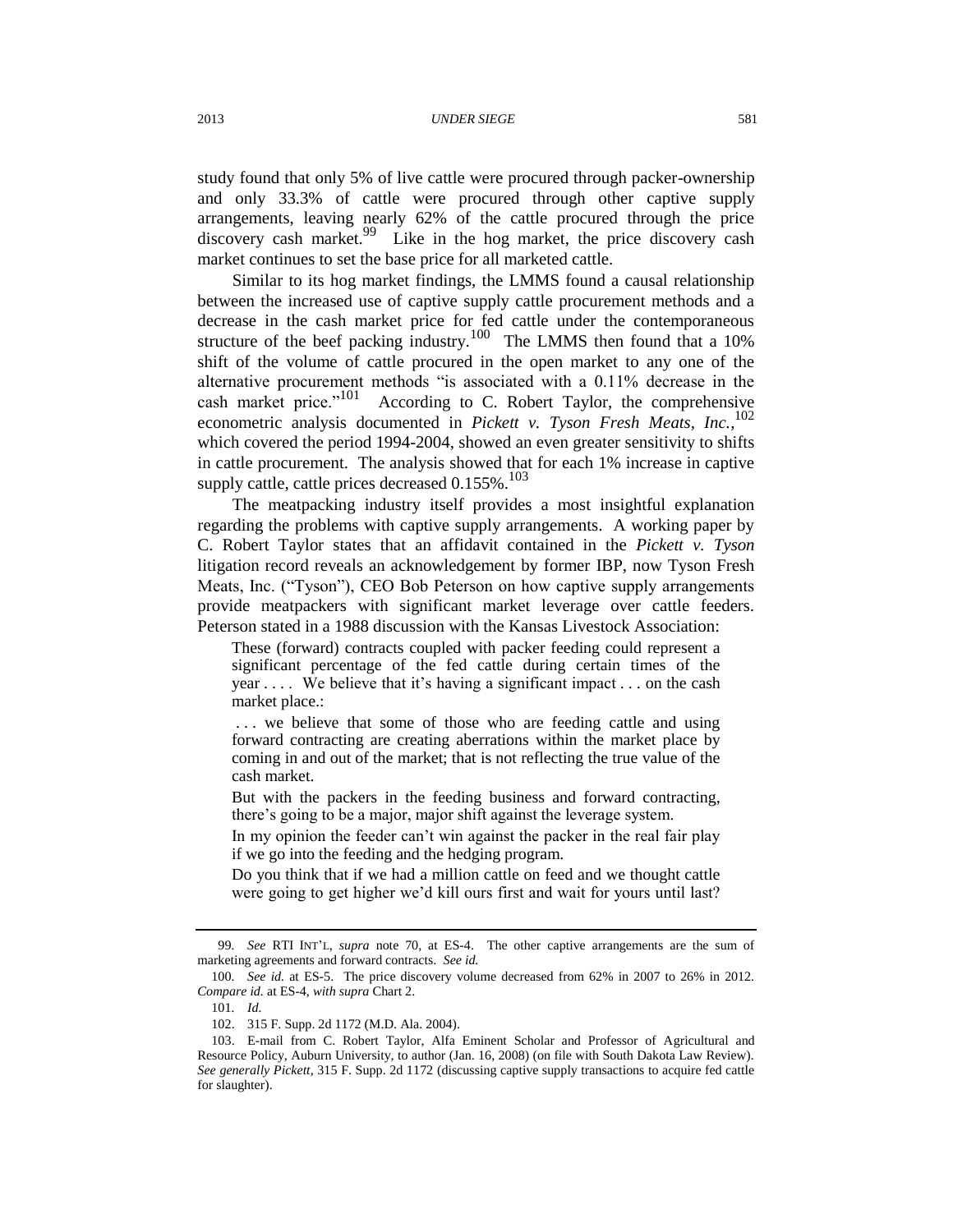study found that only 5% of live cattle were procured through packer-ownership and only 33.3% of cattle were procured through other captive supply arrangements, leaving nearly 62% of the cattle procured through the price discovery cash market.[99] Like in the hog market, the price discovery cash market continues to set the base price for all marketed cattle.

Similar to its hog market findings, the LMMS found a causal relationship between the increased use of captive supply cattle procurement methods and a decrease in the cash market price for fed cattle under the contemporaneous structure of the beef packing industry.[100] The LMMS then found that a 10% shift of the volume of cattle procured in the open market to any one of the alternative procurement methods "is associated with a 0.11% decrease in the cash market price."[101] According to C. Robert Taylor, the comprehensive econometric analysis documented in *Pickett v. Tyson Fresh Meats, Inc.*,[102] which covered the period 1994-2004, showed an even greater sensitivity to shifts in cattle procurement. The analysis showed that for each 1% increase in captive supply cattle, cattle prices decreased 0.155%.[103]

The meatpacking industry itself provides a most insightful explanation regarding the problems with captive supply arrangements. A working paper by C. Robert Taylor states that an affidavit contained in the *Pickett v. Tyson* litigation record reveals an acknowledgement by former IBP, now Tyson Fresh Meats, Inc. ("Tyson"), CEO Bob Peterson on how captive supply arrangements provide meatpackers with significant market leverage over cattle feeders. Peterson stated in a 1988 discussion with the Kansas Livestock Association:

> These (forward) contracts coupled with packer feeding could represent a significant percentage of the fed cattle during certain times of the year . . . . We believe that it's having a significant impact . . . on the cash market place.:
>
> . . . we believe that some of those who are feeding cattle and using forward contracting are creating aberrations within the market place by coming in and out of the market; that is not reflecting the true value of the cash market.
>
> But with the packers in the feeding business and forward contracting, there's going to be a major, major shift against the leverage system.
>
> In my opinion the feeder can't win against the packer in the real fair play if we go into the feeding and the hedging program.
>
> Do you think that if we had a million cattle on feed and we thought cattle were going to get higher we'd kill ours first and wait for yours until last?

---

99. *See* RTI INT'L, *supra* note 70, at ES-4. The other captive arrangements are the sum of marketing agreements and forward contracts. *See id.*

100. *See id.* at ES-5. The price discovery volume decreased from 62% in 2007 to 26% in 2012. *Compare id.* at ES-4, *with supra* Chart 2.

101. *Id.*

102. 315 F. Supp. 2d 1172 (M.D. Ala. 2004).

103. E-mail from C. Robert Taylor, Alfa Eminent Scholar and Professor of Agricultural and Resource Policy, Auburn University, to author (Jan. 16, 2008) (on file with South Dakota Law Review). *See generally Pickett*, 315 F. Supp. 2d 1172 (discussing captive supply transactions to acquire fed cattle for slaughter).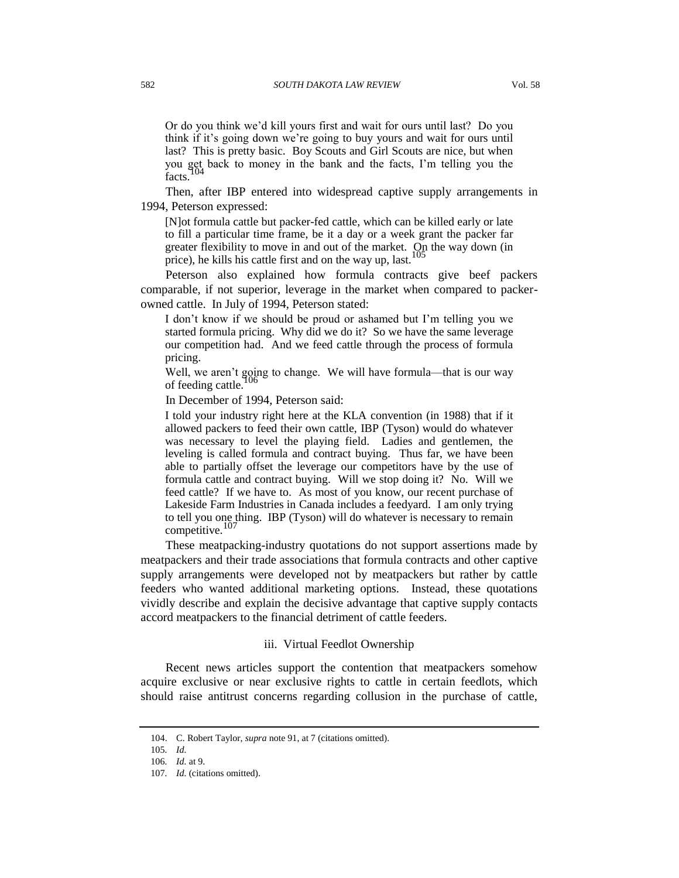> Or do you think we'd kill yours first and wait for ours until last? Do you think if it's going down we're going to buy yours and wait for ours until last? This is pretty basic. Boy Scouts and Girl Scouts are nice, but when you get back to money in the bank and the facts, I'm telling you the facts.[104]

Then, after IBP entered into widespread captive supply arrangements in 1994, Peterson expressed:

> [N]ot formula cattle but packer-fed cattle, which can be killed early or late to fill a particular time frame, be it a day or a week grant the packer far greater flexibility to move in and out of the market. On the way down (in price), he kills his cattle first and on the way up, last.[105]

Peterson also explained how formula contracts give beef packers comparable, if not superior, leverage in the market when compared to packer-owned cattle. In July of 1994, Peterson stated:

> I don't know if we should be proud or ashamed but I'm telling you we started formula pricing. Why did we do it? So we have the same leverage our competition had. And we feed cattle through the process of formula pricing.
>
> Well, we aren't going to change. We will have formula—that is our way of feeding cattle.[106]

In December of 1994, Peterson said:

> I told your industry right here at the KLA convention (in 1988) that if it allowed packers to feed their own cattle, IBP (Tyson) would do whatever was necessary to level the playing field. Ladies and gentlemen, the leveling is called formula and contract buying. Thus far, we have been able to partially offset the leverage our competitors have by the use of formula cattle and contract buying. Will we stop doing it? No. Will we feed cattle? If we have to. As most of you know, our recent purchase of Lakeside Farm Industries in Canada includes a feedyard. I am only trying to tell you one thing. IBP (Tyson) will do whatever is necessary to remain competitive.[107]

These meatpacking-industry quotations do not support assertions made by meatpackers and their trade associations that formula contracts and other captive supply arrangements were developed not by meatpackers but rather by cattle feeders who wanted additional marketing options. Instead, these quotations vividly describe and explain the decisive advantage that captive supply contacts accord meatpackers to the financial detriment of cattle feeders.

### iii. Virtual Feedlot Ownership

Recent news articles support the contention that meatpackers somehow acquire exclusive or near exclusive rights to cattle in certain feedlots, which should raise antitrust concerns regarding collusion in the purchase of cattle,

---

104. C. Robert Taylor, *supra* note 91, at 7 (citations omitted).

105. *Id.*

106. *Id.* at 9.

107. *Id.* (citations omitted).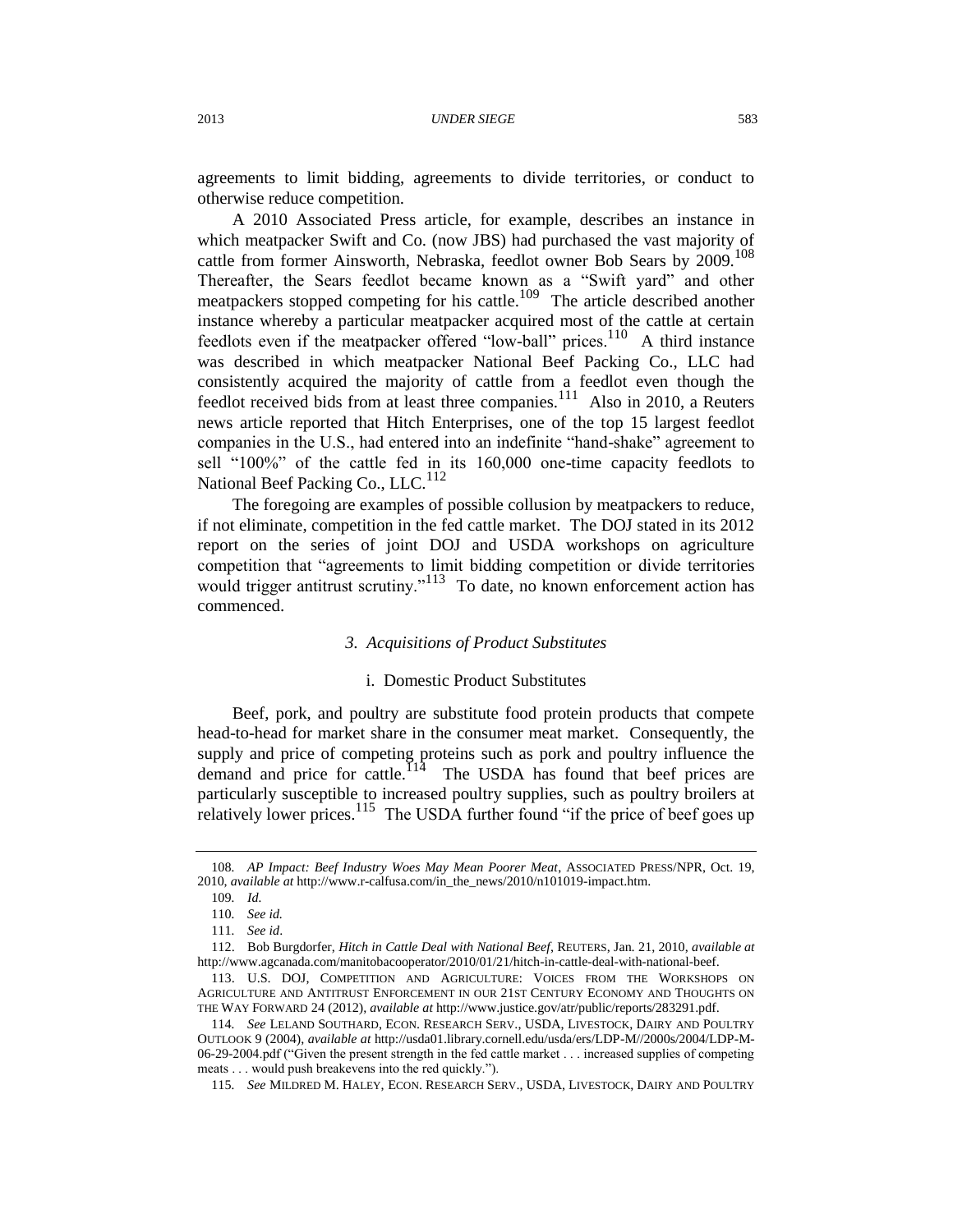agreements to limit bidding, agreements to divide territories, or conduct to otherwise reduce competition.

A 2010 Associated Press article, for example, describes an instance in which meatpacker Swift and Co. (now JBS) had purchased the vast majority of cattle from former Ainsworth, Nebraska, feedlot owner Bob Sears by 2009.[108] Thereafter, the Sears feedlot became known as a "Swift yard" and other meatpackers stopped competing for his cattle.[109] The article described another instance whereby a particular meatpacker acquired most of the cattle at certain feedlots even if the meatpacker offered "low-ball" prices.[110] A third instance was described in which meatpacker National Beef Packing Co., LLC had consistently acquired the majority of cattle from a feedlot even though the feedlot received bids from at least three companies.[111] Also in 2010, a Reuters news article reported that Hitch Enterprises, one of the top 15 largest feedlot companies in the U.S., had entered into an indefinite "hand-shake" agreement to sell "100%" of the cattle fed in its 160,000 one-time capacity feedlots to National Beef Packing Co., LLC.[112]

The foregoing are examples of possible collusion by meatpackers to reduce, if not eliminate, competition in the fed cattle market. The DOJ stated in its 2012 report on the series of joint DOJ and USDA workshops on agriculture competition that "agreements to limit bidding competition or divide territories would trigger antitrust scrutiny."[113] To date, no known enforcement action has commenced.

### *3. Acquisitions of Product Substitutes*

#### i. Domestic Product Substitutes

Beef, pork, and poultry are substitute food protein products that compete head-to-head for market share in the consumer meat market. Consequently, the supply and price of competing proteins such as pork and poultry influence the demand and price for cattle.[114] The USDA has found that beef prices are particularly susceptible to increased poultry supplies, such as poultry broilers at relatively lower prices.[115] The USDA further found "if the price of beef goes up

---

108. *AP Impact: Beef Industry Woes May Mean Poorer Meat*, ASSOCIATED PRESS/NPR, Oct. 19, 2010, *available at* http://www.r-calfusa.com/in_the_news/2010/n101019-impact.htm.

109. *Id.*

110. *See id.*

111. *See id*.

112. Bob Burgdorfer, *Hitch in Cattle Deal with National Beef*, REUTERS, Jan. 21, 2010, *available at* http://www.agcanada.com/manitobacooperator/2010/01/21/hitch-in-cattle-deal-with-national-beef.

113. U.S. DOJ, COMPETITION AND AGRICULTURE: VOICES FROM THE WORKSHOPS ON AGRICULTURE AND ANTITRUST ENFORCEMENT IN OUR 21ST CENTURY ECONOMY AND THOUGHTS ON THE WAY FORWARD 24 (2012), *available at* http://www.justice.gov/atr/public/reports/283291.pdf.

114. *See* LELAND SOUTHARD, ECON. RESEARCH SERV., USDA, LIVESTOCK, DAIRY AND POULTRY OUTLOOK 9 (2004), *available at* http://usda01.library.cornell.edu/usda/ers/LDP-M//2000s/2004/LDP-M-06-29-2004.pdf ("Given the present strength in the fed cattle market . . . increased supplies of competing meats . . . would push breakevens into the red quickly.").

115. *See* MILDRED M. HALEY, ECON. RESEARCH SERV., USDA, LIVESTOCK, DAIRY AND POULTRY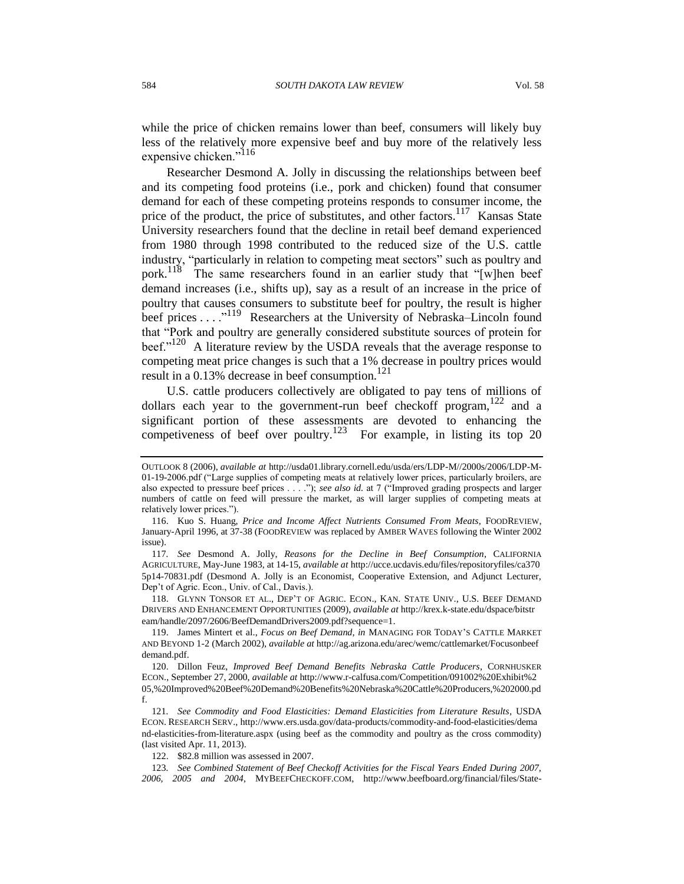while the price of chicken remains lower than beef, consumers will likely buy less of the relatively more expensive beef and buy more of the relatively less expensive chicken."[116]

Researcher Desmond A. Jolly in discussing the relationships between beef and its competing food proteins (i.e., pork and chicken) found that consumer demand for each of these competing proteins responds to consumer income, the price of the product, the price of substitutes, and other factors.[117] Kansas State University researchers found that the decline in retail beef demand experienced from 1980 through 1998 contributed to the reduced size of the U.S. cattle industry, "particularly in relation to competing meat sectors" such as poultry and pork.[118] The same researchers found in an earlier study that "[w]hen beef demand increases (i.e., shifts up), say as a result of an increase in the price of poultry that causes consumers to substitute beef for poultry, the result is higher beef prices . . . ."[119] Researchers at the University of Nebraska–Lincoln found that "Pork and poultry are generally considered substitute sources of protein for beef."[120] A literature review by the USDA reveals that the average response to competing meat price changes is such that a 1% decrease in poultry prices would result in a 0.13% decrease in beef consumption.[121]

U.S. cattle producers collectively are obligated to pay tens of millions of dollars each year to the government-run beef checkoff program,[122] and a significant portion of these assessments are devoted to enhancing the competiveness of beef over poultry.[123] For example, in listing its top 20

---

OUTLOOK 8 (2006), *available at* http://usda01.library.cornell.edu/usda/ers/LDP-M//2000s/2006/LDP-M-01-19-2006.pdf ("Large supplies of competing meats at relatively lower prices, particularly broilers, are also expected to pressure beef prices . . . ."); *see also id.* at 7 ("Improved grading prospects and larger numbers of cattle on feed will pressure the market, as will larger supplies of competing meats at relatively lower prices.").

116. Kuo S. Huang, *Price and Income Affect Nutrients Consumed From Meats*, FOODREVIEW, January-April 1996, at 37-38 (FOODREVIEW was replaced by AMBER WAVES following the Winter 2002 issue).

117. *See* Desmond A. Jolly, *Reasons for the Decline in Beef Consumption*, CALIFORNIA AGRICULTURE, May-June 1983, at 14-15, *available at* http://ucce.ucdavis.edu/files/repositoryfiles/ca3705p14-70831.pdf (Desmond A. Jolly is an Economist, Cooperative Extension, and Adjunct Lecturer, Dep't of Agric. Econ., Univ. of Cal., Davis.).

118. GLYNN TONSOR ET AL., DEP'T OF AGRIC. ECON., KAN. STATE UNIV., U.S. BEEF DEMAND DRIVERS AND ENHANCEMENT OPPORTUNITIES (2009), *available at* http://krex.k-state.edu/dspace/bitstream/handle/2097/2606/BeefDemandDrivers2009.pdf?sequence=1.

119. James Mintert et al., *Focus on Beef Demand*, *in* MANAGING FOR TODAY'S CATTLE MARKET AND BEYOND 1-2 (March 2002), *available at* http://ag.arizona.edu/arec/wemc/cattlemarket/Focusonbeefdemand.pdf.

120. Dillon Feuz, *Improved Beef Demand Benefits Nebraska Cattle Producers*, CORNHUSKER ECON., September 27, 2000, *available at* http://www.r-calfusa.com/Competition/091002%20Exhibit%205,%20Improved%20Beef%20Demand%20Benefits%20Nebraska%20Cattle%20Producers,%202000.pdf.

121. *See Commodity and Food Elasticities: Demand Elasticities from Literature Results*, USDA ECON. RESEARCH SERV., http://www.ers.usda.gov/data-products/commodity-and-food-elasticities/demand-elasticities-from-literature.aspx (using beef as the commodity and poultry as the cross commodity) (last visited Apr. 11, 2013).

122. $82.8 million was assessed in 2007.

123. *See Combined Statement of Beef Checkoff Activities for the Fiscal Years Ended During 2007, 2006, 2005 and 2004*, MYBEEFCHECKOFF.COM, http://www.beefboard.org/financial/files/State-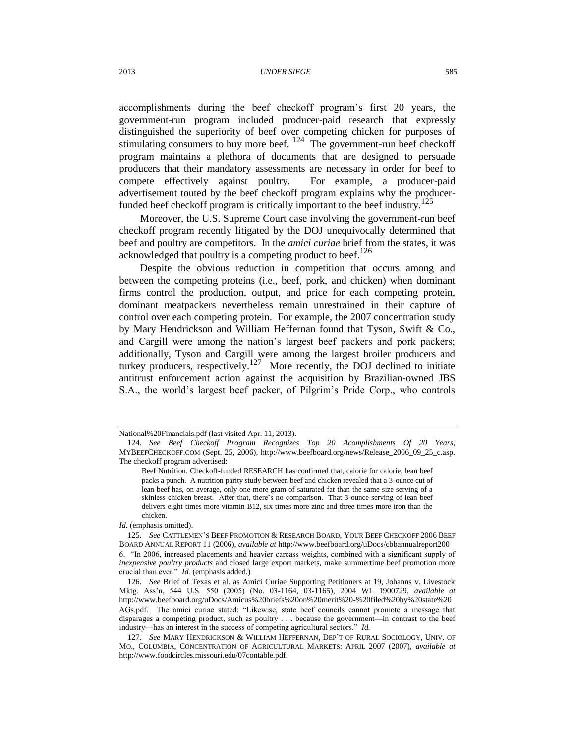accomplishments during the beef checkoff program's first 20 years, the government-run program included producer-paid research that expressly distinguished the superiority of beef over competing chicken for purposes of stimulating consumers to buy more beef. [124] The government-run beef checkoff program maintains a plethora of documents that are designed to persuade producers that their mandatory assessments are necessary in order for beef to compete effectively against poultry. For example, a producer-paid advertisement touted by the beef checkoff program explains why the producer-funded beef checkoff program is critically important to the beef industry.[125]

Moreover, the U.S. Supreme Court case involving the government-run beef checkoff program recently litigated by the DOJ unequivocally determined that beef and poultry are competitors. In the *amici curiae* brief from the states, it was acknowledged that poultry is a competing product to beef.[126]

Despite the obvious reduction in competition that occurs among and between the competing proteins (i.e., beef, pork, and chicken) when dominant firms control the production, output, and price for each competing protein, dominant meatpackers nevertheless remain unrestrained in their capture of control over each competing protein. For example, the 2007 concentration study by Mary Hendrickson and William Heffernan found that Tyson, Swift & Co., and Cargill were among the nation's largest beef packers and pork packers; additionally, Tyson and Cargill were among the largest broiler producers and turkey producers, respectively.[127] More recently, the DOJ declined to initiate antitrust enforcement action against the acquisition by Brazilian-owned JBS S.A., the world's largest beef packer, of Pilgrim's Pride Corp., who controls

---

National%20Financials.pdf (last visited Apr. 11, 2013).

124. *See Beef Checkoff Program Recognizes Top 20 Acomplishments Of 20 Years*, MYBEEFCHECKOFF.COM (Sept. 25, 2006), http://www.beefboard.org/news/Release_2006_09_25_c.asp. The checkoff program advertised:

> Beef Nutrition. Checkoff-funded RESEARCH has confirmed that, calorie for calorie, lean beef packs a punch. A nutrition parity study between beef and chicken revealed that a 3-ounce cut of lean beef has, on average, only one more gram of saturated fat than the same size serving of a skinless chicken breast. After that, there's no comparison. That 3-ounce serving of lean beef delivers eight times more vitamin B12, six times more zinc and three times more iron than the chicken.

*Id.* (emphasis omitted).

125. *See* CATTLEMEN'S BEEF PROMOTION & RESEARCH BOARD, YOUR BEEF CHECKOFF 2006 BEEF BOARD ANNUAL REPORT 11 (2006), *available at* http://www.beefboard.org/uDocs/cbbannualreport2006. "In 2006, increased placements and heavier carcass weights, combined with a significant supply of *inexpensive poultry products* and closed large export markets, make summertime beef promotion more crucial than ever." *Id.* (emphasis added.)

126. *See* Brief of Texas et al. as Amici Curiae Supporting Petitioners at 19, Johanns v. Livestock Mktg. Ass'n, 544 U.S. 550 (2005) (No. 03-1164, 03-1165), 2004 WL 1900729, *available at* http://www.beefboard.org/uDocs/Amicus%20briefs%20on%20merit%20-%20filed%20by%20state%20AGs.pdf. The amici curiae stated: "Likewise, state beef councils cannot promote a message that disparages a competing product, such as poultry . . . because the government—in contrast to the beef industry—has an interest in the success of competing agricultural sectors." *Id.*

127. *See* MARY HENDRICKSON & WILLIAM HEFFERNAN, DEP'T OF RURAL SOCIOLOGY, UNIV. OF MO., COLUMBIA, CONCENTRATION OF AGRICULTURAL MARKETS: APRIL 2007 (2007), *available at* http://www.foodcircles.missouri.edu/07contable.pdf.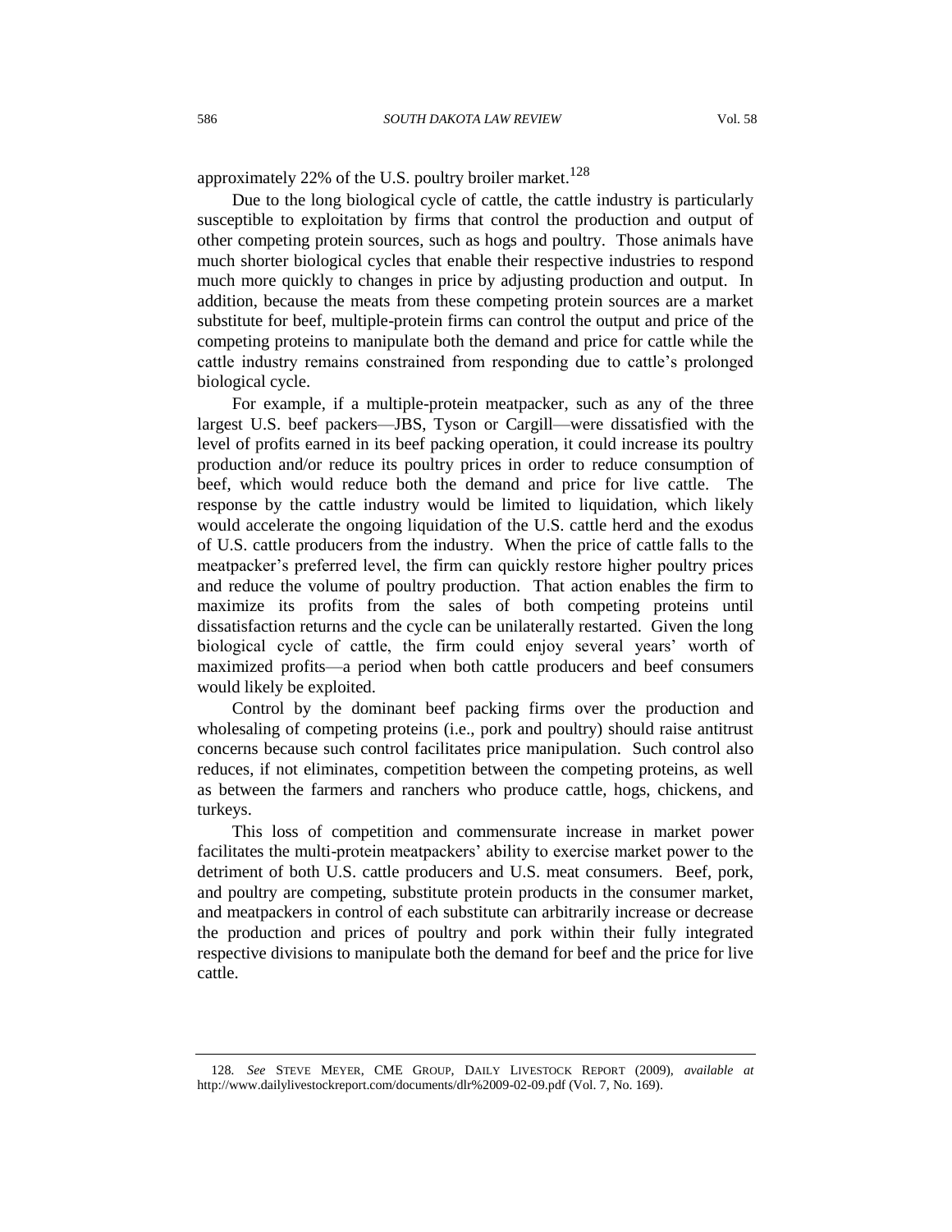approximately 22% of the U.S. poultry broiler market.[128]

Due to the long biological cycle of cattle, the cattle industry is particularly susceptible to exploitation by firms that control the production and output of other competing protein sources, such as hogs and poultry. Those animals have much shorter biological cycles that enable their respective industries to respond much more quickly to changes in price by adjusting production and output. In addition, because the meats from these competing protein sources are a market substitute for beef, multiple-protein firms can control the output and price of the competing proteins to manipulate both the demand and price for cattle while the cattle industry remains constrained from responding due to cattle's prolonged biological cycle.

For example, if a multiple-protein meatpacker, such as any of the three largest U.S. beef packers—JBS, Tyson or Cargill—were dissatisfied with the level of profits earned in its beef packing operation, it could increase its poultry production and/or reduce its poultry prices in order to reduce consumption of beef, which would reduce both the demand and price for live cattle. The response by the cattle industry would be limited to liquidation, which likely would accelerate the ongoing liquidation of the U.S. cattle herd and the exodus of U.S. cattle producers from the industry. When the price of cattle falls to the meatpacker's preferred level, the firm can quickly restore higher poultry prices and reduce the volume of poultry production. That action enables the firm to maximize its profits from the sales of both competing proteins until dissatisfaction returns and the cycle can be unilaterally restarted. Given the long biological cycle of cattle, the firm could enjoy several years' worth of maximized profits—a period when both cattle producers and beef consumers would likely be exploited.

Control by the dominant beef packing firms over the production and wholesaling of competing proteins (i.e., pork and poultry) should raise antitrust concerns because such control facilitates price manipulation. Such control also reduces, if not eliminates, competition between the competing proteins, as well as between the farmers and ranchers who produce cattle, hogs, chickens, and turkeys.

This loss of competition and commensurate increase in market power facilitates the multi-protein meatpackers' ability to exercise market power to the detriment of both U.S. cattle producers and U.S. meat consumers. Beef, pork, and poultry are competing, substitute protein products in the consumer market, and meatpackers in control of each substitute can arbitrarily increase or decrease the production and prices of poultry and pork within their fully integrated respective divisions to manipulate both the demand for beef and the price for live cattle.

---

128. *See* STEVE MEYER, CME GROUP, DAILY LIVESTOCK REPORT (2009), *available at* http://www.dailylivestockreport.com/documents/dlr%2009-02-09.pdf (Vol. 7, No. 169).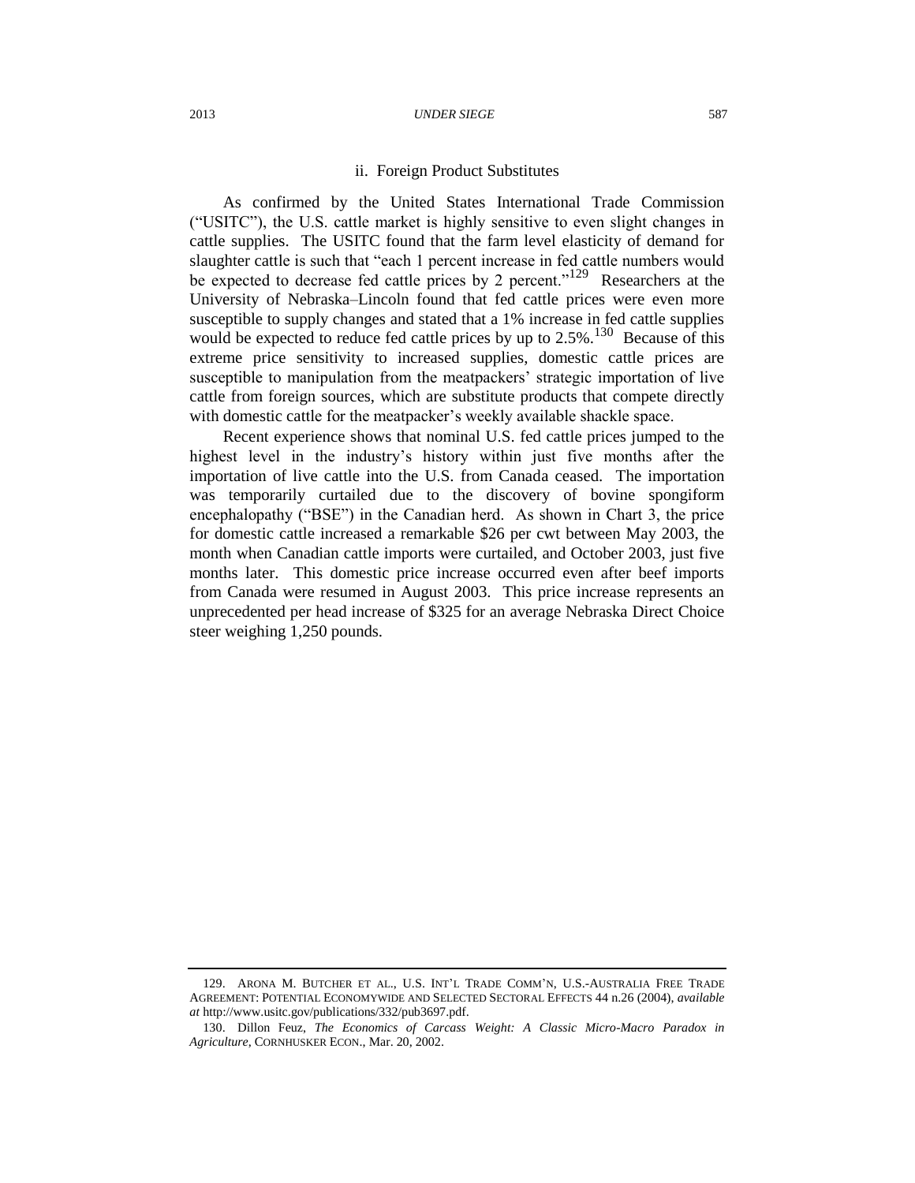### ii. Foreign Product Substitutes

As confirmed by the United States International Trade Commission ("USITC"), the U.S. cattle market is highly sensitive to even slight changes in cattle supplies. The USITC found that the farm level elasticity of demand for slaughter cattle is such that "each 1 percent increase in fed cattle numbers would be expected to decrease fed cattle prices by 2 percent."[129] Researchers at the University of Nebraska–Lincoln found that fed cattle prices were even more susceptible to supply changes and stated that a 1% increase in fed cattle supplies would be expected to reduce fed cattle prices by up to 2.5%.[130] Because of this extreme price sensitivity to increased supplies, domestic cattle prices are susceptible to manipulation from the meatpackers' strategic importation of live cattle from foreign sources, which are substitute products that compete directly with domestic cattle for the meatpacker's weekly available shackle space.

Recent experience shows that nominal U.S. fed cattle prices jumped to the highest level in the industry's history within just five months after the importation of live cattle into the U.S. from Canada ceased. The importation was temporarily curtailed due to the discovery of bovine spongiform encephalopathy ("BSE") in the Canadian herd. As shown in Chart 3, the price for domestic cattle increased a remarkable $26 per cwt between May 2003, the month when Canadian cattle imports were curtailed, and October 2003, just five months later. This domestic price increase occurred even after beef imports from Canada were resumed in August 2003. This price increase represents an unprecedented per head increase of $325 for an average Nebraska Direct Choice steer weighing 1,250 pounds.

---

129. ARONA M. BUTCHER ET AL., U.S. INT'L TRADE COMM'N, U.S.-AUSTRALIA FREE TRADE AGREEMENT: POTENTIAL ECONOMYWIDE AND SELECTED SECTORAL EFFECTS 44 n.26 (2004), *available at* http://www.usitc.gov/publications/332/pub3697.pdf.

130. Dillon Feuz, *The Economics of Carcass Weight: A Classic Micro-Macro Paradox in Agriculture*, CORNHUSKER ECON., Mar. 20, 2002.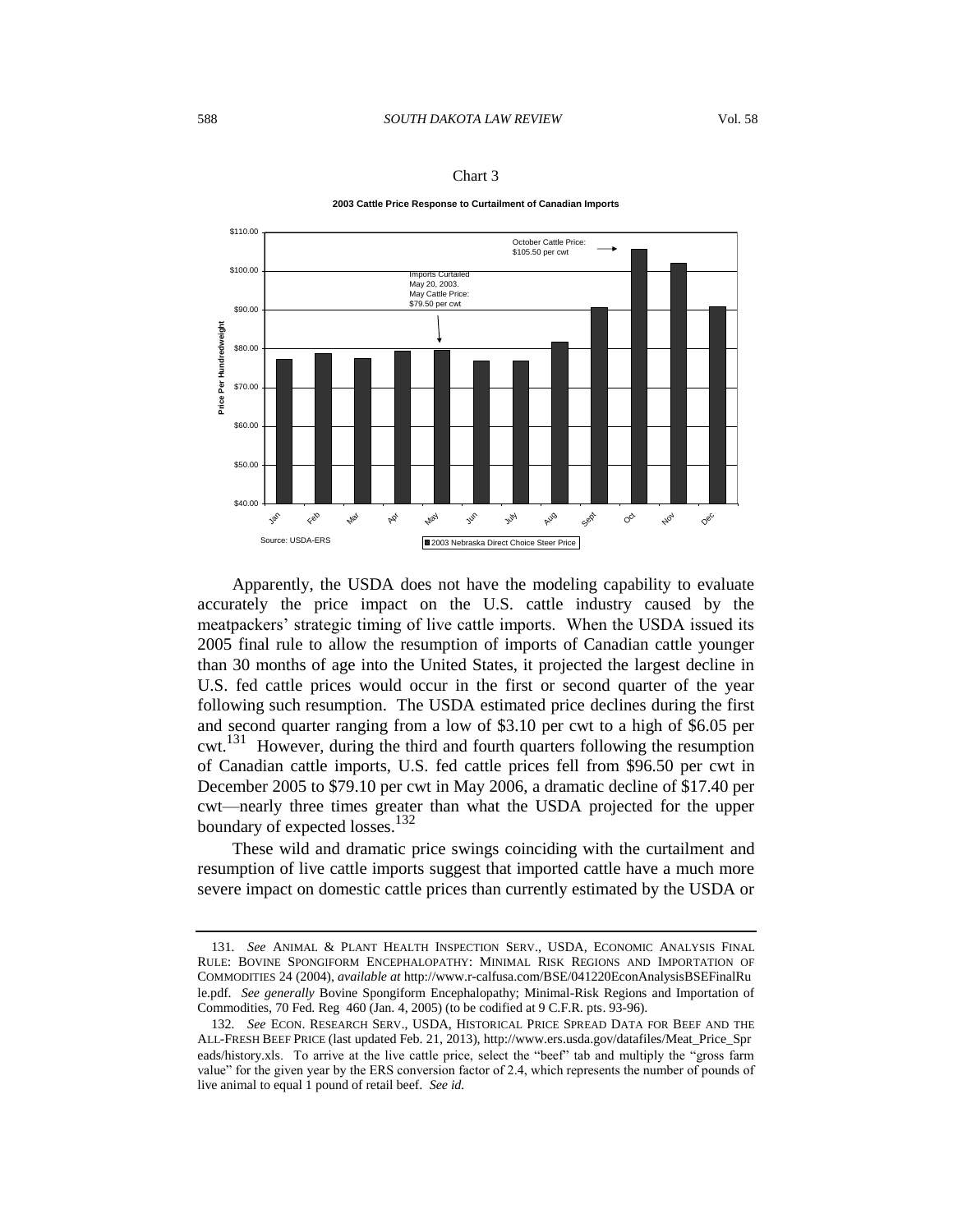Chart 3

**2003 Cattle Price Response to Curtailment of Canadian Imports**

Apparently, the USDA does not have the modeling capability to evaluate accurately the price impact on the U.S. cattle industry caused by the meatpackers' strategic timing of live cattle imports. When the USDA issued its 2005 final rule to allow the resumption of imports of Canadian cattle younger than 30 months of age into the United States, it projected the largest decline in U.S. fed cattle prices would occur in the first or second quarter of the year following such resumption. The USDA estimated price declines during the first and second quarter ranging from a low of $3.10 per cwt to a high of $6.05 per cwt.[131] However, during the third and fourth quarters following the resumption of Canadian cattle imports, U.S. fed cattle prices fell from $96.50 per cwt in December 2005 to $79.10 per cwt in May 2006, a dramatic decline of $17.40 per cwt—nearly three times greater than what the USDA projected for the upper boundary of expected losses.[132]

These wild and dramatic price swings coinciding with the curtailment and resumption of live cattle imports suggest that imported cattle have a much more severe impact on domestic cattle prices than currently estimated by the USDA or

---

131. *See* ANIMAL & PLANT HEALTH INSPECTION SERV., USDA, ECONOMIC ANALYSIS FINAL RULE: BOVINE SPONGIFORM ENCEPHALOPATHY: MINIMAL RISK REGIONS AND IMPORTATION OF COMMODITIES 24 (2004), *available at* http://www.r-calfusa.com/BSE/041220EconAnalysisBSEFinalRule.pdf. *See generally* Bovine Spongiform Encephalopathy; Minimal-Risk Regions and Importation of Commodities, 70 Fed. Reg 460 (Jan. 4, 2005) (to be codified at 9 C.F.R. pts. 93-96).

132. *See* ECON. RESEARCH SERV., USDA, HISTORICAL PRICE SPREAD DATA FOR BEEF AND THE ALL-FRESH BEEF PRICE (last updated Feb. 21, 2013), http://www.ers.usda.gov/datafiles/Meat_Price_Spreads/history.xls. To arrive at the live cattle price, select the "beef" tab and multiply the "gross farm value" for the given year by the ERS conversion factor of 2.4, which represents the number of pounds of live animal to equal 1 pound of retail beef. *See id.*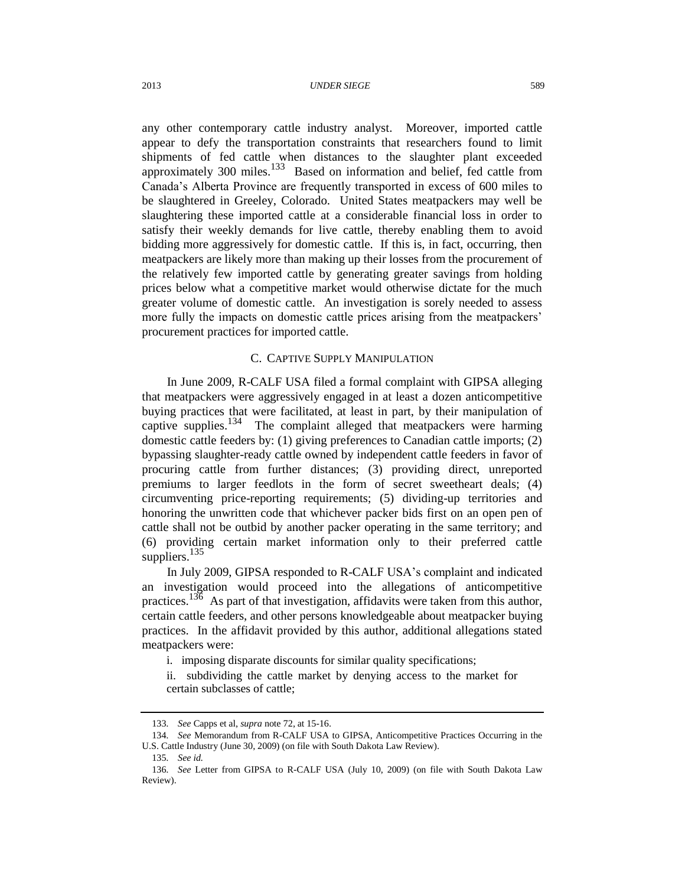any other contemporary cattle industry analyst. Moreover, imported cattle appear to defy the transportation constraints that researchers found to limit shipments of fed cattle when distances to the slaughter plant exceeded approximately 300 miles.[133] Based on information and belief, fed cattle from Canada's Alberta Province are frequently transported in excess of 600 miles to be slaughtered in Greeley, Colorado. United States meatpackers may well be slaughtering these imported cattle at a considerable financial loss in order to satisfy their weekly demands for live cattle, thereby enabling them to avoid bidding more aggressively for domestic cattle. If this is, in fact, occurring, then meatpackers are likely more than making up their losses from the procurement of the relatively few imported cattle by generating greater savings from holding prices below what a competitive market would otherwise dictate for the much greater volume of domestic cattle. An investigation is sorely needed to assess more fully the impacts on domestic cattle prices arising from the meatpackers' procurement practices for imported cattle.

### C. CAPTIVE SUPPLY MANIPULATION

In June 2009, R-CALF USA filed a formal complaint with GIPSA alleging that meatpackers were aggressively engaged in at least a dozen anticompetitive buying practices that were facilitated, at least in part, by their manipulation of captive supplies.[134] The complaint alleged that meatpackers were harming domestic cattle feeders by: (1) giving preferences to Canadian cattle imports; (2) bypassing slaughter-ready cattle owned by independent cattle feeders in favor of procuring cattle from further distances; (3) providing direct, unreported premiums to larger feedlots in the form of secret sweetheart deals; (4) circumventing price-reporting requirements; (5) dividing-up territories and honoring the unwritten code that whichever packer bids first on an open pen of cattle shall not be outbid by another packer operating in the same territory; and (6) providing certain market information only to their preferred cattle suppliers.[135]

In July 2009, GIPSA responded to R-CALF USA's complaint and indicated an investigation would proceed into the allegations of anticompetitive practices.[136] As part of that investigation, affidavits were taken from this author, certain cattle feeders, and other persons knowledgeable about meatpacker buying practices. In the affidavit provided by this author, additional allegations stated meatpackers were:

i. imposing disparate discounts for similar quality specifications;

ii. subdividing the cattle market by denying access to the market for certain subclasses of cattle;

---

133. *See* Capps et al, *supra* note 72, at 15-16.

134. *See* Memorandum from R-CALF USA to GIPSA, Anticompetitive Practices Occurring in the U.S. Cattle Industry (June 30, 2009) (on file with South Dakota Law Review).

135. *See id.*

136. *See* Letter from GIPSA to R-CALF USA (July 10, 2009) (on file with South Dakota Law Review).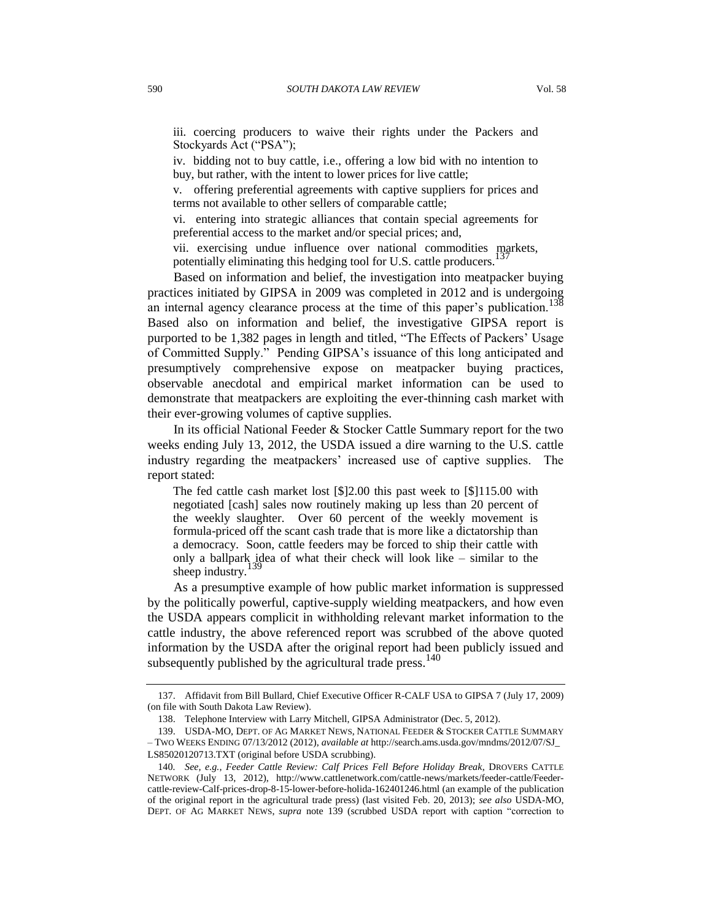iii. coercing producers to waive their rights under the Packers and Stockyards Act ("PSA");

iv. bidding not to buy cattle, i.e., offering a low bid with no intention to buy, but rather, with the intent to lower prices for live cattle;

v. offering preferential agreements with captive suppliers for prices and terms not available to other sellers of comparable cattle;

vi. entering into strategic alliances that contain special agreements for preferential access to the market and/or special prices; and,

vii. exercising undue influence over national commodities markets, potentially eliminating this hedging tool for U.S. cattle producers.[137]

Based on information and belief, the investigation into meatpacker buying practices initiated by GIPSA in 2009 was completed in 2012 and is undergoing an internal agency clearance process at the time of this paper's publication.[138] Based also on information and belief, the investigative GIPSA report is purported to be 1,382 pages in length and titled, "The Effects of Packers' Usage of Committed Supply." Pending GIPSA's issuance of this long anticipated and presumptively comprehensive expose on meatpacker buying practices, observable anecdotal and empirical market information can be used to demonstrate that meatpackers are exploiting the ever-thinning cash market with their ever-growing volumes of captive supplies.

In its official National Feeder & Stocker Cattle Summary report for the two weeks ending July 13, 2012, the USDA issued a dire warning to the U.S. cattle industry regarding the meatpackers' increased use of captive supplies. The report stated:

> The fed cattle cash market lost [$]2.00 this past week to [$]115.00 with negotiated [cash] sales now routinely making up less than 20 percent of the weekly slaughter. Over 60 percent of the weekly movement is formula-priced off the scant cash trade that is more like a dictatorship than a democracy. Soon, cattle feeders may be forced to ship their cattle with only a ballpark idea of what their check will look like – similar to the sheep industry.[139]

As a presumptive example of how public market information is suppressed by the politically powerful, captive-supply wielding meatpackers, and how even the USDA appears complicit in withholding relevant market information to the cattle industry, the above referenced report was scrubbed of the above quoted information by the USDA after the original report had been publicly issued and subsequently published by the agricultural trade press.[140]

---

137. Affidavit from Bill Bullard, Chief Executive Officer R-CALF USA to GIPSA 7 (July 17, 2009) (on file with South Dakota Law Review).

138. Telephone Interview with Larry Mitchell, GIPSA Administrator (Dec. 5, 2012).

139. USDA-MO, DEPT. OF AG MARKET NEWS, NATIONAL FEEDER & STOCKER CATTLE SUMMARY – TWO WEEKS ENDING 07/13/2012 (2012), *available at* http://search.ams.usda.gov/mndms/2012/07/SJ_LS85020120713.TXT (original before USDA scrubbing).

140. *See, e.g.*, *Feeder Cattle Review: Calf Prices Fell Before Holiday Break*, DROVERS CATTLE NETWORK (July 13, 2012), http://www.cattlenetwork.com/cattle-news/markets/feeder-cattle/Feeder-cattle-review-Calf-prices-drop-8-15-lower-before-holida-162401246.html (an example of the publication of the original report in the agricultural trade press) (last visited Feb. 20, 2013); *see also* USDA-MO, DEPT. OF AG MARKET NEWS, *supra* note 139 (scrubbed USDA report with caption "correction to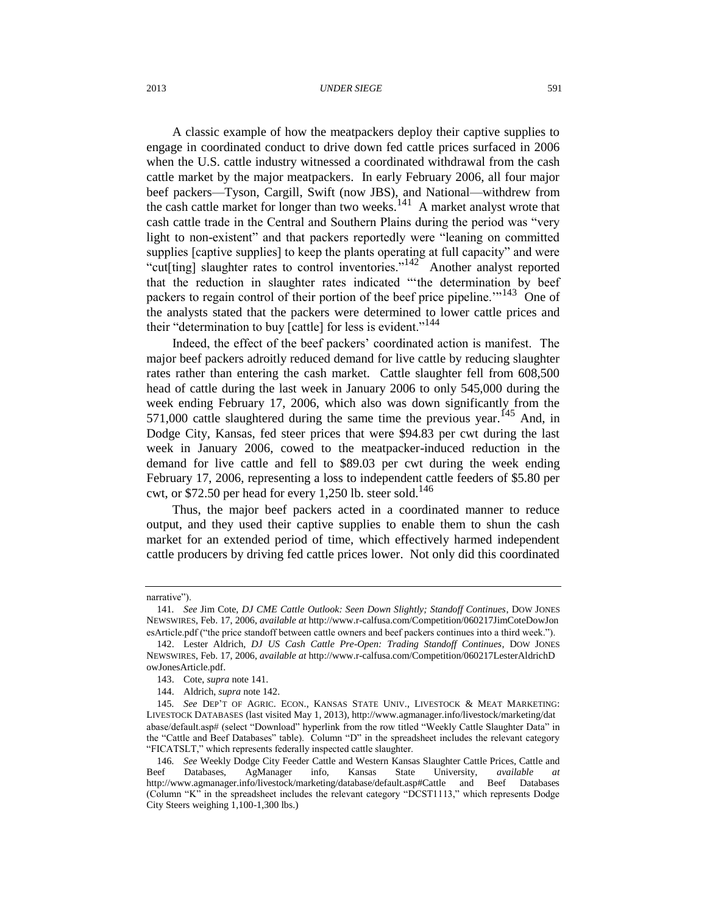A classic example of how the meatpackers deploy their captive supplies to engage in coordinated conduct to drive down fed cattle prices surfaced in 2006 when the U.S. cattle industry witnessed a coordinated withdrawal from the cash cattle market by the major meatpackers. In early February 2006, all four major beef packers—Tyson, Cargill, Swift (now JBS), and National—withdrew from the cash cattle market for longer than two weeks.[141] A market analyst wrote that cash cattle trade in the Central and Southern Plains during the period was "very light to non-existent" and that packers reportedly were "leaning on committed supplies [captive supplies] to keep the plants operating at full capacity" and were "cut[ting] slaughter rates to control inventories."[142] Another analyst reported that the reduction in slaughter rates indicated "'the determination by beef packers to regain control of their portion of the beef price pipeline.'"[143] One of the analysts stated that the packers were determined to lower cattle prices and their "determination to buy [cattle] for less is evident."[144]

Indeed, the effect of the beef packers' coordinated action is manifest. The major beef packers adroitly reduced demand for live cattle by reducing slaughter rates rather than entering the cash market. Cattle slaughter fell from 608,500 head of cattle during the last week in January 2006 to only 545,000 during the week ending February 17, 2006, which also was down significantly from the 571,000 cattle slaughtered during the same time the previous year.[145] And, in Dodge City, Kansas, fed steer prices that were $94.83 per cwt during the last week in January 2006, cowed to the meatpacker-induced reduction in the demand for live cattle and fell to $89.03 per cwt during the week ending February 17, 2006, representing a loss to independent cattle feeders of $5.80 per cwt, or $72.50 per head for every 1,250 lb. steer sold.[146]

Thus, the major beef packers acted in a coordinated manner to reduce output, and they used their captive supplies to enable them to shun the cash market for an extended period of time, which effectively harmed independent cattle producers by driving fed cattle prices lower. Not only did this coordinated

---

narrative").

141. *See* Jim Cote, *DJ CME Cattle Outlook: Seen Down Slightly; Standoff Continues*, DOW JONES NEWSWIRES, Feb. 17, 2006, *available at* http://www.r-calfusa.com/Competition/060217JimCoteDowJonesArticle.pdf ("the price standoff between cattle owners and beef packers continues into a third week.").

142. Lester Aldrich, *DJ US Cash Cattle Pre-Open: Trading Standoff Continues*, DOW JONES NEWSWIRES, Feb. 17, 2006, *available at* http://www.r-calfusa.com/Competition/060217LesterAldrichDowJonesArticle.pdf.

143. Cote, *supra* note 141.

144. Aldrich, *supra* note 142.

145. *See* DEP'T OF AGRIC. ECON., KANSAS STATE UNIV., LIVESTOCK & MEAT MARKETING: LIVESTOCK DATABASES (last visited May 1, 2013), http://www.agmanager.info/livestock/marketing/database/default.asp# (select "Download" hyperlink from the row titled "Weekly Cattle Slaughter Data" in the "Cattle and Beef Databases" table). Column "D" in the spreadsheet includes the relevant category "FICATSLT," which represents federally inspected cattle slaughter.

146. *See* Weekly Dodge City Feeder Cattle and Western Kansas Slaughter Cattle Prices, Cattle and Beef Databases, AgManager info, Kansas State University, *available at* http://www.agmanager.info/livestock/marketing/database/default.asp#Cattle and Beef Databases (Column "K" in the spreadsheet includes the relevant category "DCST1113," which represents Dodge City Steers weighing 1,100-1,300 lbs.)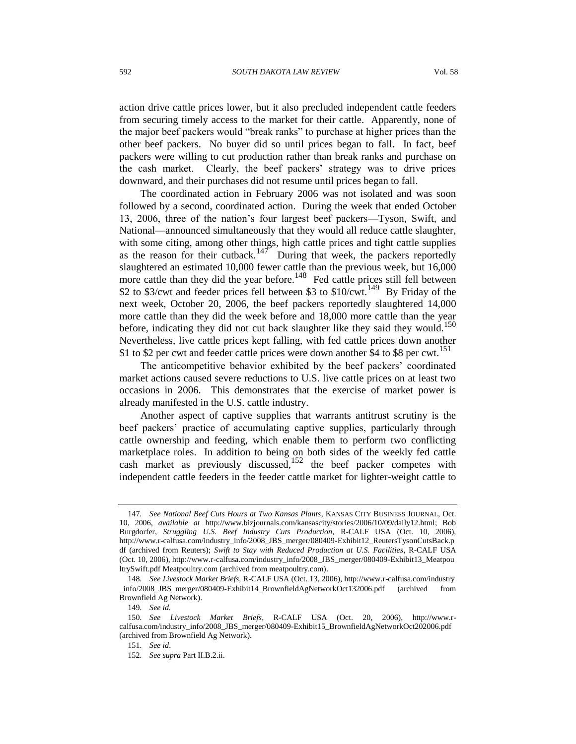action drive cattle prices lower, but it also precluded independent cattle feeders from securing timely access to the market for their cattle. Apparently, none of the major beef packers would "break ranks" to purchase at higher prices than the other beef packers. No buyer did so until prices began to fall. In fact, beef packers were willing to cut production rather than break ranks and purchase on the cash market. Clearly, the beef packers' strategy was to drive prices downward, and their purchases did not resume until prices began to fall.

The coordinated action in February 2006 was not isolated and was soon followed by a second, coordinated action. During the week that ended October 13, 2006, three of the nation's four largest beef packers—Tyson, Swift, and National—announced simultaneously that they would all reduce cattle slaughter, with some citing, among other things, high cattle prices and tight cattle supplies as the reason for their cutback.[147] During that week, the packers reportedly slaughtered an estimated 10,000 fewer cattle than the previous week, but 16,000 more cattle than they did the year before.[148] Fed cattle prices still fell between \$2 to \$3/cwt and feeder prices fell between \$3 to \$10/cwt.[149] By Friday of the next week, October 20, 2006, the beef packers reportedly slaughtered 14,000 more cattle than they did the week before and 18,000 more cattle than the year before, indicating they did not cut back slaughter like they said they would.[150] Nevertheless, live cattle prices kept falling, with fed cattle prices down another \$1 to \$2 per cwt and feeder cattle prices were down another \$4 to \$8 per cwt.[151]

The anticompetitive behavior exhibited by the beef packers' coordinated market actions caused severe reductions to U.S. live cattle prices on at least two occasions in 2006. This demonstrates that the exercise of market power is already manifested in the U.S. cattle industry.

Another aspect of captive supplies that warrants antitrust scrutiny is the beef packers' practice of accumulating captive supplies, particularly through cattle ownership and feeding, which enable them to perform two conflicting marketplace roles. In addition to being on both sides of the weekly fed cattle cash market as previously discussed,[152] the beef packer competes with independent cattle feeders in the feeder cattle market for lighter-weight cattle to

---

147. *See National Beef Cuts Hours at Two Kansas Plants*, KANSAS CITY BUSINESS JOURNAL, Oct. 10, 2006, *available at* http://www.bizjournals.com/kansascity/stories/2006/10/09/daily12.html; Bob Burgdorfer, *Struggling U.S. Beef Industry Cuts Production*, R-CALF USA (Oct. 10, 2006), http://www.r-calfusa.com/industry_info/2008_JBS_merger/080409-Exhibit12_ReutersTysonCutsBack.pdf (archived from Reuters); *Swift to Stay with Reduced Production at U.S. Facilities*, R-CALF USA (Oct. 10, 2006), http://www.r-calfusa.com/industry_info/2008_JBS_merger/080409-Exhibit13_MeatpoultrySwift.pdf Meatpoultry.com (archived from meatpoultry.com).

148. *See Livestock Market Briefs*, R-CALF USA (Oct. 13, 2006), http://www.r-calfusa.com/industry_info/2008_JBS_merger/080409-Exhibit14_BrownfieldAgNetworkOct132006.pdf (archived from Brownfield Ag Network).

149. *See id.*

150. *See Livestock Market Briefs*, R-CALF USA (Oct. 20, 2006), http://www.r-calfusa.com/industry_info/2008_JBS_merger/080409-Exhibit15_BrownfieldAgNetworkOct202006.pdf (archived from Brownfield Ag Network).

151. *See id*.

152. *See supra* Part II.B.2.ii.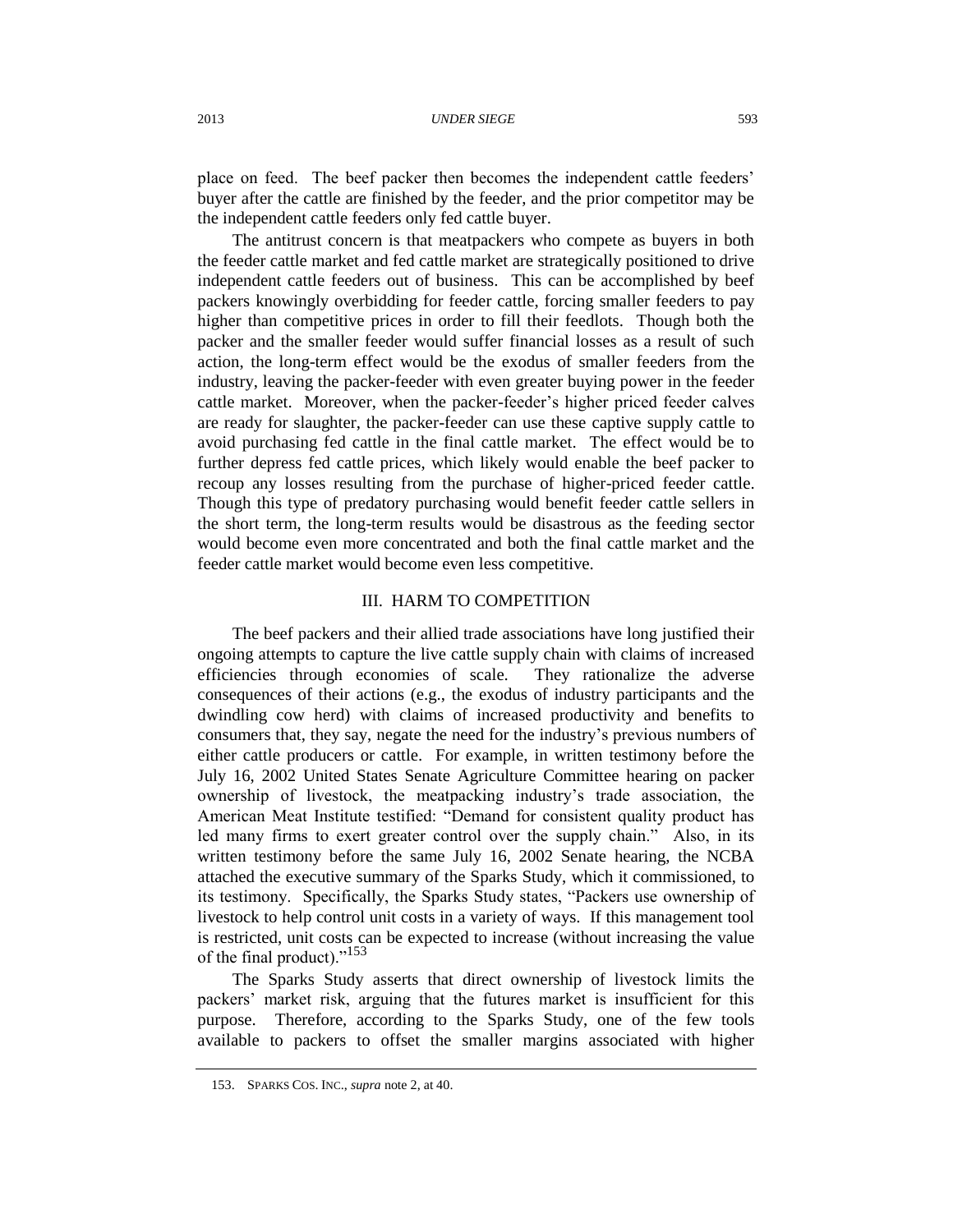place on feed. The beef packer then becomes the independent cattle feeders' buyer after the cattle are finished by the feeder, and the prior competitor may be the independent cattle feeders only fed cattle buyer.

The antitrust concern is that meatpackers who compete as buyers in both the feeder cattle market and fed cattle market are strategically positioned to drive independent cattle feeders out of business. This can be accomplished by beef packers knowingly overbidding for feeder cattle, forcing smaller feeders to pay higher than competitive prices in order to fill their feedlots. Though both the packer and the smaller feeder would suffer financial losses as a result of such action, the long-term effect would be the exodus of smaller feeders from the industry, leaving the packer-feeder with even greater buying power in the feeder cattle market. Moreover, when the packer-feeder's higher priced feeder calves are ready for slaughter, the packer-feeder can use these captive supply cattle to avoid purchasing fed cattle in the final cattle market. The effect would be to further depress fed cattle prices, which likely would enable the beef packer to recoup any losses resulting from the purchase of higher-priced feeder cattle. Though this type of predatory purchasing would benefit feeder cattle sellers in the short term, the long-term results would be disastrous as the feeding sector would become even more concentrated and both the final cattle market and the feeder cattle market would become even less competitive.

## III. HARM TO COMPETITION

The beef packers and their allied trade associations have long justified their ongoing attempts to capture the live cattle supply chain with claims of increased efficiencies through economies of scale. They rationalize the adverse consequences of their actions (e.g., the exodus of industry participants and the dwindling cow herd) with claims of increased productivity and benefits to consumers that, they say, negate the need for the industry's previous numbers of either cattle producers or cattle. For example, in written testimony before the July 16, 2002 United States Senate Agriculture Committee hearing on packer ownership of livestock, the meatpacking industry's trade association, the American Meat Institute testified: "Demand for consistent quality product has led many firms to exert greater control over the supply chain." Also, in its written testimony before the same July 16, 2002 Senate hearing, the NCBA attached the executive summary of the Sparks Study, which it commissioned, to its testimony. Specifically, the Sparks Study states, "Packers use ownership of livestock to help control unit costs in a variety of ways. If this management tool is restricted, unit costs can be expected to increase (without increasing the value of the final product)."[153]

The Sparks Study asserts that direct ownership of livestock limits the packers' market risk, arguing that the futures market is insufficient for this purpose. Therefore, according to the Sparks Study, one of the few tools available to packers to offset the smaller margins associated with higher

---

153. SPARKS COS. INC., *supra* note 2, at 40.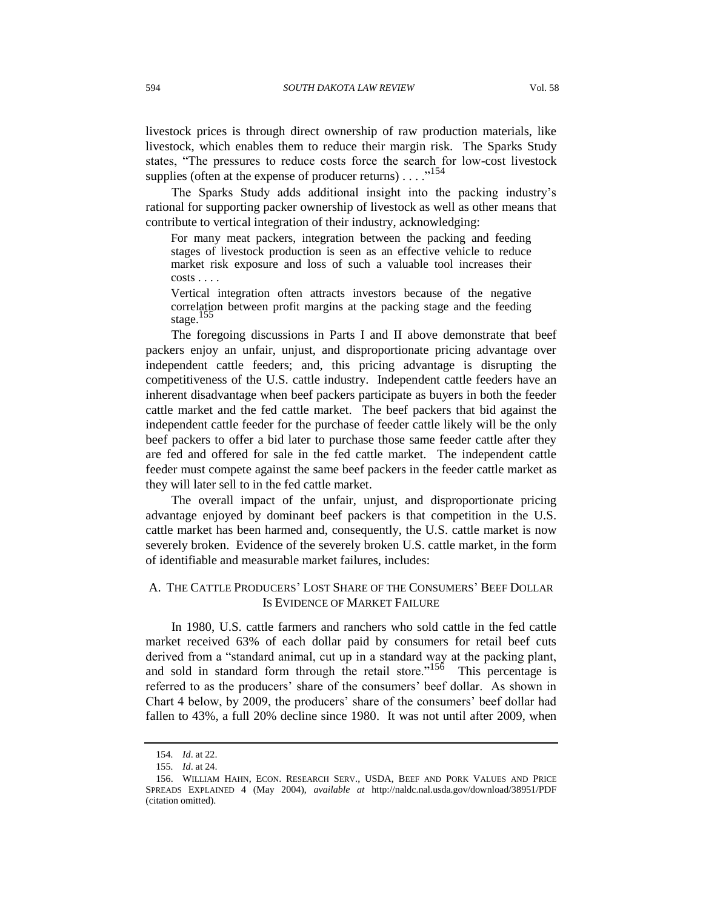livestock prices is through direct ownership of raw production materials, like livestock, which enables them to reduce their margin risk. The Sparks Study states, "The pressures to reduce costs force the search for low-cost livestock supplies (often at the expense of producer returns) . . . ."[154]

The Sparks Study adds additional insight into the packing industry's rational for supporting packer ownership of livestock as well as other means that contribute to vertical integration of their industry, acknowledging:

> For many meat packers, integration between the packing and feeding stages of livestock production is seen as an effective vehicle to reduce market risk exposure and loss of such a valuable tool increases their costs . . . .
>
> Vertical integration often attracts investors because of the negative correlation between profit margins at the packing stage and the feeding stage.[155]

The foregoing discussions in Parts I and II above demonstrate that beef packers enjoy an unfair, unjust, and disproportionate pricing advantage over independent cattle feeders; and, this pricing advantage is disrupting the competitiveness of the U.S. cattle industry. Independent cattle feeders have an inherent disadvantage when beef packers participate as buyers in both the feeder cattle market and the fed cattle market. The beef packers that bid against the independent cattle feeder for the purchase of feeder cattle likely will be the only beef packers to offer a bid later to purchase those same feeder cattle after they are fed and offered for sale in the fed cattle market. The independent cattle feeder must compete against the same beef packers in the feeder cattle market as they will later sell to in the fed cattle market.

The overall impact of the unfair, unjust, and disproportionate pricing advantage enjoyed by dominant beef packers is that competition in the U.S. cattle market has been harmed and, consequently, the U.S. cattle market is now severely broken. Evidence of the severely broken U.S. cattle market, in the form of identifiable and measurable market failures, includes:

## A. The Cattle Producers' Lost Share of the Consumers' Beef Dollar Is Evidence of Market Failure

In 1980, U.S. cattle farmers and ranchers who sold cattle in the fed cattle market received 63% of each dollar paid by consumers for retail beef cuts derived from a "standard animal, cut up in a standard way at the packing plant, and sold in standard form through the retail store."[156] This percentage is referred to as the producers' share of the consumers' beef dollar. As shown in Chart 4 below, by 2009, the producers' share of the consumers' beef dollar had fallen to 43%, a full 20% decline since 1980. It was not until after 2009, when

---

154. *Id*. at 22.

155. *Id*. at 24.

156. William Hahn, Econ. Research Serv., USDA, Beef and Pork Values and Price Spreads Explained 4 (May 2004), *available at* http://naldc.nal.usda.gov/download/38951/PDF (citation omitted).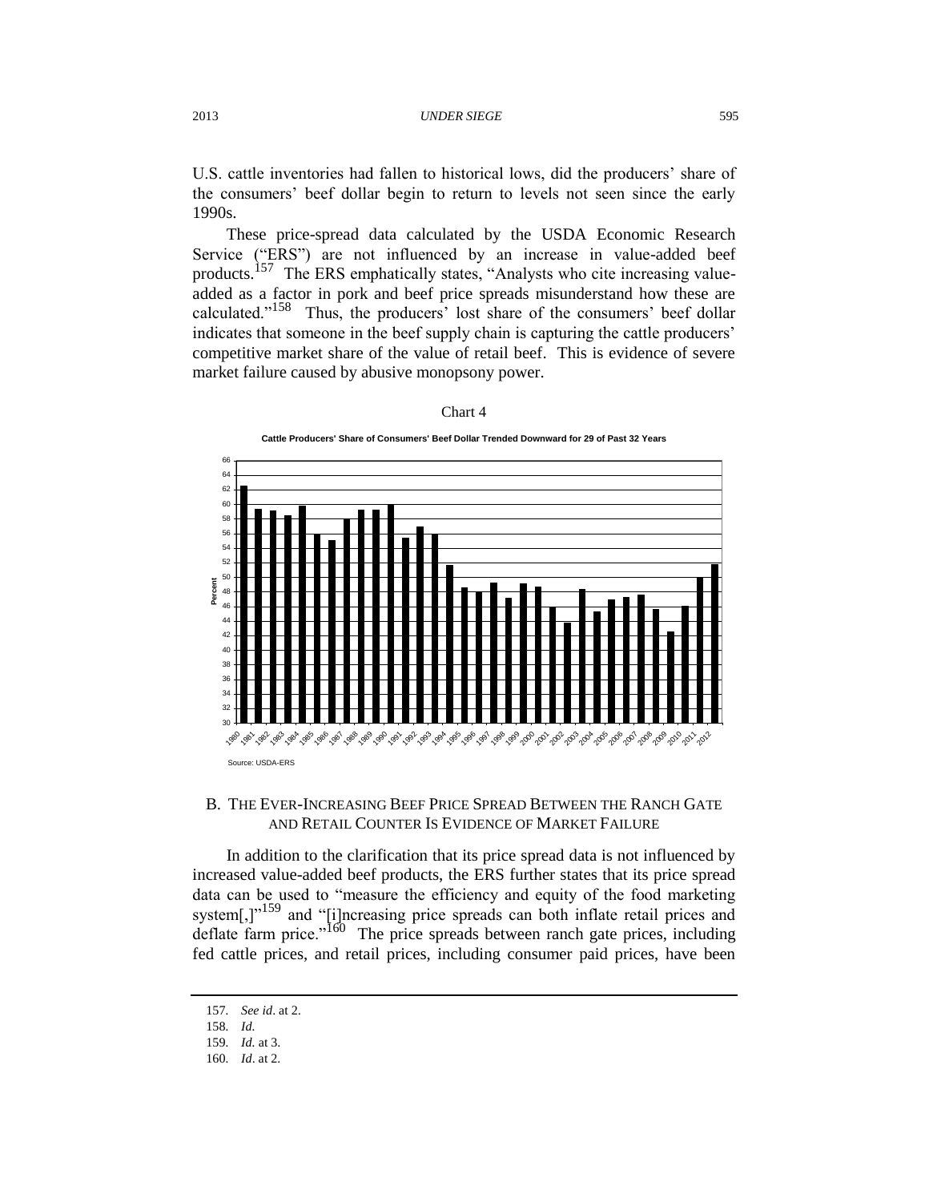U.S. cattle inventories had fallen to historical lows, did the producers' share of the consumers' beef dollar begin to return to levels not seen since the early 1990s.

These price-spread data calculated by the USDA Economic Research Service ("ERS") are not influenced by an increase in value-added beef products.[157] The ERS emphatically states, "Analysts who cite increasing value-added as a factor in pork and beef price spreads misunderstand how these are calculated."[158] Thus, the producers' lost share of the consumers' beef dollar indicates that someone in the beef supply chain is capturing the cattle producers' competitive market share of the value of retail beef. This is evidence of severe market failure caused by abusive monopsony power.

Chart 4

**Cattle Producers' Share of Consumers' Beef Dollar Trended Downward for 29 of Past 32 Years**

Source: USDA-ERS

## B. The Ever-Increasing Beef Price Spread Between the Ranch Gate and Retail Counter Is Evidence of Market Failure

In addition to the clarification that its price spread data is not influenced by increased value-added beef products, the ERS further states that its price spread data can be used to "measure the efficiency and equity of the food marketing system[,]"[159] and "[i]ncreasing price spreads can both inflate retail prices and deflate farm price."[160] The price spreads between ranch gate prices, including fed cattle prices, and retail prices, including consumer paid prices, have been

157. *See id*. at 2.

158. *Id.*

159. *Id.* at 3.

160. *Id*. at 2.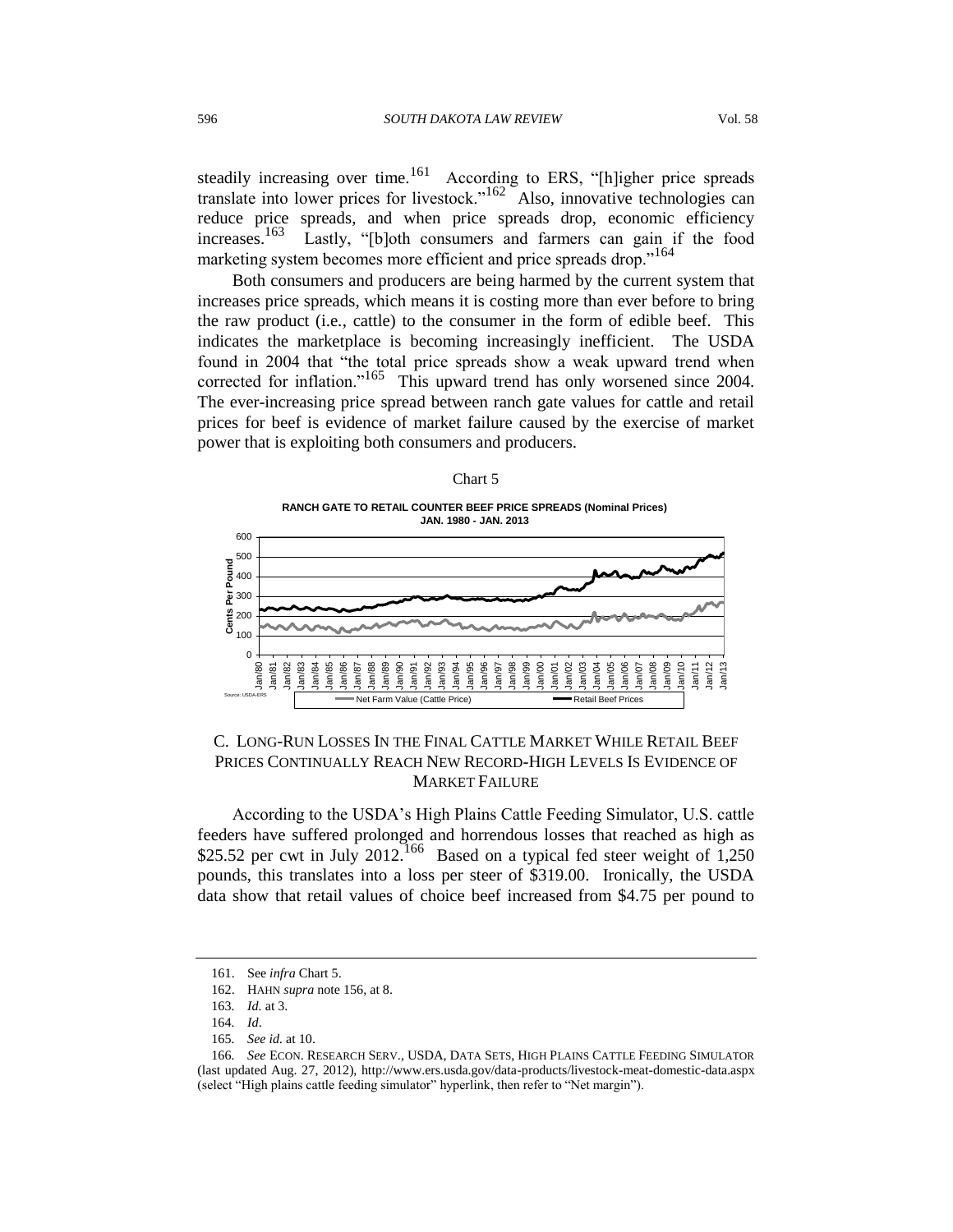steadily increasing over time.[161] According to ERS, "[h]igher price spreads translate into lower prices for livestock."[162] Also, innovative technologies can reduce price spreads, and when price spreads drop, economic efficiency increases.[163] Lastly, "[b]oth consumers and farmers can gain if the food marketing system becomes more efficient and price spreads drop."[164]

Both consumers and producers are being harmed by the current system that increases price spreads, which means it is costing more than ever before to bring the raw product (i.e., cattle) to the consumer in the form of edible beef. This indicates the marketplace is becoming increasingly inefficient. The USDA found in 2004 that "the total price spreads show a weak upward trend when corrected for inflation."[165] This upward trend has only worsened since 2004. The ever-increasing price spread between ranch gate values for cattle and retail prices for beef is evidence of market failure caused by the exercise of market power that is exploiting both consumers and producers.

Chart 5

**RANCH GATE TO RETAIL COUNTER BEEF PRICE SPREADS (Nominal Prices) JAN. 1980 - JAN. 2013**

Source: USDA-ERS

Net Farm Value (Cattle Price) — Retail Beef Prices

## C. LONG-RUN LOSSES IN THE FINAL CATTLE MARKET WHILE RETAIL BEEF PRICES CONTINUALLY REACH NEW RECORD-HIGH LEVELS IS EVIDENCE OF MARKET FAILURE

According to the USDA's High Plains Cattle Feeding Simulator, U.S. cattle feeders have suffered prolonged and horrendous losses that reached as high as \$25.52 per cwt in July 2012.[166] Based on a typical fed steer weight of 1,250 pounds, this translates into a loss per steer of \$319.00. Ironically, the USDA data show that retail values of choice beef increased from \$4.75 per pound to

---

161. See *infra* Chart 5.

162. HAHN *supra* note 156, at 8.

163. *Id.* at 3.

164. *Id*.

165. *See id.* at 10.

166. *See* ECON. RESEARCH SERV., USDA, DATA SETS, HIGH PLAINS CATTLE FEEDING SIMULATOR (last updated Aug. 27, 2012), http://www.ers.usda.gov/data-products/livestock-meat-domestic-data.aspx (select "High plains cattle feeding simulator" hyperlink, then refer to "Net margin").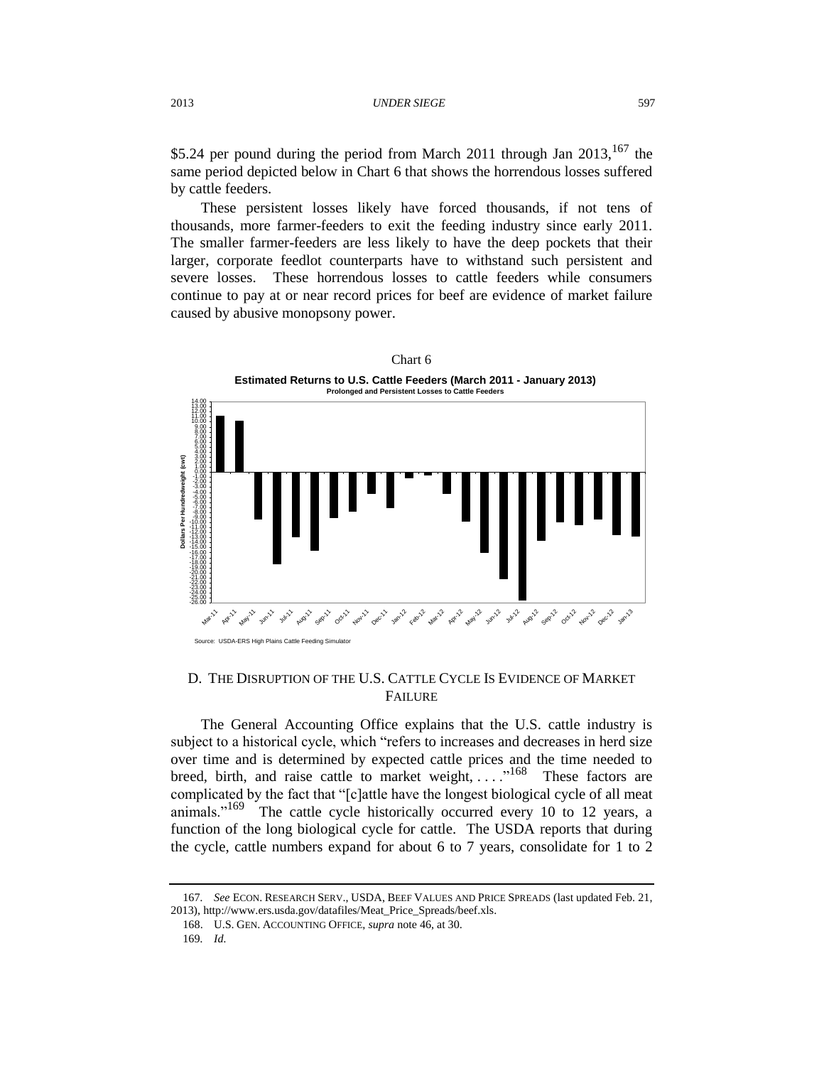$5.24 per pound during the period from March 2011 through Jan 2013,[167] the same period depicted below in Chart 6 that shows the horrendous losses suffered by cattle feeders.

These persistent losses likely have forced thousands, if not tens of thousands, more farmer-feeders to exit the feeding industry since early 2011. The smaller farmer-feeders are less likely to have the deep pockets that their larger, corporate feedlot counterparts have to withstand such persistent and severe losses. These horrendous losses to cattle feeders while consumers continue to pay at or near record prices for beef are evidence of market failure caused by abusive monopsony power.

Chart 6

**Estimated Returns to U.S. Cattle Feeders (March 2011 - January 2013)**

**Prolonged and Persistent Losses to Cattle Feeders**

Source: USDA-ERS High Plains Cattle Feeding Simulator

## D. THE DISRUPTION OF THE U.S. CATTLE CYCLE IS EVIDENCE OF MARKET FAILURE

The General Accounting Office explains that the U.S. cattle industry is subject to a historical cycle, which "refers to increases and decreases in herd size over time and is determined by expected cattle prices and the time needed to breed, birth, and raise cattle to market weight, . . . ."[168] These factors are complicated by the fact that "[c]attle have the longest biological cycle of all meat animals."[169] The cattle cycle historically occurred every 10 to 12 years, a function of the long biological cycle for cattle. The USDA reports that during the cycle, cattle numbers expand for about 6 to 7 years, consolidate for 1 to 2

---

167. *See* ECON. RESEARCH SERV., USDA, BEEF VALUES AND PRICE SPREADS (last updated Feb. 21, 2013), http://www.ers.usda.gov/datafiles/Meat_Price_Spreads/beef.xls.

168. U.S. GEN. ACCOUNTING OFFICE, *supra* note 46, at 30.

169. *Id.*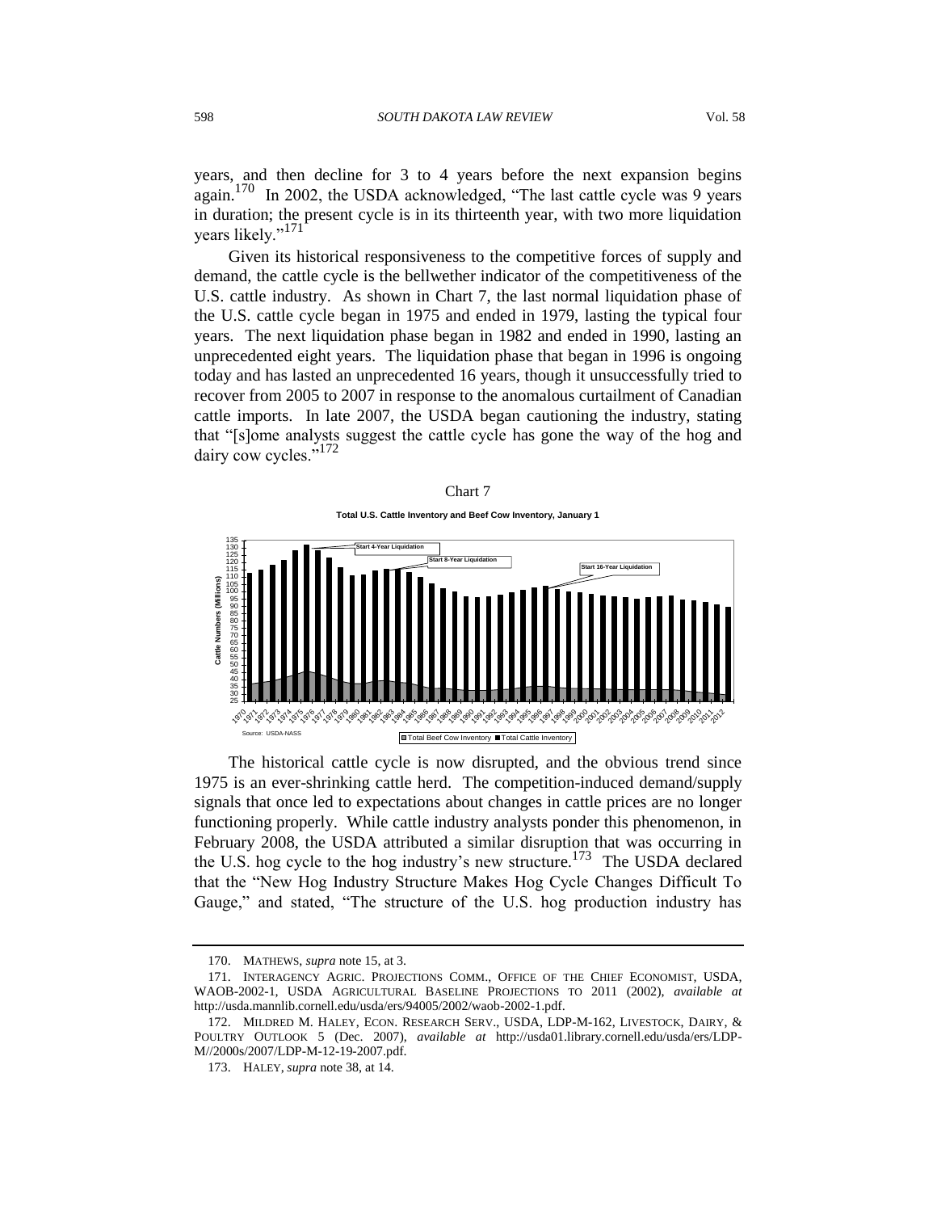years, and then decline for 3 to 4 years before the next expansion begins again.[170] In 2002, the USDA acknowledged, "The last cattle cycle was 9 years in duration; the present cycle is in its thirteenth year, with two more liquidation years likely."[171]

Given its historical responsiveness to the competitive forces of supply and demand, the cattle cycle is the bellwether indicator of the competitiveness of the U.S. cattle industry. As shown in Chart 7, the last normal liquidation phase of the U.S. cattle cycle began in 1975 and ended in 1979, lasting the typical four years. The next liquidation phase began in 1982 and ended in 1990, lasting an unprecedented eight years. The liquidation phase that began in 1996 is ongoing today and has lasted an unprecedented 16 years, though it unsuccessfully tried to recover from 2005 to 2007 in response to the anomalous curtailment of Canadian cattle imports. In late 2007, the USDA began cautioning the industry, stating that "[s]ome analysts suggest the cattle cycle has gone the way of the hog and dairy cow cycles."[172]

Chart 7

**Total U.S. Cattle Inventory and Beef Cow Inventory, January 1**

Source: USDA-NASS

The historical cattle cycle is now disrupted, and the obvious trend since 1975 is an ever-shrinking cattle herd. The competition-induced demand/supply signals that once led to expectations about changes in cattle prices are no longer functioning properly. While cattle industry analysts ponder this phenomenon, in February 2008, the USDA attributed a similar disruption that was occurring in the U.S. hog cycle to the hog industry's new structure.[173] The USDA declared that the "New Hog Industry Structure Makes Hog Cycle Changes Difficult To Gauge," and stated, "The structure of the U.S. hog production industry has

---

170. MATHEWS, *supra* note 15, at 3.

171. INTERAGENCY AGRIC. PROJECTIONS COMM., OFFICE OF THE CHIEF ECONOMIST, USDA, WAOB-2002-1, USDA AGRICULTURAL BASELINE PROJECTIONS TO 2011 (2002), *available at* http://usda.mannlib.cornell.edu/usda/ers/94005/2002/waob-2002-1.pdf.

172. MILDRED M. HALEY, ECON. RESEARCH SERV., USDA, LDP-M-162, LIVESTOCK, DAIRY, & POULTRY OUTLOOK 5 (Dec. 2007), *available at* http://usda01.library.cornell.edu/usda/ers/LDP-M//2000s/2007/LDP-M-12-19-2007.pdf.

173. HALEY, *supra* note 38, at 14.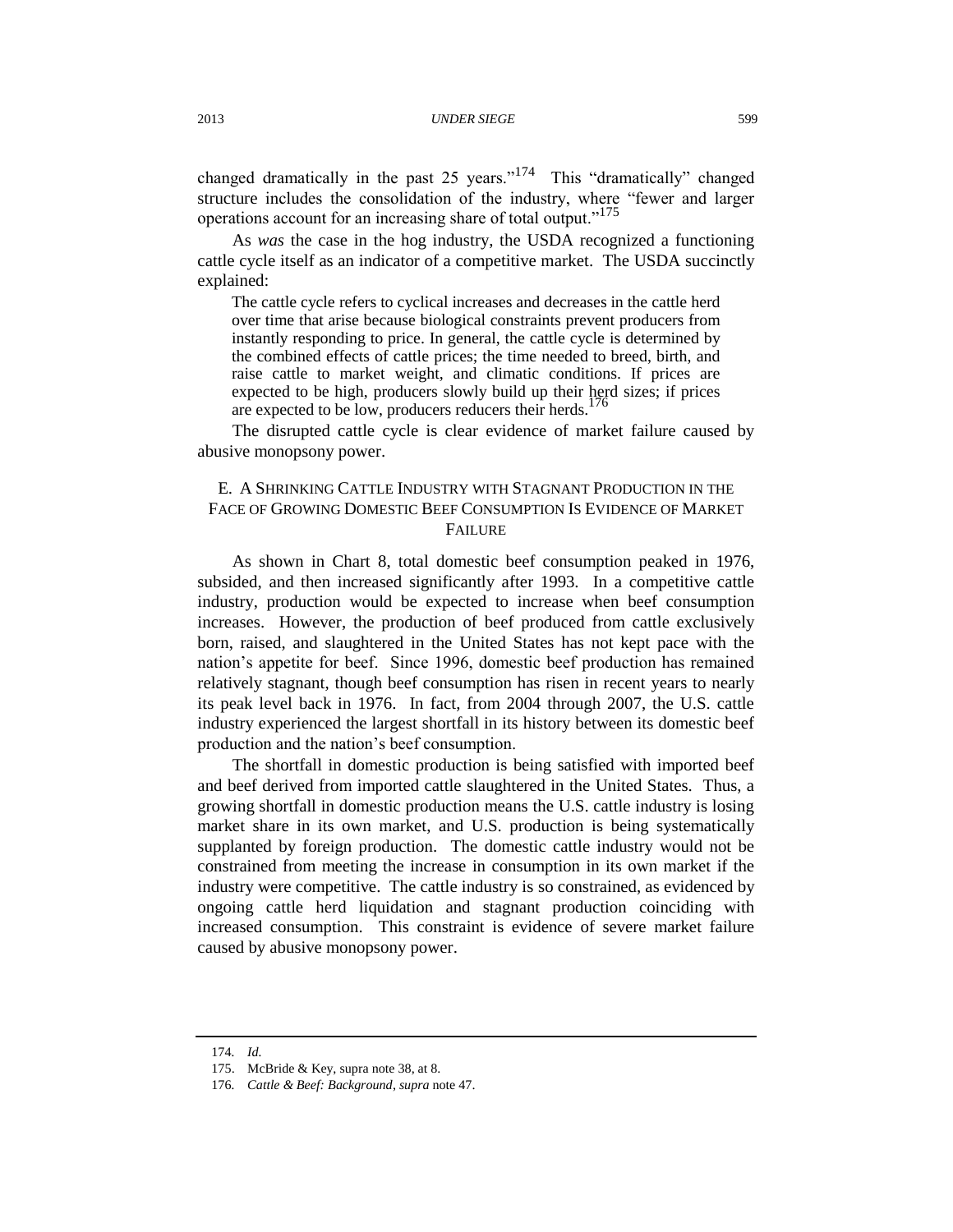changed dramatically in the past 25 years."[174] This "dramatically" changed structure includes the consolidation of the industry, where "fewer and larger operations account for an increasing share of total output."[175]

As *was* the case in the hog industry, the USDA recognized a functioning cattle cycle itself as an indicator of a competitive market. The USDA succinctly explained:

> The cattle cycle refers to cyclical increases and decreases in the cattle herd over time that arise because biological constraints prevent producers from instantly responding to price. In general, the cattle cycle is determined by the combined effects of cattle prices; the time needed to breed, birth, and raise cattle to market weight, and climatic conditions. If prices are expected to be high, producers slowly build up their herd sizes; if prices are expected to be low, producers reducers their herds.[176]

The disrupted cattle cycle is clear evidence of market failure caused by abusive monopsony power.

### E. A Shrinking Cattle Industry with Stagnant Production in the Face of Growing Domestic Beef Consumption Is Evidence of Market Failure

As shown in Chart 8, total domestic beef consumption peaked in 1976, subsided, and then increased significantly after 1993. In a competitive cattle industry, production would be expected to increase when beef consumption increases. However, the production of beef produced from cattle exclusively born, raised, and slaughtered in the United States has not kept pace with the nation's appetite for beef. Since 1996, domestic beef production has remained relatively stagnant, though beef consumption has risen in recent years to nearly its peak level back in 1976. In fact, from 2004 through 2007, the U.S. cattle industry experienced the largest shortfall in its history between its domestic beef production and the nation's beef consumption.

The shortfall in domestic production is being satisfied with imported beef and beef derived from imported cattle slaughtered in the United States. Thus, a growing shortfall in domestic production means the U.S. cattle industry is losing market share in its own market, and U.S. production is being systematically supplanted by foreign production. The domestic cattle industry would not be constrained from meeting the increase in consumption in its own market if the industry were competitive. The cattle industry is so constrained, as evidenced by ongoing cattle herd liquidation and stagnant production coinciding with increased consumption. This constraint is evidence of severe market failure caused by abusive monopsony power.

---

174. *Id.*

175. McBride & Key, supra note 38, at 8.

176. *Cattle & Beef: Background*, *supra* note 47.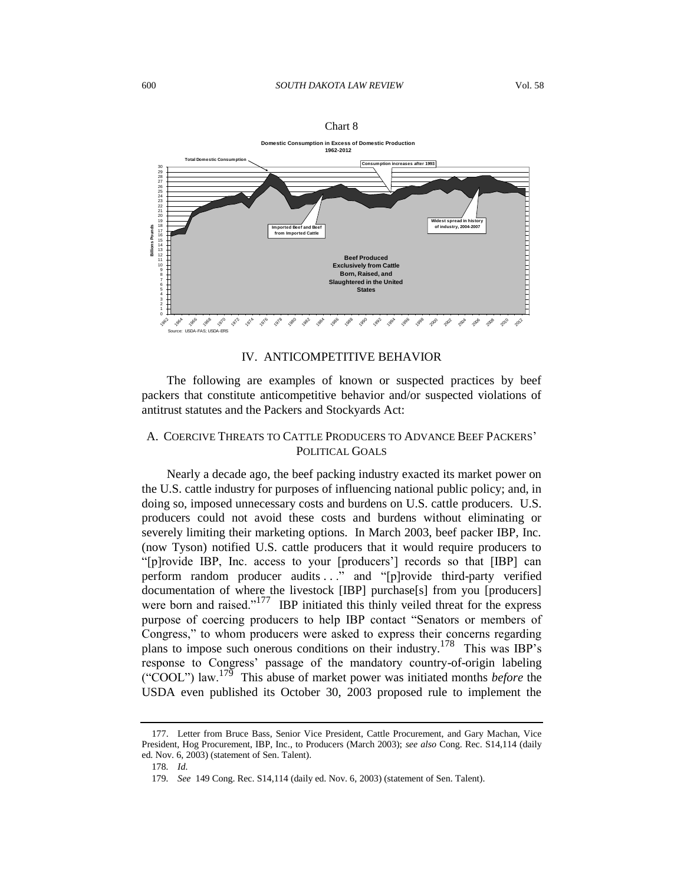Chart 8

**Domestic Consumption in Excess of Domestic Production 1962-2012**

Total Domestic Consumption

Consumption increases after 1993

Imported Beef and Beef from Imported Cattle

Widest spread in history of industry, 2004-2007

Beef Produced Exclusively from Cattle Born, Raised, and Slaughtered in the United States

Billions Pounds

Source: USDA-FAS; USDA-ERS

## IV. ANTICOMPETITIVE BEHAVIOR

The following are examples of known or suspected practices by beef packers that constitute anticompetitive behavior and/or suspected violations of antitrust statutes and the Packers and Stockyards Act:

### A. COERCIVE THREATS TO CATTLE PRODUCERS TO ADVANCE BEEF PACKERS' POLITICAL GOALS

Nearly a decade ago, the beef packing industry exacted its market power on the U.S. cattle industry for purposes of influencing national public policy; and, in doing so, imposed unnecessary costs and burdens on U.S. cattle producers. U.S. producers could not avoid these costs and burdens without eliminating or severely limiting their marketing options. In March 2003, beef packer IBP, Inc. (now Tyson) notified U.S. cattle producers that it would require producers to "[p]rovide IBP, Inc. access to your [producers'] records so that [IBP] can perform random producer audits . . ." and "[p]rovide third-party verified documentation of where the livestock [IBP] purchase[s] from you [producers] were born and raised."[177] IBP initiated this thinly veiled threat for the express purpose of coercing producers to help IBP contact "Senators or members of Congress," to whom producers were asked to express their concerns regarding plans to impose such onerous conditions on their industry.[178] This was IBP's response to Congress' passage of the mandatory country-of-origin labeling ("COOL") law.[179] This abuse of market power was initiated months *before* the USDA even published its October 30, 2003 proposed rule to implement the

---

177. Letter from Bruce Bass, Senior Vice President, Cattle Procurement, and Gary Machan, Vice President, Hog Procurement, IBP, Inc., to Producers (March 2003); *see also* Cong. Rec. S14,114 (daily ed. Nov. 6, 2003) (statement of Sen. Talent).

178. *Id.*

179. *See* 149 Cong. Rec. S14,114 (daily ed. Nov. 6, 2003) (statement of Sen. Talent).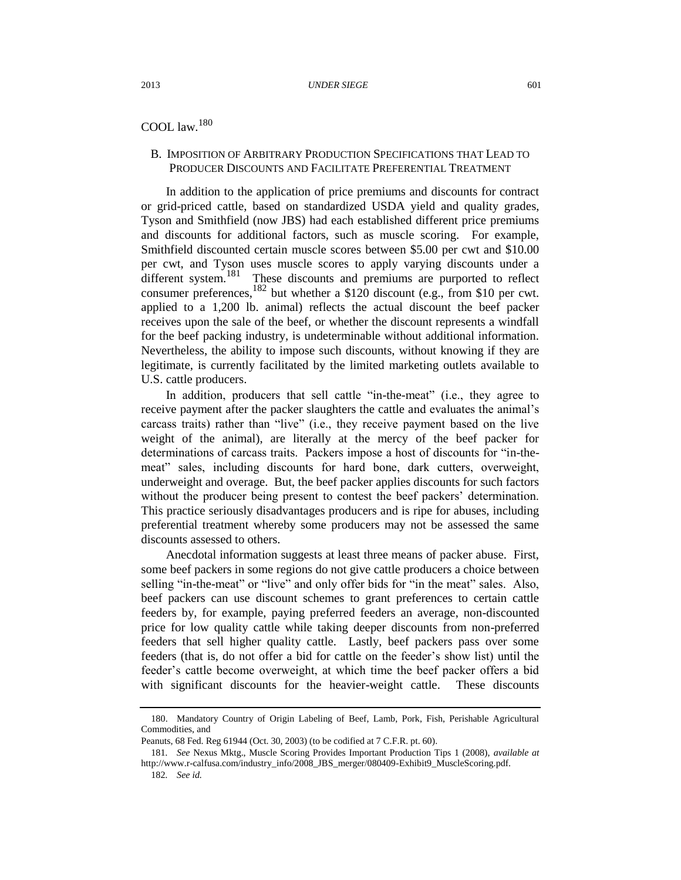COOL law.[180]

### B. Imposition of Arbitrary Production Specifications that Lead to Producer Discounts and Facilitate Preferential Treatment

In addition to the application of price premiums and discounts for contract or grid-priced cattle, based on standardized USDA yield and quality grades, Tyson and Smithfield (now JBS) had each established different price premiums and discounts for additional factors, such as muscle scoring. For example, Smithfield discounted certain muscle scores between $5.00 per cwt and $10.00 per cwt, and Tyson uses muscle scores to apply varying discounts under a different system.[181] These discounts and premiums are purported to reflect consumer preferences,[182] but whether a $120 discount (e.g., from $10 per cwt. applied to a 1,200 lb. animal) reflects the actual discount the beef packer receives upon the sale of the beef, or whether the discount represents a windfall for the beef packing industry, is undeterminable without additional information. Nevertheless, the ability to impose such discounts, without knowing if they are legitimate, is currently facilitated by the limited marketing outlets available to U.S. cattle producers.

In addition, producers that sell cattle "in-the-meat" (i.e., they agree to receive payment after the packer slaughters the cattle and evaluates the animal's carcass traits) rather than "live" (i.e., they receive payment based on the live weight of the animal), are literally at the mercy of the beef packer for determinations of carcass traits. Packers impose a host of discounts for "in-the-meat" sales, including discounts for hard bone, dark cutters, overweight, underweight and overage. But, the beef packer applies discounts for such factors without the producer being present to contest the beef packers' determination. This practice seriously disadvantages producers and is ripe for abuses, including preferential treatment whereby some producers may not be assessed the same discounts assessed to others.

Anecdotal information suggests at least three means of packer abuse. First, some beef packers in some regions do not give cattle producers a choice between selling "in-the-meat" or "live" and only offer bids for "in the meat" sales. Also, beef packers can use discount schemes to grant preferences to certain cattle feeders by, for example, paying preferred feeders an average, non-discounted price for low quality cattle while taking deeper discounts from non-preferred feeders that sell higher quality cattle. Lastly, beef packers pass over some feeders (that is, do not offer a bid for cattle on the feeder's show list) until the feeder's cattle become overweight, at which time the beef packer offers a bid with significant discounts for the heavier-weight cattle. These discounts

---

180. Mandatory Country of Origin Labeling of Beef, Lamb, Pork, Fish, Perishable Agricultural Commodities, and
Peanuts, 68 Fed. Reg 61944 (Oct. 30, 2003) (to be codified at 7 C.F.R. pt. 60).

181. *See* Nexus Mktg., Muscle Scoring Provides Important Production Tips 1 (2008), *available at* http://www.r-calfusa.com/industry_info/2008_JBS_merger/080409-Exhibit9_MuscleScoring.pdf.

182. *See id.*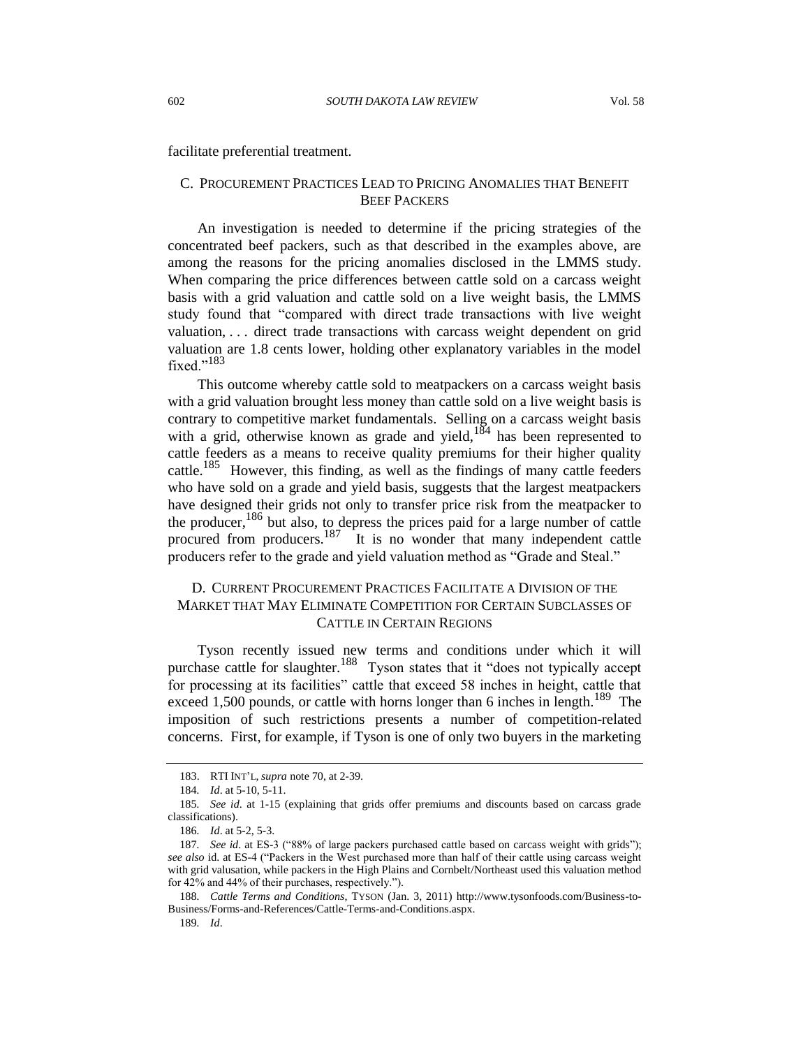facilitate preferential treatment.

### C. PROCUREMENT PRACTICES LEAD TO PRICING ANOMALIES THAT BENEFIT BEEF PACKERS

An investigation is needed to determine if the pricing strategies of the concentrated beef packers, such as that described in the examples above, are among the reasons for the pricing anomalies disclosed in the LMMS study. When comparing the price differences between cattle sold on a carcass weight basis with a grid valuation and cattle sold on a live weight basis, the LMMS study found that "compared with direct trade transactions with live weight valuation, . . . direct trade transactions with carcass weight dependent on grid valuation are 1.8 cents lower, holding other explanatory variables in the model fixed."[183]

This outcome whereby cattle sold to meatpackers on a carcass weight basis with a grid valuation brought less money than cattle sold on a live weight basis is contrary to competitive market fundamentals. Selling on a carcass weight basis with a grid, otherwise known as grade and yield,[184] has been represented to cattle feeders as a means to receive quality premiums for their higher quality cattle.[185] However, this finding, as well as the findings of many cattle feeders who have sold on a grade and yield basis, suggests that the largest meatpackers have designed their grids not only to transfer price risk from the meatpacker to the producer,[186] but also, to depress the prices paid for a large number of cattle procured from producers.[187] It is no wonder that many independent cattle producers refer to the grade and yield valuation method as "Grade and Steal."

### D. CURRENT PROCUREMENT PRACTICES FACILITATE A DIVISION OF THE MARKET THAT MAY ELIMINATE COMPETITION FOR CERTAIN SUBCLASSES OF CATTLE IN CERTAIN REGIONS

Tyson recently issued new terms and conditions under which it will purchase cattle for slaughter.[188] Tyson states that it "does not typically accept for processing at its facilities" cattle that exceed 58 inches in height, cattle that exceed 1,500 pounds, or cattle with horns longer than 6 inches in length.[189] The imposition of such restrictions presents a number of competition-related concerns. First, for example, if Tyson is one of only two buyers in the marketing

---

183. RTI INT'L, *supra* note 70, at 2-39.

184. *Id*. at 5-10, 5-11.

185. *See id*. at 1-15 (explaining that grids offer premiums and discounts based on carcass grade classifications).

186. *Id*. at 5-2, 5-3.

187. *See id*. at ES-3 ("88% of large packers purchased cattle based on carcass weight with grids"); *see also* id. at ES-4 ("Packers in the West purchased more than half of their cattle using carcass weight with grid valusation, while packers in the High Plains and Cornbelt/Northeast used this valuation method for 42% and 44% of their purchases, respectively.").

188. *Cattle Terms and Conditions*, TYSON (Jan. 3, 2011) http://www.tysonfoods.com/Business-to-Business/Forms-and-References/Cattle-Terms-and-Conditions.aspx.

189. *Id*.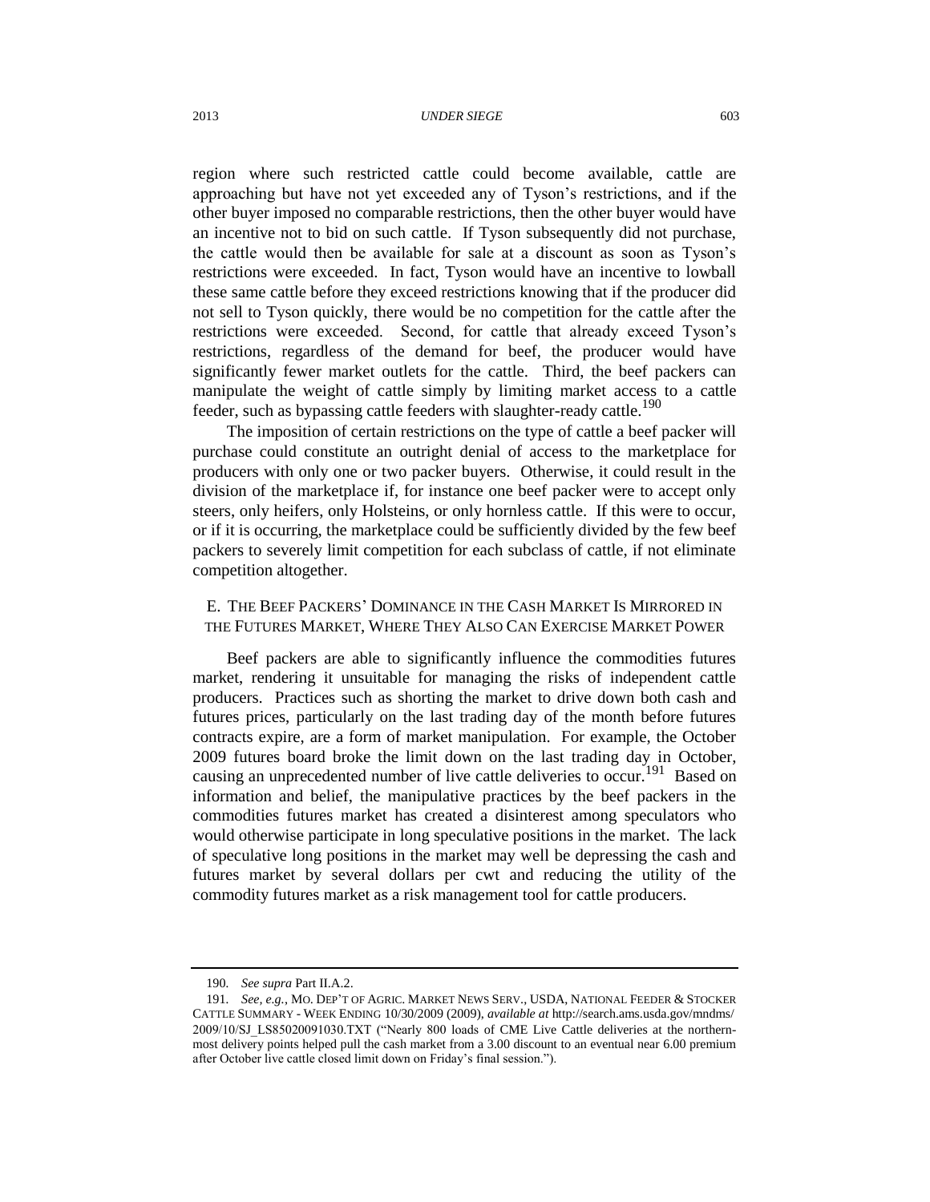region where such restricted cattle could become available, cattle are approaching but have not yet exceeded any of Tyson's restrictions, and if the other buyer imposed no comparable restrictions, then the other buyer would have an incentive not to bid on such cattle. If Tyson subsequently did not purchase, the cattle would then be available for sale at a discount as soon as Tyson's restrictions were exceeded. In fact, Tyson would have an incentive to lowball these same cattle before they exceed restrictions knowing that if the producer did not sell to Tyson quickly, there would be no competition for the cattle after the restrictions were exceeded. Second, for cattle that already exceed Tyson's restrictions, regardless of the demand for beef, the producer would have significantly fewer market outlets for the cattle. Third, the beef packers can manipulate the weight of cattle simply by limiting market access to a cattle feeder, such as bypassing cattle feeders with slaughter-ready cattle.[190]

The imposition of certain restrictions on the type of cattle a beef packer will purchase could constitute an outright denial of access to the marketplace for producers with only one or two packer buyers. Otherwise, it could result in the division of the marketplace if, for instance one beef packer were to accept only steers, only heifers, only Holsteins, or only hornless cattle. If this were to occur, or if it is occurring, the marketplace could be sufficiently divided by the few beef packers to severely limit competition for each subclass of cattle, if not eliminate competition altogether.

### E. The Beef Packers' Dominance in the Cash Market Is Mirrored in the Futures Market, Where They Also Can Exercise Market Power

Beef packers are able to significantly influence the commodities futures market, rendering it unsuitable for managing the risks of independent cattle producers. Practices such as shorting the market to drive down both cash and futures prices, particularly on the last trading day of the month before futures contracts expire, are a form of market manipulation. For example, the October 2009 futures board broke the limit down on the last trading day in October, causing an unprecedented number of live cattle deliveries to occur.[191] Based on information and belief, the manipulative practices by the beef packers in the commodities futures market has created a disinterest among speculators who would otherwise participate in long speculative positions in the market. The lack of speculative long positions in the market may well be depressing the cash and futures market by several dollars per cwt and reducing the utility of the commodity futures market as a risk management tool for cattle producers.

---

190. *See supra* Part II.A.2.

191. *See, e.g.*, MO. DEP'T OF AGRIC. MARKET NEWS SERV., USDA, NATIONAL FEEDER & STOCKER CATTLE SUMMARY - WEEK ENDING 10/30/2009 (2009), *available at* http://search.ams.usda.gov/mndms/2009/10/SJ_LS85020091030.TXT ("Nearly 800 loads of CME Live Cattle deliveries at the northern-most delivery points helped pull the cash market from a 3.00 discount to an eventual near 6.00 premium after October live cattle closed limit down on Friday's final session.").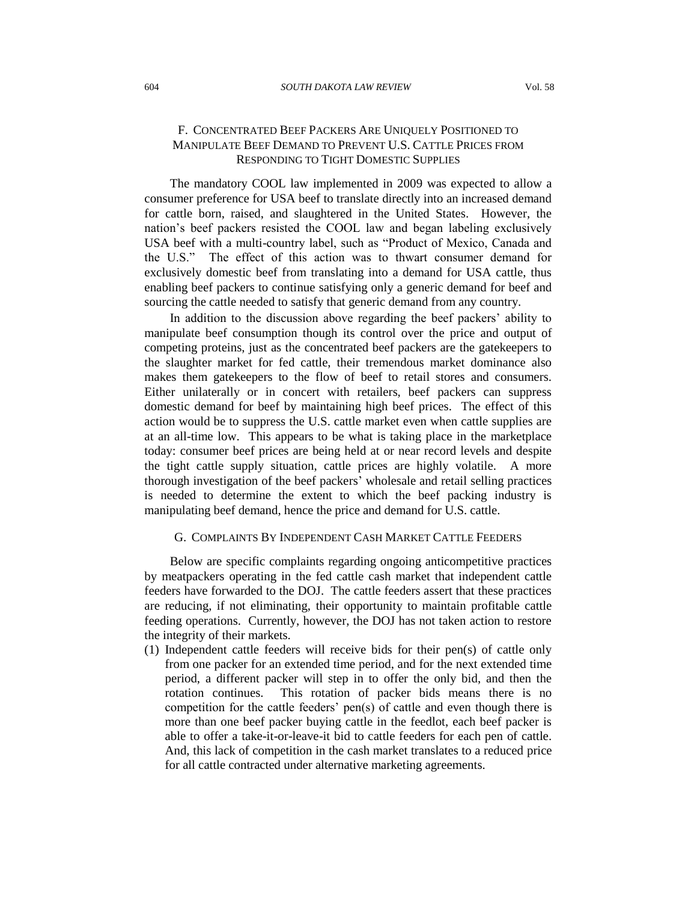### F. Concentrated Beef Packers Are Uniquely Positioned to Manipulate Beef Demand to Prevent U.S. Cattle Prices from Responding to Tight Domestic Supplies

The mandatory COOL law implemented in 2009 was expected to allow a consumer preference for USA beef to translate directly into an increased demand for cattle born, raised, and slaughtered in the United States. However, the nation's beef packers resisted the COOL law and began labeling exclusively USA beef with a multi-country label, such as "Product of Mexico, Canada and the U.S." The effect of this action was to thwart consumer demand for exclusively domestic beef from translating into a demand for USA cattle, thus enabling beef packers to continue satisfying only a generic demand for beef and sourcing the cattle needed to satisfy that generic demand from any country.

In addition to the discussion above regarding the beef packers' ability to manipulate beef consumption though its control over the price and output of competing proteins, just as the concentrated beef packers are the gatekeepers to the slaughter market for fed cattle, their tremendous market dominance also makes them gatekeepers to the flow of beef to retail stores and consumers. Either unilaterally or in concert with retailers, beef packers can suppress domestic demand for beef by maintaining high beef prices. The effect of this action would be to suppress the U.S. cattle market even when cattle supplies are at an all-time low. This appears to be what is taking place in the marketplace today: consumer beef prices are being held at or near record levels and despite the tight cattle supply situation, cattle prices are highly volatile. A more thorough investigation of the beef packers' wholesale and retail selling practices is needed to determine the extent to which the beef packing industry is manipulating beef demand, hence the price and demand for U.S. cattle.

### G. Complaints By Independent Cash Market Cattle Feeders

Below are specific complaints regarding ongoing anticompetitive practices by meatpackers operating in the fed cattle cash market that independent cattle feeders have forwarded to the DOJ. The cattle feeders assert that these practices are reducing, if not eliminating, their opportunity to maintain profitable cattle feeding operations. Currently, however, the DOJ has not taken action to restore the integrity of their markets.

(1) Independent cattle feeders will receive bids for their pen(s) of cattle only from one packer for an extended time period, and for the next extended time period, a different packer will step in to offer the only bid, and then the rotation continues. This rotation of packer bids means there is no competition for the cattle feeders' pen(s) of cattle and even though there is more than one beef packer buying cattle in the feedlot, each beef packer is able to offer a take-it-or-leave-it bid to cattle feeders for each pen of cattle. And, this lack of competition in the cash market translates to a reduced price for all cattle contracted under alternative marketing agreements.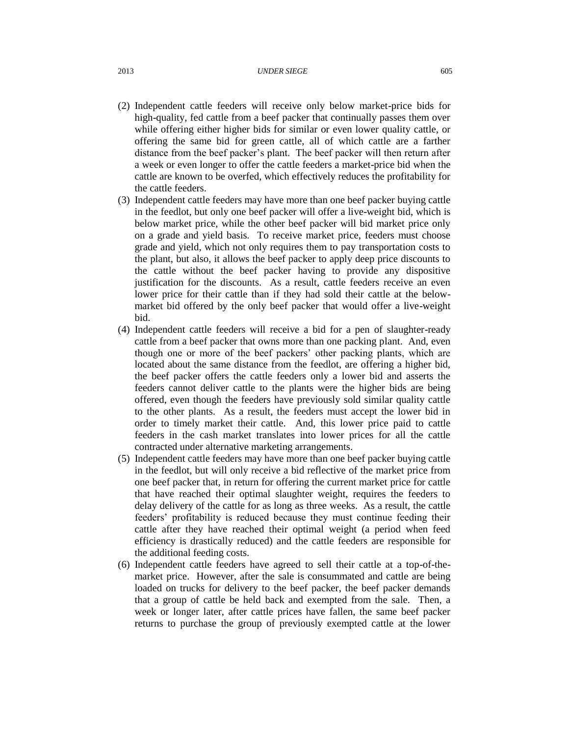(2) Independent cattle feeders will receive only below market-price bids for high-quality, fed cattle from a beef packer that continually passes them over while offering either higher bids for similar or even lower quality cattle, or offering the same bid for green cattle, all of which cattle are a farther distance from the beef packer's plant. The beef packer will then return after a week or even longer to offer the cattle feeders a market-price bid when the cattle are known to be overfed, which effectively reduces the profitability for the cattle feeders.

(3) Independent cattle feeders may have more than one beef packer buying cattle in the feedlot, but only one beef packer will offer a live-weight bid, which is below market price, while the other beef packer will bid market price only on a grade and yield basis. To receive market price, feeders must choose grade and yield, which not only requires them to pay transportation costs to the plant, but also, it allows the beef packer to apply deep price discounts to the cattle without the beef packer having to provide any dispositive justification for the discounts. As a result, cattle feeders receive an even lower price for their cattle than if they had sold their cattle at the below-market bid offered by the only beef packer that would offer a live-weight bid.

(4) Independent cattle feeders will receive a bid for a pen of slaughter-ready cattle from a beef packer that owns more than one packing plant. And, even though one or more of the beef packers' other packing plants, which are located about the same distance from the feedlot, are offering a higher bid, the beef packer offers the cattle feeders only a lower bid and asserts the feeders cannot deliver cattle to the plants were the higher bids are being offered, even though the feeders have previously sold similar quality cattle to the other plants. As a result, the feeders must accept the lower bid in order to timely market their cattle. And, this lower price paid to cattle feeders in the cash market translates into lower prices for all the cattle contracted under alternative marketing arrangements.

(5) Independent cattle feeders may have more than one beef packer buying cattle in the feedlot, but will only receive a bid reflective of the market price from one beef packer that, in return for offering the current market price for cattle that have reached their optimal slaughter weight, requires the feeders to delay delivery of the cattle for as long as three weeks. As a result, the cattle feeders' profitability is reduced because they must continue feeding their cattle after they have reached their optimal weight (a period when feed efficiency is drastically reduced) and the cattle feeders are responsible for the additional feeding costs.

(6) Independent cattle feeders have agreed to sell their cattle at a top-of-the-market price. However, after the sale is consummated and cattle are being loaded on trucks for delivery to the beef packer, the beef packer demands that a group of cattle be held back and exempted from the sale. Then, a week or longer later, after cattle prices have fallen, the same beef packer returns to purchase the group of previously exempted cattle at the lower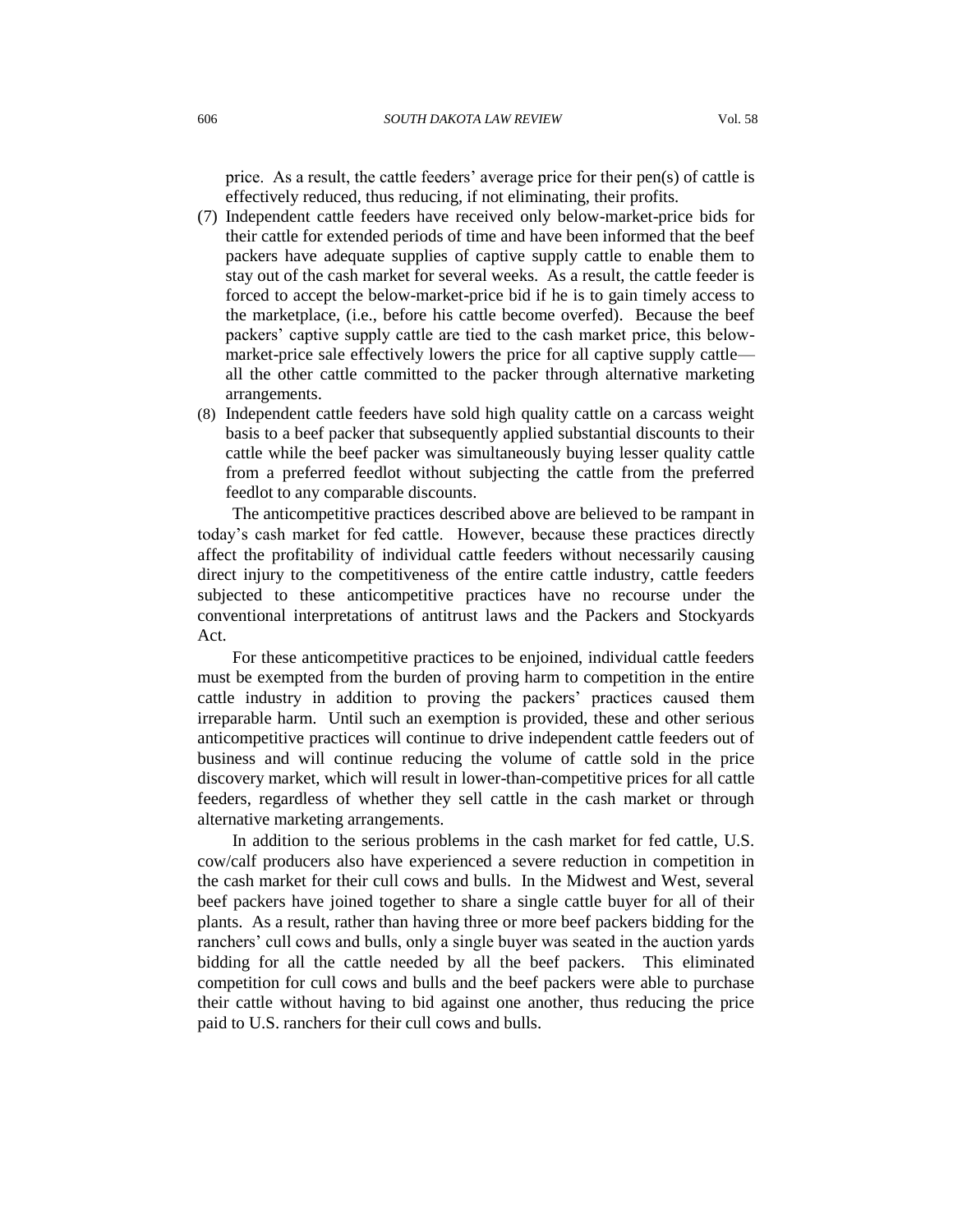price. As a result, the cattle feeders' average price for their pen(s) of cattle is effectively reduced, thus reducing, if not eliminating, their profits.

(7) Independent cattle feeders have received only below-market-price bids for their cattle for extended periods of time and have been informed that the beef packers have adequate supplies of captive supply cattle to enable them to stay out of the cash market for several weeks. As a result, the cattle feeder is forced to accept the below-market-price bid if he is to gain timely access to the marketplace, (i.e., before his cattle become overfed). Because the beef packers' captive supply cattle are tied to the cash market price, this below-market-price sale effectively lowers the price for all captive supply cattle—all the other cattle committed to the packer through alternative marketing arrangements.

(8) Independent cattle feeders have sold high quality cattle on a carcass weight basis to a beef packer that subsequently applied substantial discounts to their cattle while the beef packer was simultaneously buying lesser quality cattle from a preferred feedlot without subjecting the cattle from the preferred feedlot to any comparable discounts.

The anticompetitive practices described above are believed to be rampant in today's cash market for fed cattle. However, because these practices directly affect the profitability of individual cattle feeders without necessarily causing direct injury to the competitiveness of the entire cattle industry, cattle feeders subjected to these anticompetitive practices have no recourse under the conventional interpretations of antitrust laws and the Packers and Stockyards Act.

For these anticompetitive practices to be enjoined, individual cattle feeders must be exempted from the burden of proving harm to competition in the entire cattle industry in addition to proving the packers' practices caused them irreparable harm. Until such an exemption is provided, these and other serious anticompetitive practices will continue to drive independent cattle feeders out of business and will continue reducing the volume of cattle sold in the price discovery market, which will result in lower-than-competitive prices for all cattle feeders, regardless of whether they sell cattle in the cash market or through alternative marketing arrangements.

In addition to the serious problems in the cash market for fed cattle, U.S. cow/calf producers also have experienced a severe reduction in competition in the cash market for their cull cows and bulls. In the Midwest and West, several beef packers have joined together to share a single cattle buyer for all of their plants. As a result, rather than having three or more beef packers bidding for the ranchers' cull cows and bulls, only a single buyer was seated in the auction yards bidding for all the cattle needed by all the beef packers. This eliminated competition for cull cows and bulls and the beef packers were able to purchase their cattle without having to bid against one another, thus reducing the price paid to U.S. ranchers for their cull cows and bulls.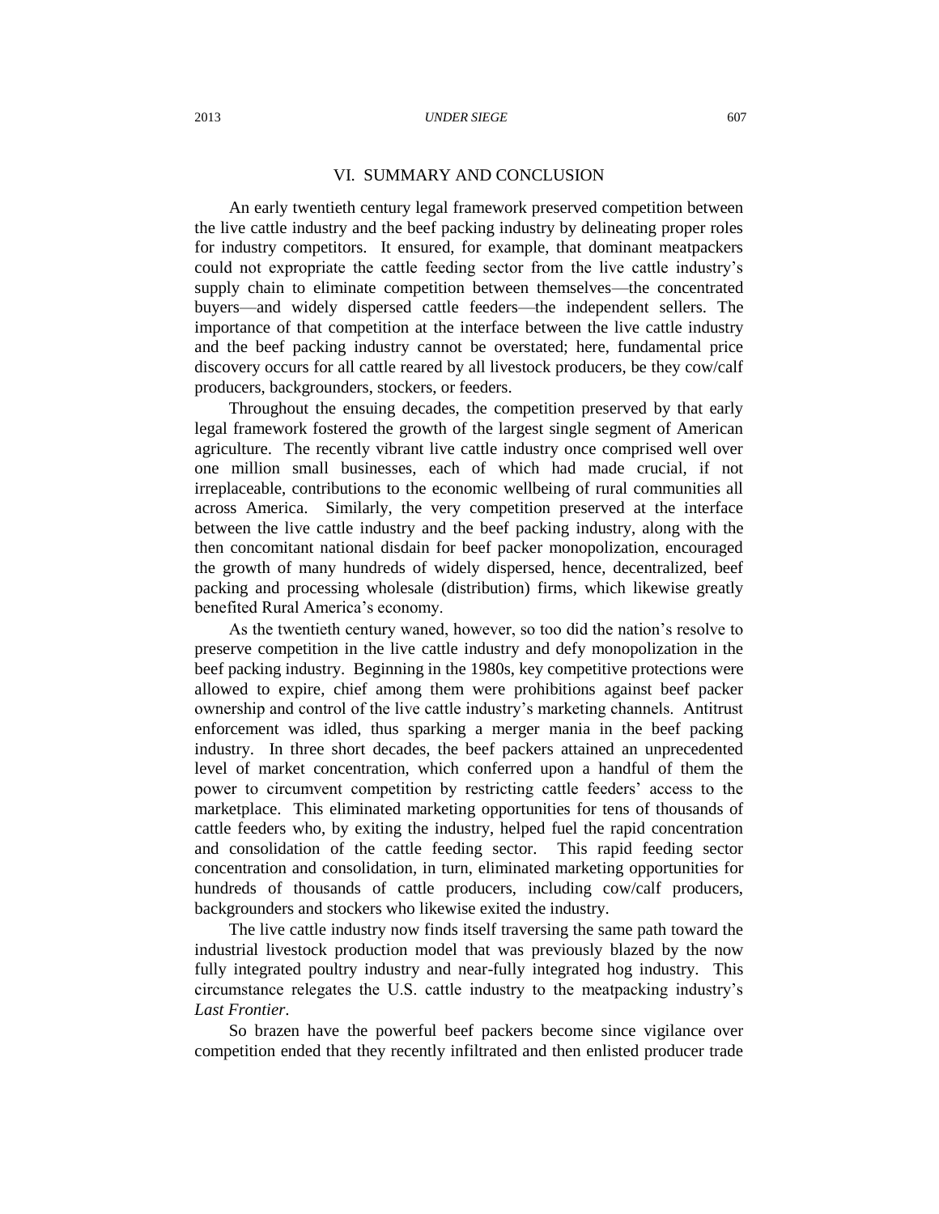## VI. SUMMARY AND CONCLUSION

An early twentieth century legal framework preserved competition between the live cattle industry and the beef packing industry by delineating proper roles for industry competitors. It ensured, for example, that dominant meatpackers could not expropriate the cattle feeding sector from the live cattle industry's supply chain to eliminate competition between themselves—the concentrated buyers—and widely dispersed cattle feeders—the independent sellers. The importance of that competition at the interface between the live cattle industry and the beef packing industry cannot be overstated; here, fundamental price discovery occurs for all cattle reared by all livestock producers, be they cow/calf producers, backgrounders, stockers, or feeders.

Throughout the ensuing decades, the competition preserved by that early legal framework fostered the growth of the largest single segment of American agriculture. The recently vibrant live cattle industry once comprised well over one million small businesses, each of which had made crucial, if not irreplaceable, contributions to the economic wellbeing of rural communities all across America. Similarly, the very competition preserved at the interface between the live cattle industry and the beef packing industry, along with the then concomitant national disdain for beef packer monopolization, encouraged the growth of many hundreds of widely dispersed, hence, decentralized, beef packing and processing wholesale (distribution) firms, which likewise greatly benefited Rural America's economy.

As the twentieth century waned, however, so too did the nation's resolve to preserve competition in the live cattle industry and defy monopolization in the beef packing industry. Beginning in the 1980s, key competitive protections were allowed to expire, chief among them were prohibitions against beef packer ownership and control of the live cattle industry's marketing channels. Antitrust enforcement was idled, thus sparking a merger mania in the beef packing industry. In three short decades, the beef packers attained an unprecedented level of market concentration, which conferred upon a handful of them the power to circumvent competition by restricting cattle feeders' access to the marketplace. This eliminated marketing opportunities for tens of thousands of cattle feeders who, by exiting the industry, helped fuel the rapid concentration and consolidation of the cattle feeding sector. This rapid feeding sector concentration and consolidation, in turn, eliminated marketing opportunities for hundreds of thousands of cattle producers, including cow/calf producers, backgrounders and stockers who likewise exited the industry.

The live cattle industry now finds itself traversing the same path toward the industrial livestock production model that was previously blazed by the now fully integrated poultry industry and near-fully integrated hog industry. This circumstance relegates the U.S. cattle industry to the meatpacking industry's *Last Frontier*.

So brazen have the powerful beef packers become since vigilance over competition ended that they recently infiltrated and then enlisted producer trade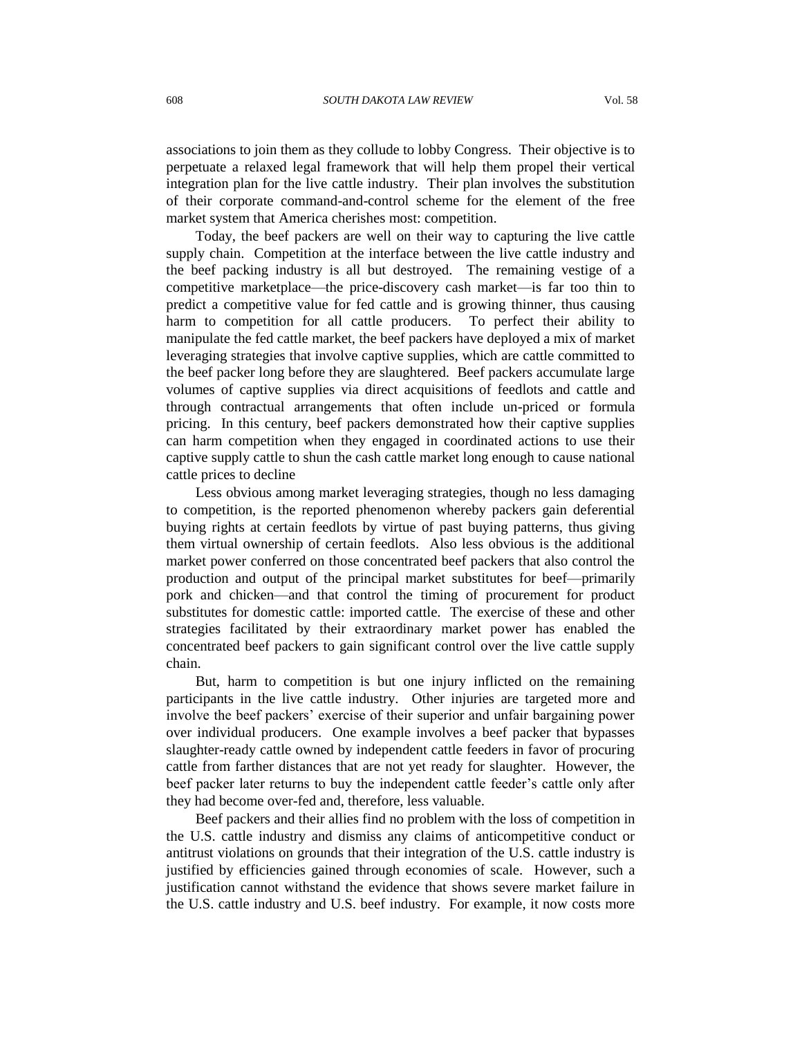associations to join them as they collude to lobby Congress. Their objective is to perpetuate a relaxed legal framework that will help them propel their vertical integration plan for the live cattle industry. Their plan involves the substitution of their corporate command-and-control scheme for the element of the free market system that America cherishes most: competition.

Today, the beef packers are well on their way to capturing the live cattle supply chain. Competition at the interface between the live cattle industry and the beef packing industry is all but destroyed. The remaining vestige of a competitive marketplace—the price-discovery cash market—is far too thin to predict a competitive value for fed cattle and is growing thinner, thus causing harm to competition for all cattle producers. To perfect their ability to manipulate the fed cattle market, the beef packers have deployed a mix of market leveraging strategies that involve captive supplies, which are cattle committed to the beef packer long before they are slaughtered. Beef packers accumulate large volumes of captive supplies via direct acquisitions of feedlots and cattle and through contractual arrangements that often include un-priced or formula pricing. In this century, beef packers demonstrated how their captive supplies can harm competition when they engaged in coordinated actions to use their captive supply cattle to shun the cash cattle market long enough to cause national cattle prices to decline

Less obvious among market leveraging strategies, though no less damaging to competition, is the reported phenomenon whereby packers gain deferential buying rights at certain feedlots by virtue of past buying patterns, thus giving them virtual ownership of certain feedlots. Also less obvious is the additional market power conferred on those concentrated beef packers that also control the production and output of the principal market substitutes for beef—primarily pork and chicken—and that control the timing of procurement for product substitutes for domestic cattle: imported cattle. The exercise of these and other strategies facilitated by their extraordinary market power has enabled the concentrated beef packers to gain significant control over the live cattle supply chain.

But, harm to competition is but one injury inflicted on the remaining participants in the live cattle industry. Other injuries are targeted more and involve the beef packers' exercise of their superior and unfair bargaining power over individual producers. One example involves a beef packer that bypasses slaughter-ready cattle owned by independent cattle feeders in favor of procuring cattle from farther distances that are not yet ready for slaughter. However, the beef packer later returns to buy the independent cattle feeder's cattle only after they had become over-fed and, therefore, less valuable.

Beef packers and their allies find no problem with the loss of competition in the U.S. cattle industry and dismiss any claims of anticompetitive conduct or antitrust violations on grounds that their integration of the U.S. cattle industry is justified by efficiencies gained through economies of scale. However, such a justification cannot withstand the evidence that shows severe market failure in the U.S. cattle industry and U.S. beef industry. For example, it now costs more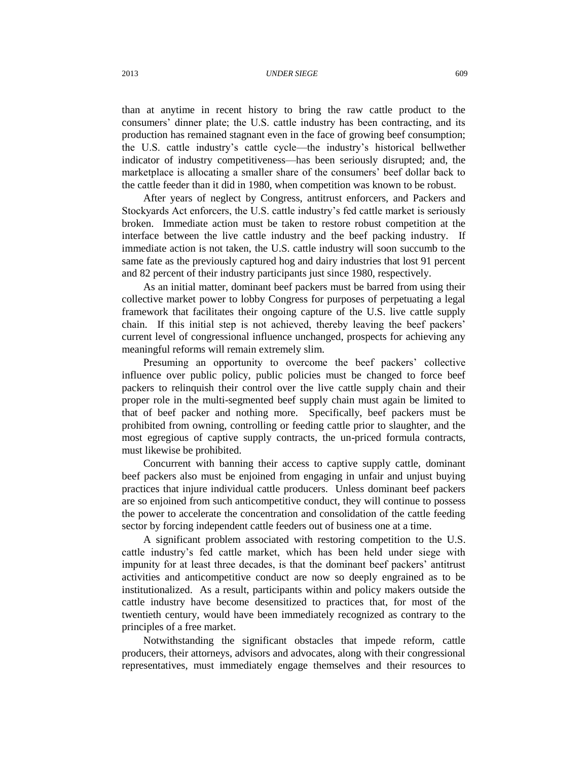than at anytime in recent history to bring the raw cattle product to the consumers' dinner plate; the U.S. cattle industry has been contracting, and its production has remained stagnant even in the face of growing beef consumption; the U.S. cattle industry's cattle cycle—the industry's historical bellwether indicator of industry competitiveness—has been seriously disrupted; and, the marketplace is allocating a smaller share of the consumers' beef dollar back to the cattle feeder than it did in 1980, when competition was known to be robust.

After years of neglect by Congress, antitrust enforcers, and Packers and Stockyards Act enforcers, the U.S. cattle industry's fed cattle market is seriously broken. Immediate action must be taken to restore robust competition at the interface between the live cattle industry and the beef packing industry. If immediate action is not taken, the U.S. cattle industry will soon succumb to the same fate as the previously captured hog and dairy industries that lost 91 percent and 82 percent of their industry participants just since 1980, respectively.

As an initial matter, dominant beef packers must be barred from using their collective market power to lobby Congress for purposes of perpetuating a legal framework that facilitates their ongoing capture of the U.S. live cattle supply chain. If this initial step is not achieved, thereby leaving the beef packers' current level of congressional influence unchanged, prospects for achieving any meaningful reforms will remain extremely slim.

Presuming an opportunity to overcome the beef packers' collective influence over public policy, public policies must be changed to force beef packers to relinquish their control over the live cattle supply chain and their proper role in the multi-segmented beef supply chain must again be limited to that of beef packer and nothing more. Specifically, beef packers must be prohibited from owning, controlling or feeding cattle prior to slaughter, and the most egregious of captive supply contracts, the un-priced formula contracts, must likewise be prohibited.

Concurrent with banning their access to captive supply cattle, dominant beef packers also must be enjoined from engaging in unfair and unjust buying practices that injure individual cattle producers. Unless dominant beef packers are so enjoined from such anticompetitive conduct, they will continue to possess the power to accelerate the concentration and consolidation of the cattle feeding sector by forcing independent cattle feeders out of business one at a time.

A significant problem associated with restoring competition to the U.S. cattle industry's fed cattle market, which has been held under siege with impunity for at least three decades, is that the dominant beef packers' antitrust activities and anticompetitive conduct are now so deeply engrained as to be institutionalized. As a result, participants within and policy makers outside the cattle industry have become desensitized to practices that, for most of the twentieth century, would have been immediately recognized as contrary to the principles of a free market.

Notwithstanding the significant obstacles that impede reform, cattle producers, their attorneys, advisors and advocates, along with their congressional representatives, must immediately engage themselves and their resources to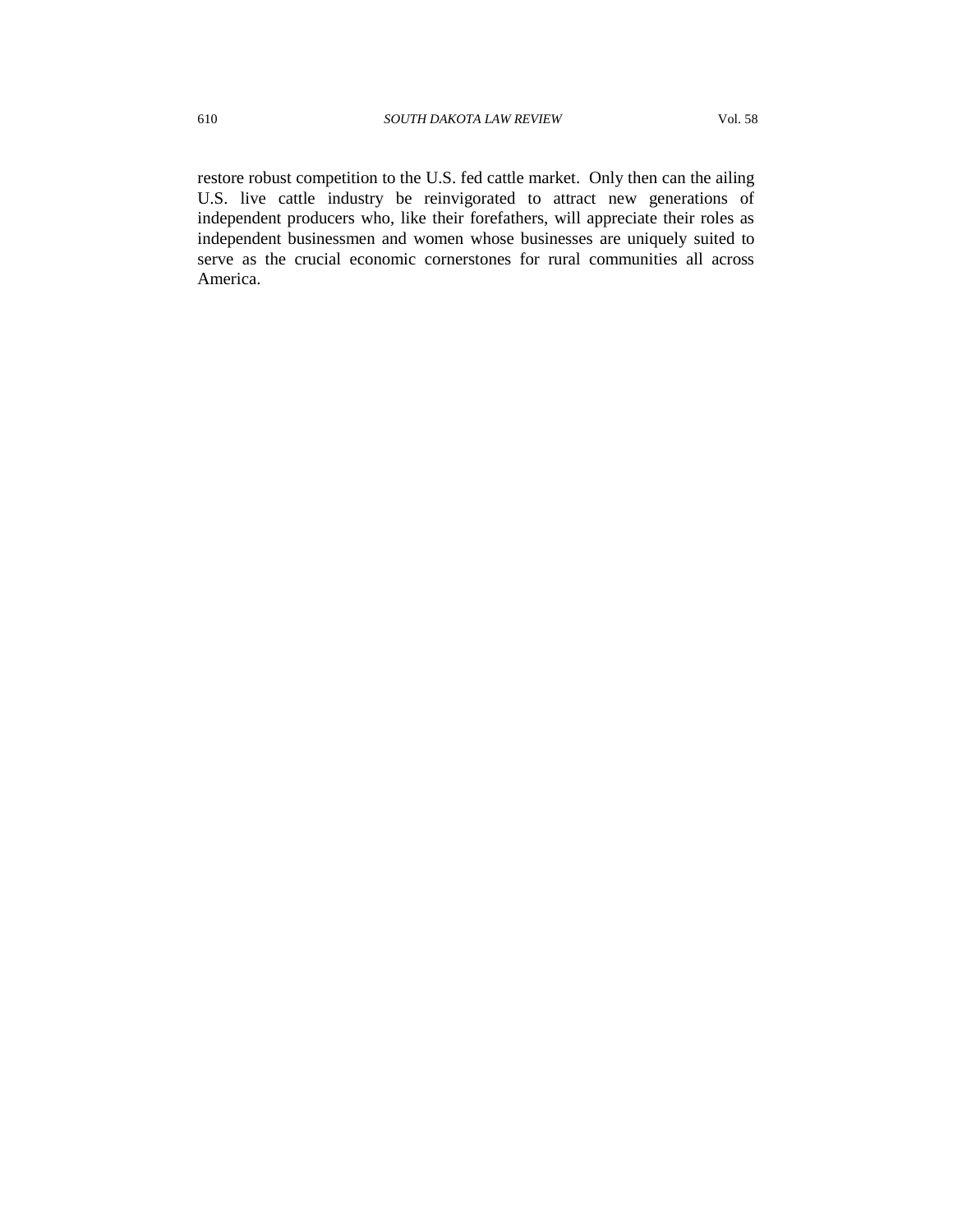restore robust competition to the U.S. fed cattle market. Only then can the ailing U.S. live cattle industry be reinvigorated to attract new generations of independent producers who, like their forefathers, will appreciate their roles as independent businessmen and women whose businesses are uniquely suited to serve as the crucial economic cornerstones for rural communities all across America.